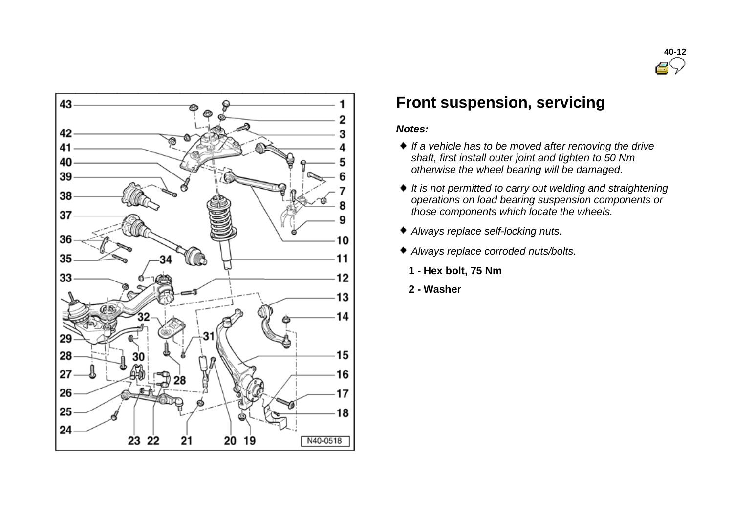## Front suspension, servicing

***Notes:***

- *If a vehicle has to be moved after removing the drive shaft, first install outer joint and tighten to 50 Nm otherwise the wheel bearing will be damaged.*
- *It is not permitted to carry out welding and straightening operations on load bearing suspension components or those components which locate the wheels.*
- *Always replace self-locking nuts.*
- *Always replace corroded nuts/bolts.*

**1 - Hex bolt, 75 Nm**

**2 - Washer**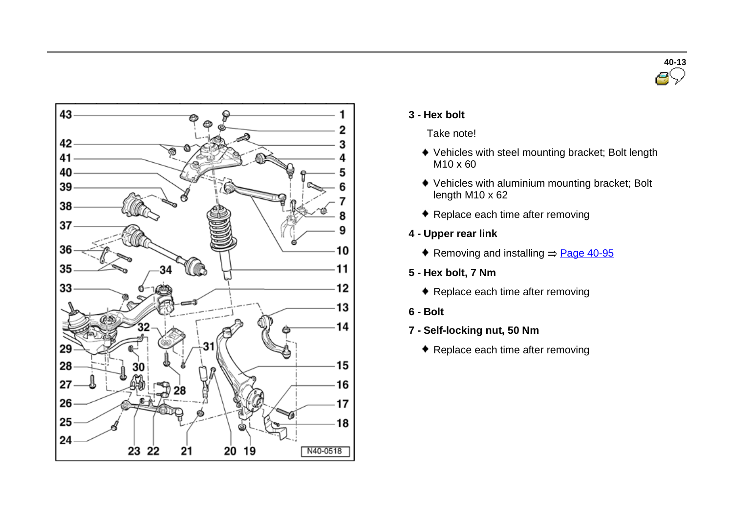**3 - Hex bolt**

Take note!

- Vehicles with steel mounting bracket; Bolt length M10 x 60
- Vehicles with aluminium mounting bracket; Bolt length M10 x 62
- Replace each time after removing

**4 - Upper rear link**

- Removing and installing ⇒ Page 40-95

**5 - Hex bolt, 7 Nm**

- Replace each time after removing

**6 - Bolt**

**7 - Self-locking nut, 50 Nm**

- Replace each time after removing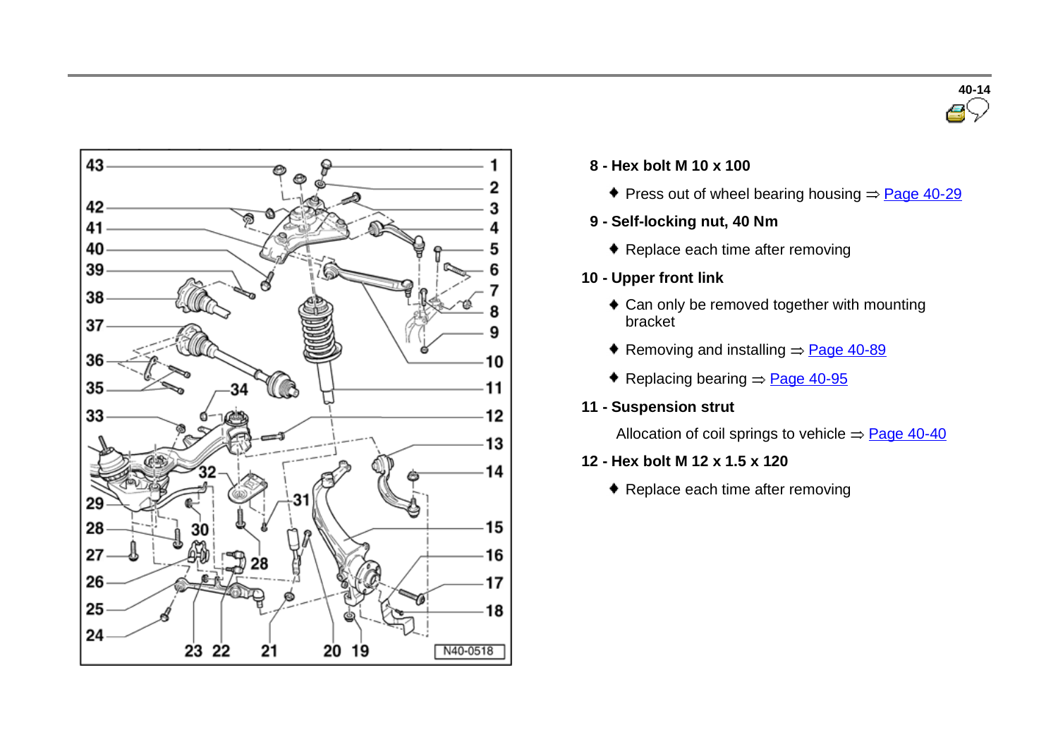**8 - Hex bolt M 10 x 100**

- Press out of wheel bearing housing ⇒ Page 40-29

**9 - Self-locking nut, 40 Nm**

- Replace each time after removing

**10 - Upper front link**

- Can only be removed together with mounting bracket
- Removing and installing ⇒ Page 40-89
- Replacing bearing ⇒ Page 40-95

**11 - Suspension strut**

Allocation of coil springs to vehicle ⇒ Page 40-40

**12 - Hex bolt M 12 x 1.5 x 120**

- Replace each time after removing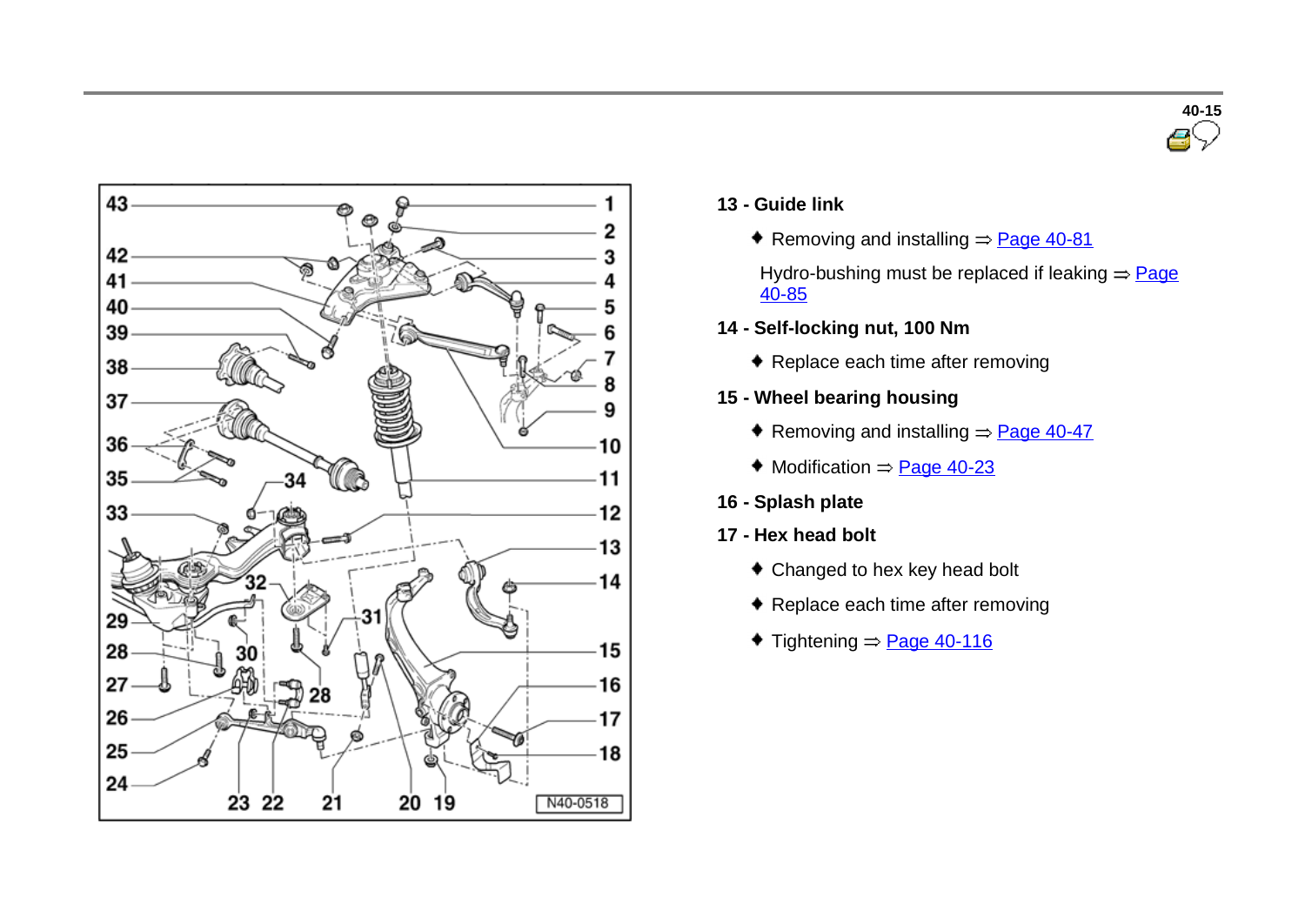**13 - Guide link**

- Removing and installing ⇒ Page 40-81

Hydro-bushing must be replaced if leaking ⇒ Page 40-85

**14 - Self-locking nut, 100 Nm**

- Replace each time after removing

**15 - Wheel bearing housing**

- Removing and installing ⇒ Page 40-47
- Modification ⇒ Page 40-23

**16 - Splash plate**

**17 - Hex head bolt**

- Changed to hex key head bolt
- Replace each time after removing
- Tightening ⇒ Page 40-116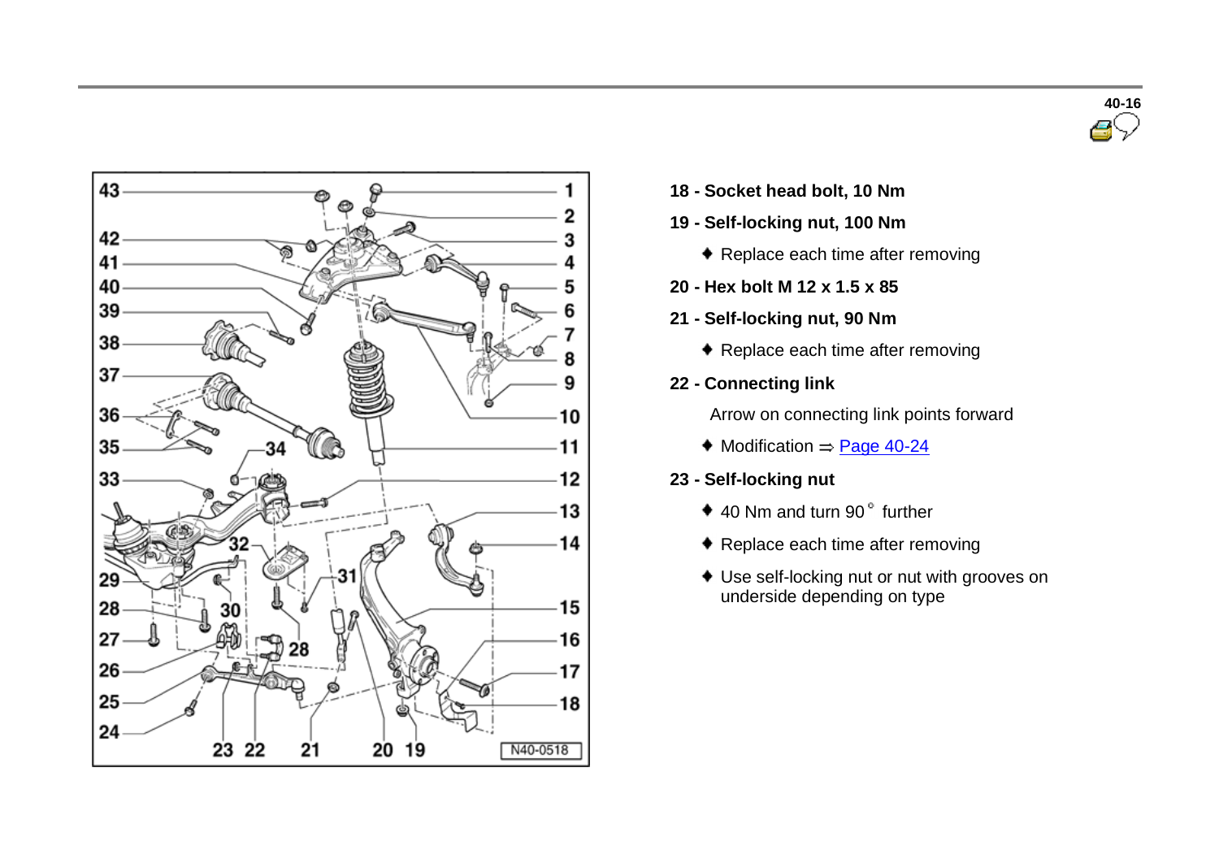**18 - Socket head bolt, 10 Nm**

**19 - Self-locking nut, 100 Nm**

- Replace each time after removing

**20 - Hex bolt M 12 x 1.5 x 85**

**21 - Self-locking nut, 90 Nm**

- Replace each time after removing

**22 - Connecting link**

Arrow on connecting link points forward

- Modification ⇒ Page 40-24

**23 - Self-locking nut**

- 40 Nm and turn 90° further
- Replace each time after removing
- Use self-locking nut or nut with grooves on underside depending on type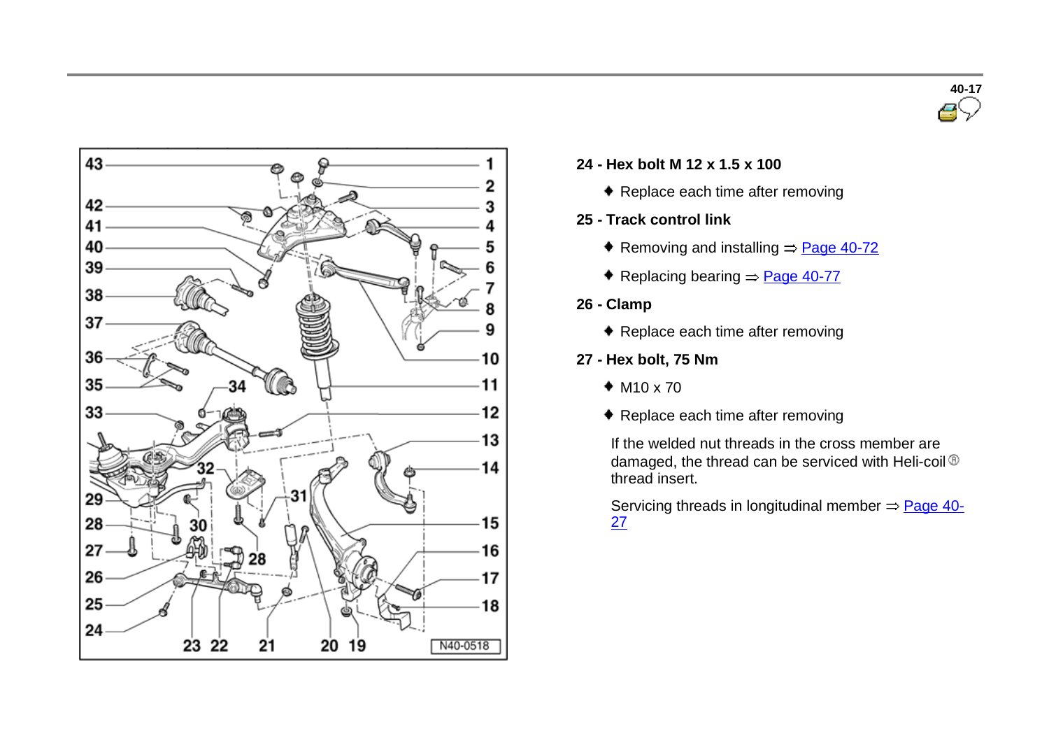**24 - Hex bolt M 12 x 1.5 x 100**

- Replace each time after removing

**25 - Track control link**

- Removing and installing ⇒ Page 40-72
- Replacing bearing ⇒ Page 40-77

**26 - Clamp**

- Replace each time after removing

**27 - Hex bolt, 75 Nm**

- M10 x 70
- Replace each time after removing

If the welded nut threads in the cross member are damaged, the thread can be serviced with Heli-coil® thread insert.

Servicing threads in longitudinal member ⇒ Page 40-27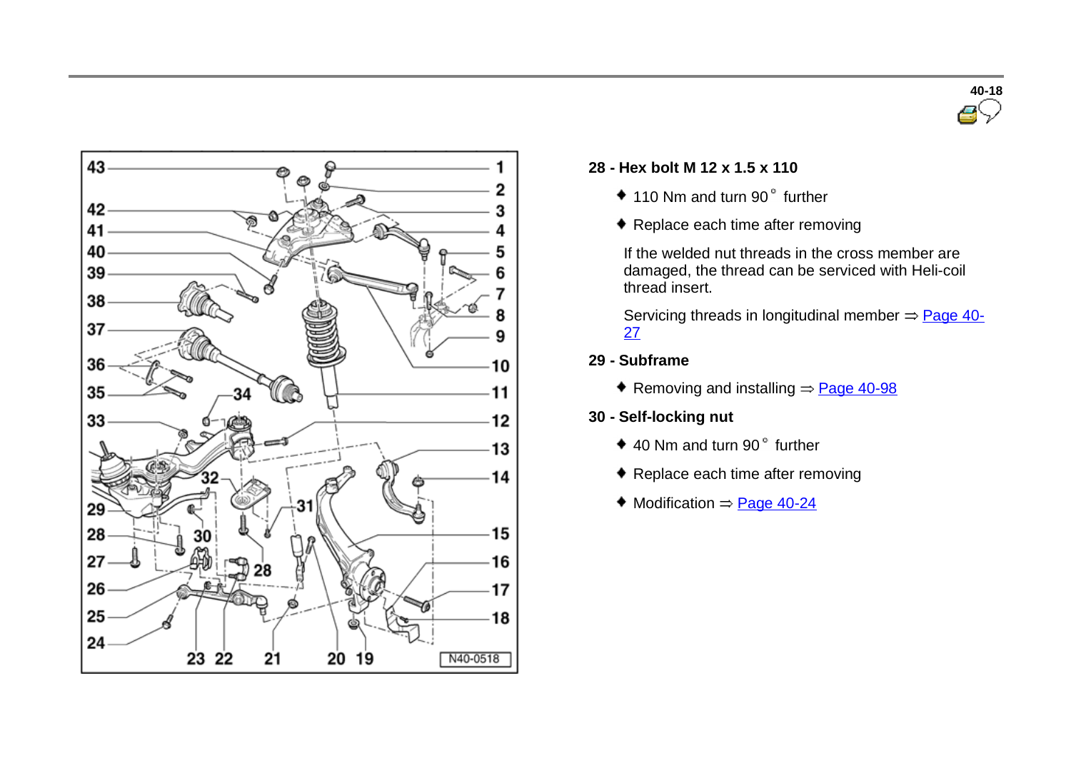**28 - Hex bolt M 12 x 1.5 x 110**

- 110 Nm and turn 90° further
- Replace each time after removing

If the welded nut threads in the cross member are damaged, the thread can be serviced with Heli-coil thread insert.

Servicing threads in longitudinal member ⇒ Page 40-27

**29 - Subframe**

- Removing and installing ⇒ Page 40-98

**30 - Self-locking nut**

- 40 Nm and turn 90° further
- Replace each time after removing
- Modification ⇒ Page 40-24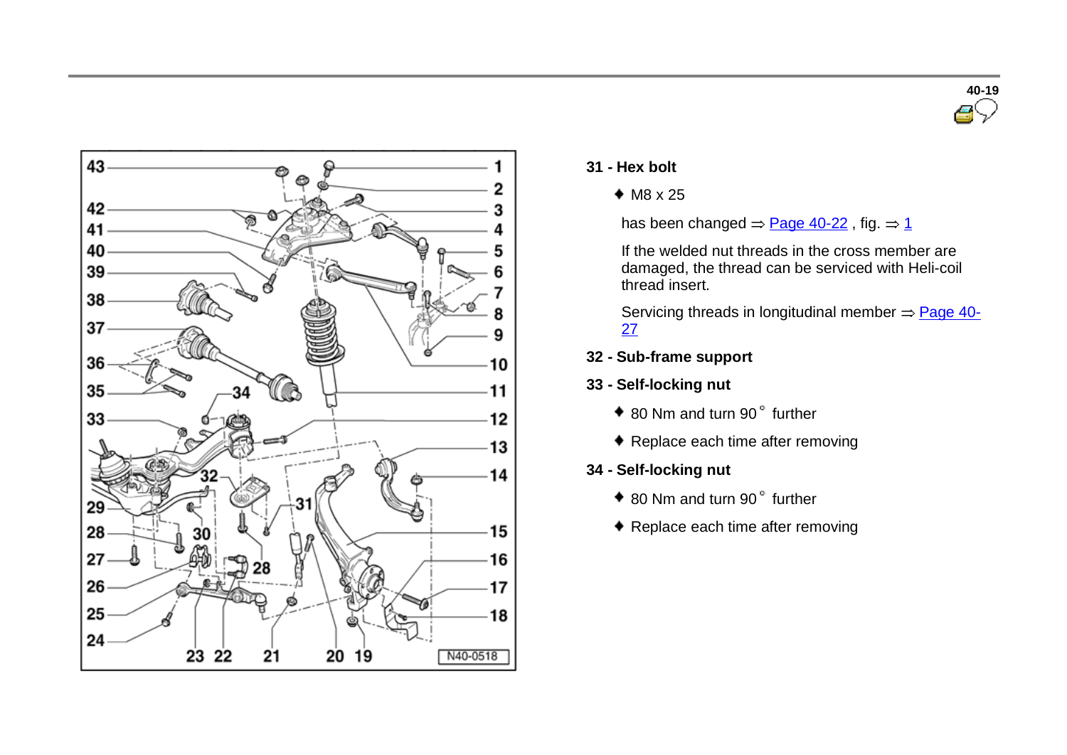**31 - Hex bolt**

- M8 x 25

  has been changed ⇒ Page 40-22 , fig. ⇒ 1

  If the welded nut threads in the cross member are damaged, the thread can be serviced with Heli-coil thread insert.

  Servicing threads in longitudinal member ⇒ Page 40-27

**32 - Sub-frame support**

**33 - Self-locking nut**

- 80 Nm and turn 90° further
- Replace each time after removing

**34 - Self-locking nut**

- 80 Nm and turn 90° further
- Replace each time after removing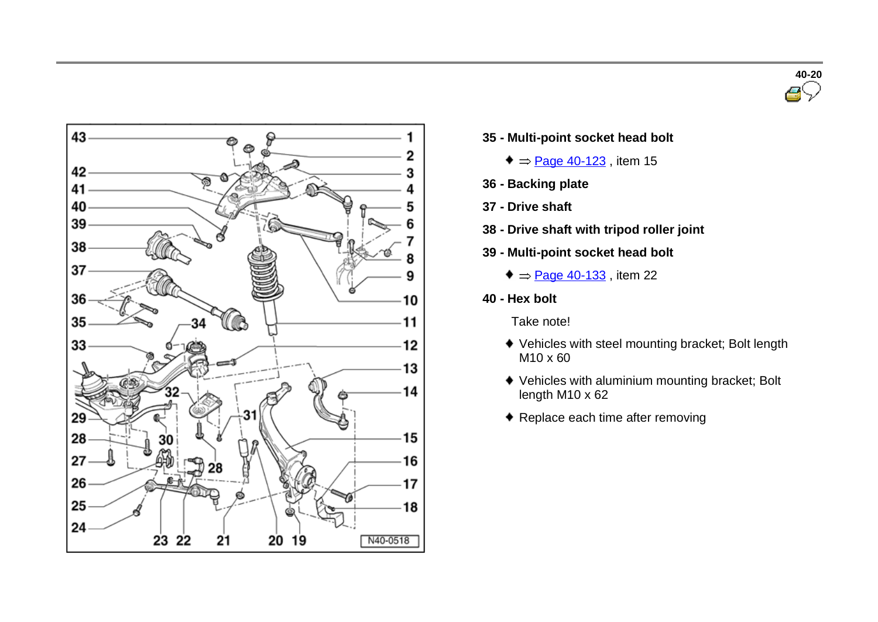**35 - Multi-point socket head bolt**

- ⇒ Page 40-123 , item 15

**36 - Backing plate**

**37 - Drive shaft**

**38 - Drive shaft with tripod roller joint**

**39 - Multi-point socket head bolt**

- ⇒ Page 40-133 , item 22

**40 - Hex bolt**

Take note!

- Vehicles with steel mounting bracket; Bolt length M10 x 60
- Vehicles with aluminium mounting bracket; Bolt length M10 x 62
- Replace each time after removing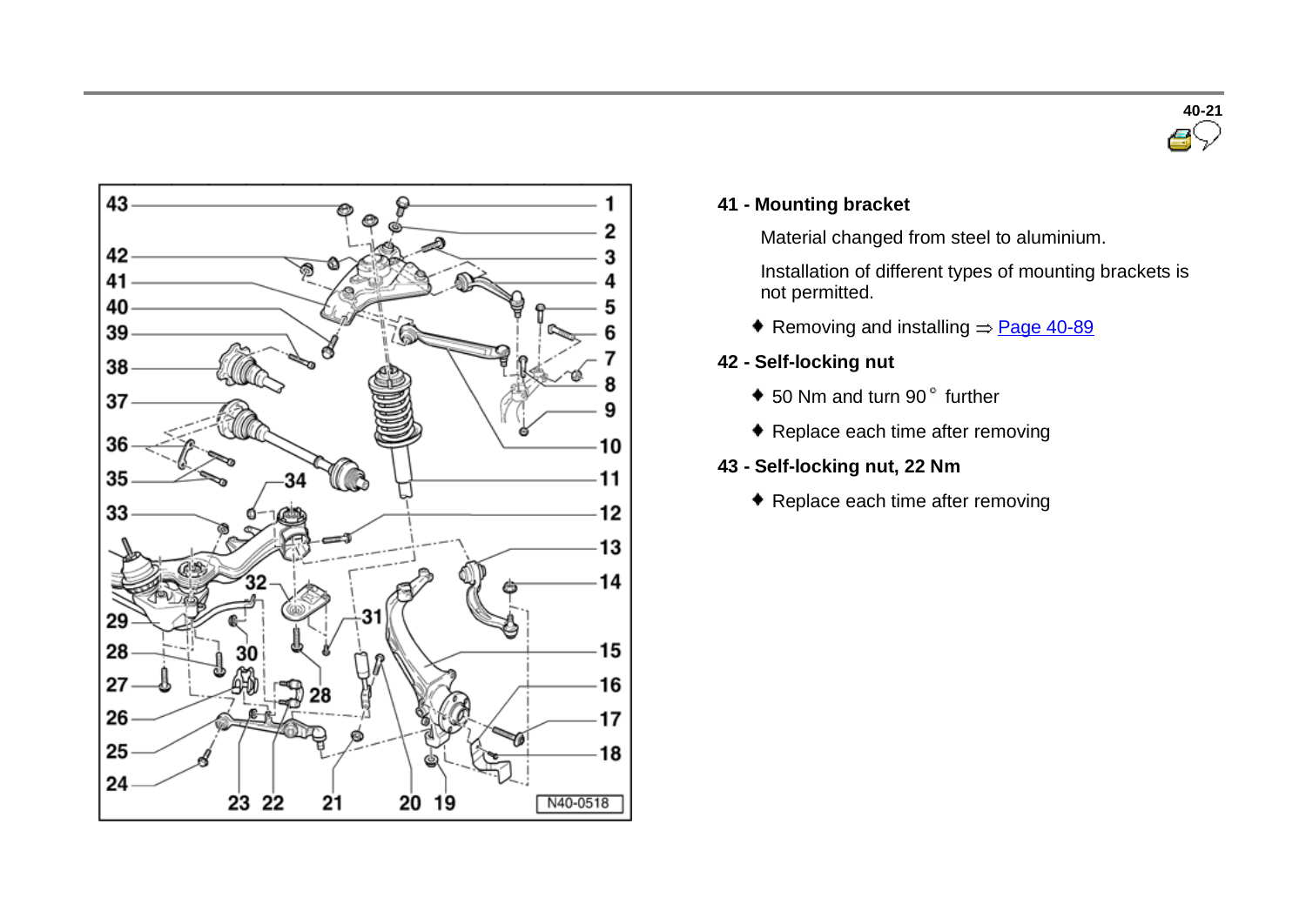**41 - Mounting bracket**

Material changed from steel to aluminium.

Installation of different types of mounting brackets is not permitted.

- Removing and installing ⇒ Page 40-89

**42 - Self-locking nut**

- 50 Nm and turn 90° further
- Replace each time after removing

**43 - Self-locking nut, 22 Nm**

- Replace each time after removing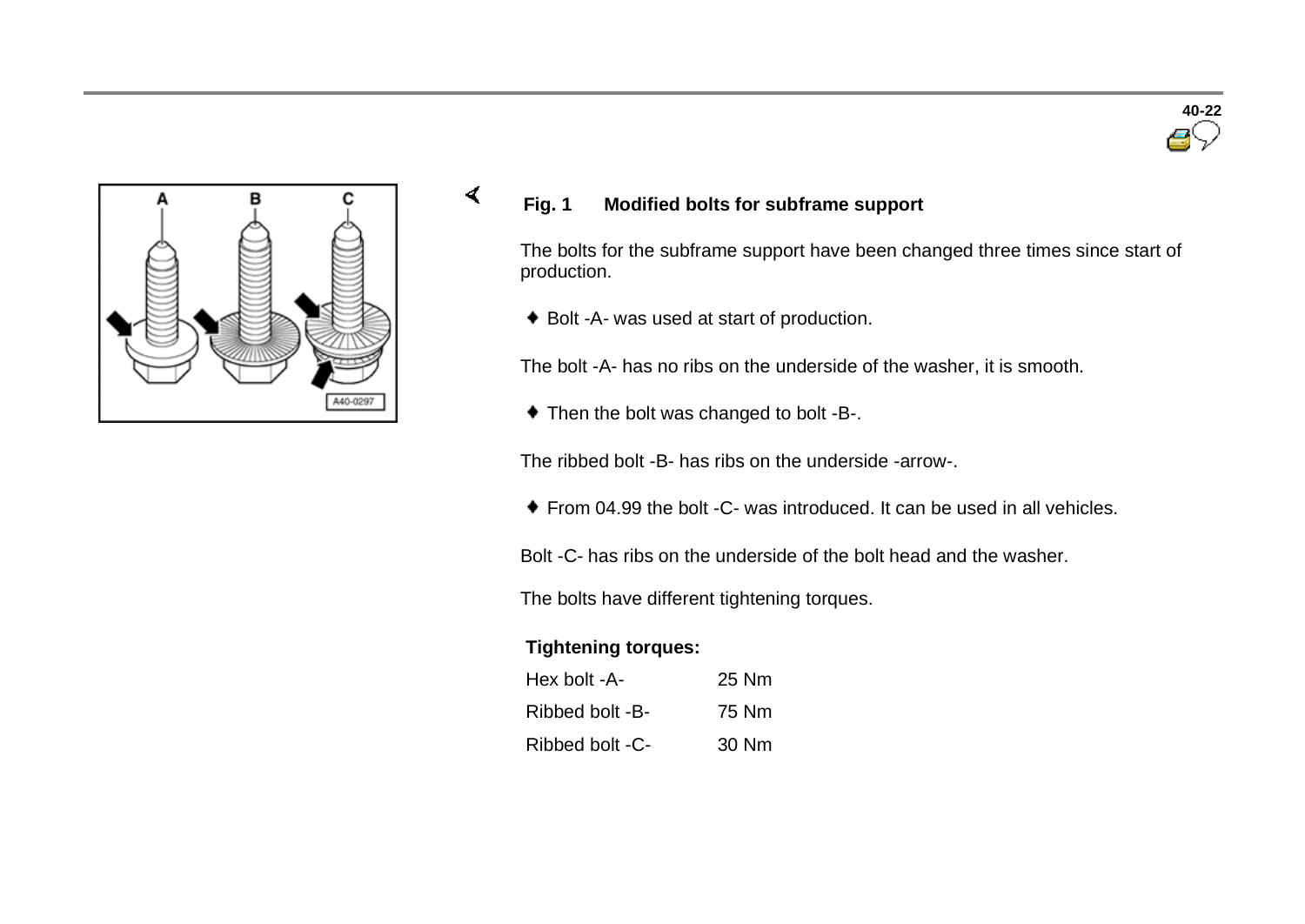**Fig. 1 Modified bolts for subframe support**

The bolts for the subframe support have been changed three times since start of production.

- Bolt -A- was used at start of production.

The bolt -A- has no ribs on the underside of the washer, it is smooth.

- Then the bolt was changed to bolt -B-.

The ribbed bolt -B- has ribs on the underside -arrow-.

- From 04.99 the bolt -C- was introduced. It can be used in all vehicles.

Bolt -C- has ribs on the underside of the bolt head and the washer.

The bolts have different tightening torques.

**Tightening torques:**

| | |
|---|---|
| Hex bolt -A- | 25 Nm |
| Ribbed bolt -B- | 75 Nm |
| Ribbed bolt -C- | 30 Nm |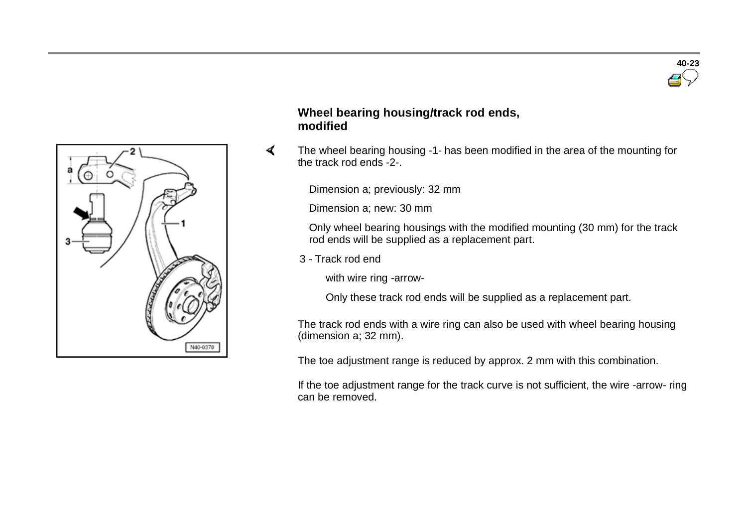## Wheel bearing housing/track rod ends, modified

The wheel bearing housing -1- has been modified in the area of the mounting for the track rod ends -2-.

Dimension a; previously: 32 mm

Dimension a; new: 30 mm

Only wheel bearing housings with the modified mounting (30 mm) for the track rod ends will be supplied as a replacement part.

3 - Track rod end

with wire ring -arrow-

Only these track rod ends will be supplied as a replacement part.

The track rod ends with a wire ring can also be used with wheel bearing housing (dimension a; 32 mm).

The toe adjustment range is reduced by approx. 2 mm with this combination.

If the toe adjustment range for the track curve is not sufficient, the wire -arrow- ring can be removed.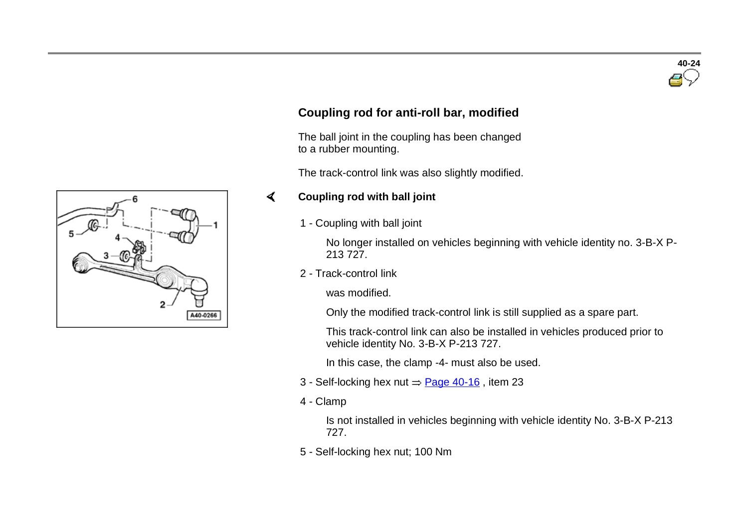## Coupling rod for anti-roll bar, modified

The ball joint in the coupling has been changed to a rubber mounting.

The track-control link was also slightly modified.

### Coupling rod with ball joint

1 - Coupling with ball joint

No longer installed on vehicles beginning with vehicle identity no. 3-B-X P-213 727.

2 - Track-control link

was modified.

Only the modified track-control link is still supplied as a spare part.

This track-control link can also be installed in vehicles produced prior to vehicle identity No. 3-B-X P-213 727.

In this case, the clamp -4- must also be used.

3 - Self-locking hex nut ⇒ Page 40-16 , item 23

4 - Clamp

Is not installed in vehicles beginning with vehicle identity No. 3-B-X P-213 727.

5 - Self-locking hex nut; 100 Nm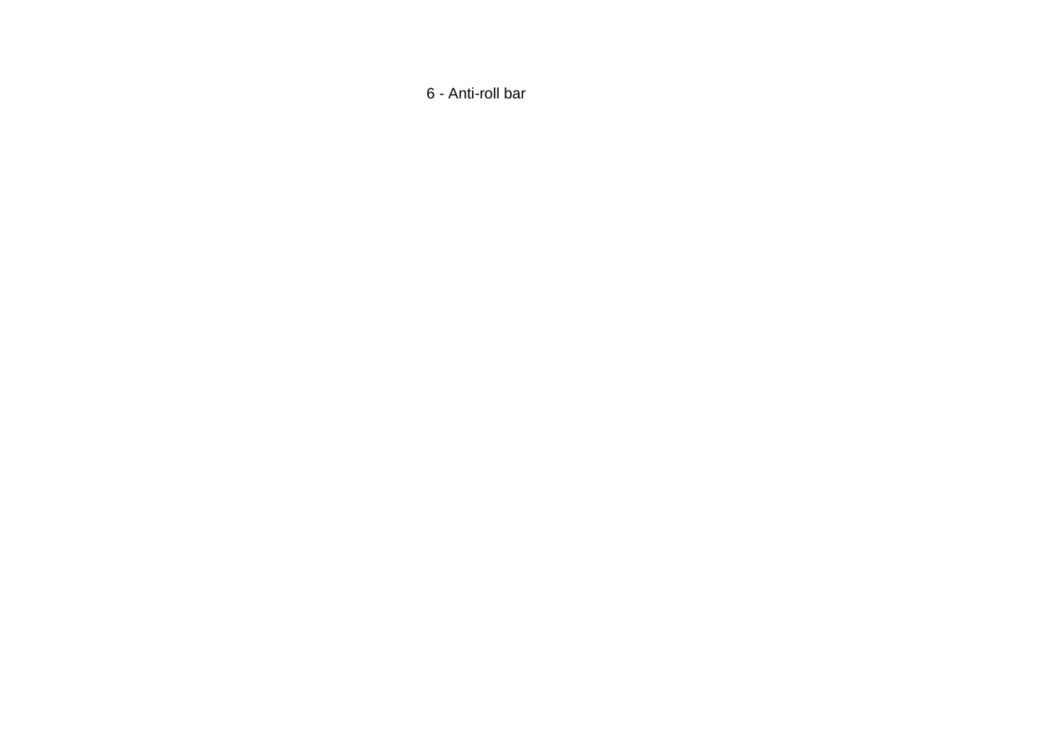6 - Anti-roll bar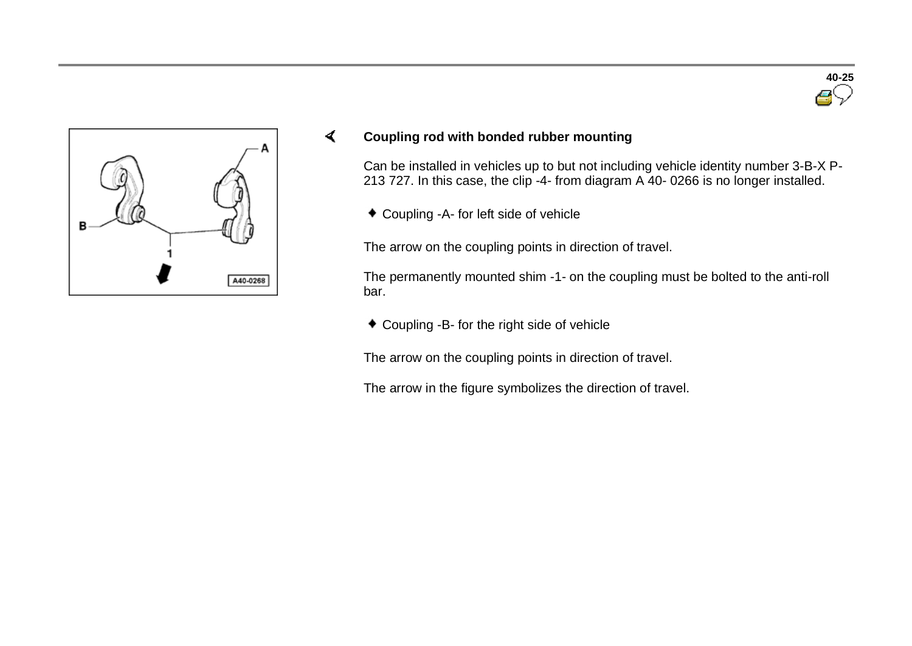## Coupling rod with bonded rubber mounting

Can be installed in vehicles up to but not including vehicle identity number 3-B-X P-213 727. In this case, the clip -4- from diagram A 40- 0266 is no longer installed.

- Coupling -A- for left side of vehicle

The arrow on the coupling points in direction of travel.

The permanently mounted shim -1- on the coupling must be bolted to the anti-roll bar.

- Coupling -B- for the right side of vehicle

The arrow on the coupling points in direction of travel.

The arrow in the figure symbolizes the direction of travel.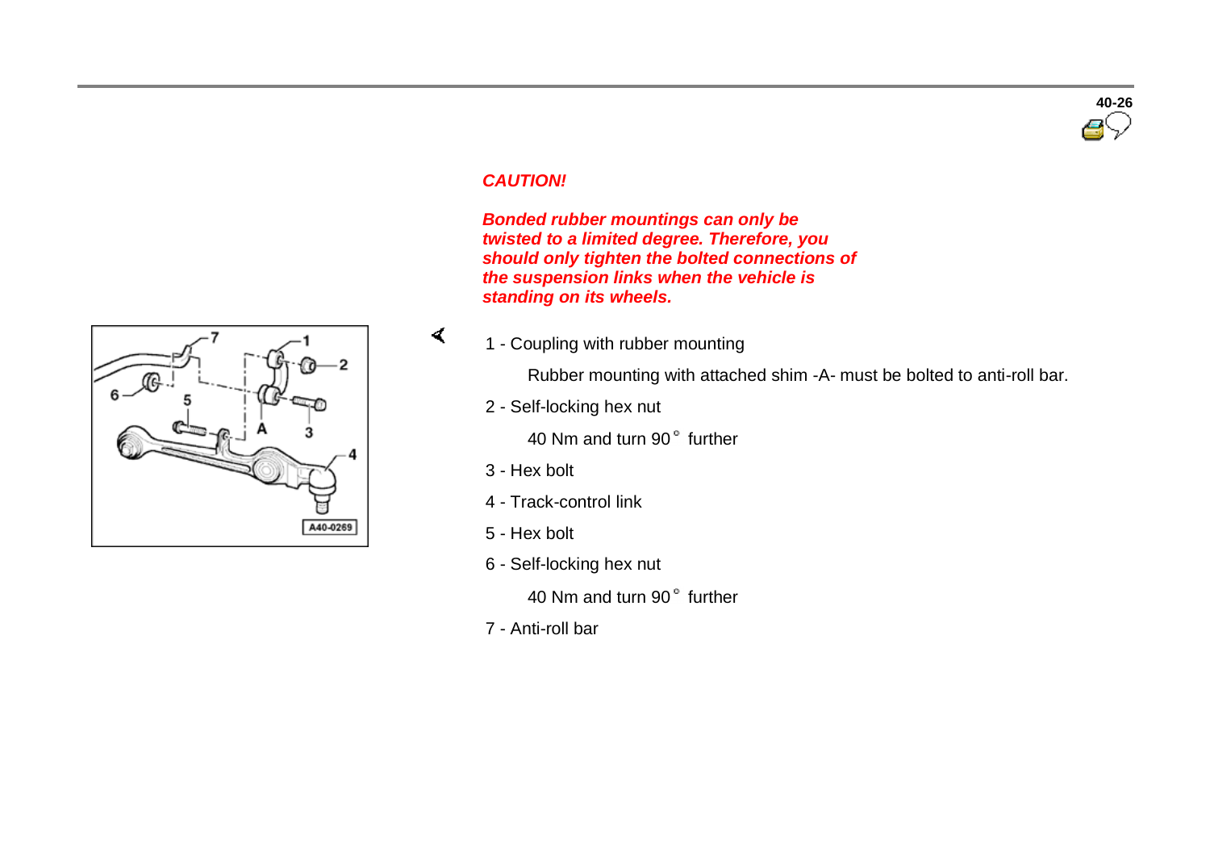***CAUTION!***

***Bonded rubber mountings can only be twisted to a limited degree. Therefore, you should only tighten the bolted connections of the suspension links when the vehicle is standing on its wheels.***

1 - Coupling with rubber mounting

Rubber mounting with attached shim -A- must be bolted to anti-roll bar.

2 - Self-locking hex nut

40 Nm and turn 90° further

3 - Hex bolt

4 - Track-control link

5 - Hex bolt

6 - Self-locking hex nut

40 Nm and turn 90° further

7 - Anti-roll bar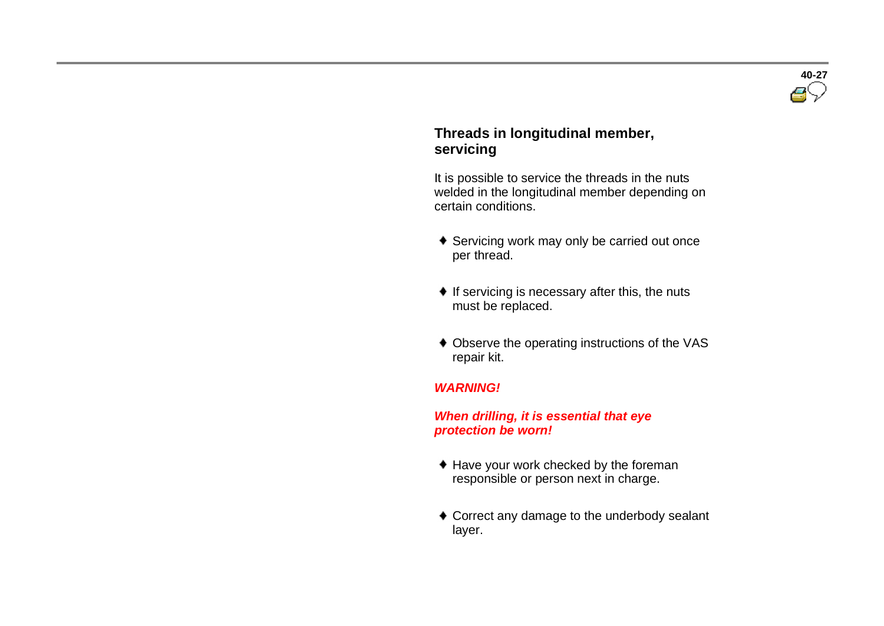## Threads in longitudinal member, servicing

It is possible to service the threads in the nuts welded in the longitudinal member depending on certain conditions.

- Servicing work may only be carried out once per thread.
- If servicing is necessary after this, the nuts must be replaced.
- Observe the operating instructions of the VAS repair kit.

***WARNING!***

***When drilling, it is essential that eye protection be worn!***

- Have your work checked by the foreman responsible or person next in charge.
- Correct any damage to the underbody sealant layer.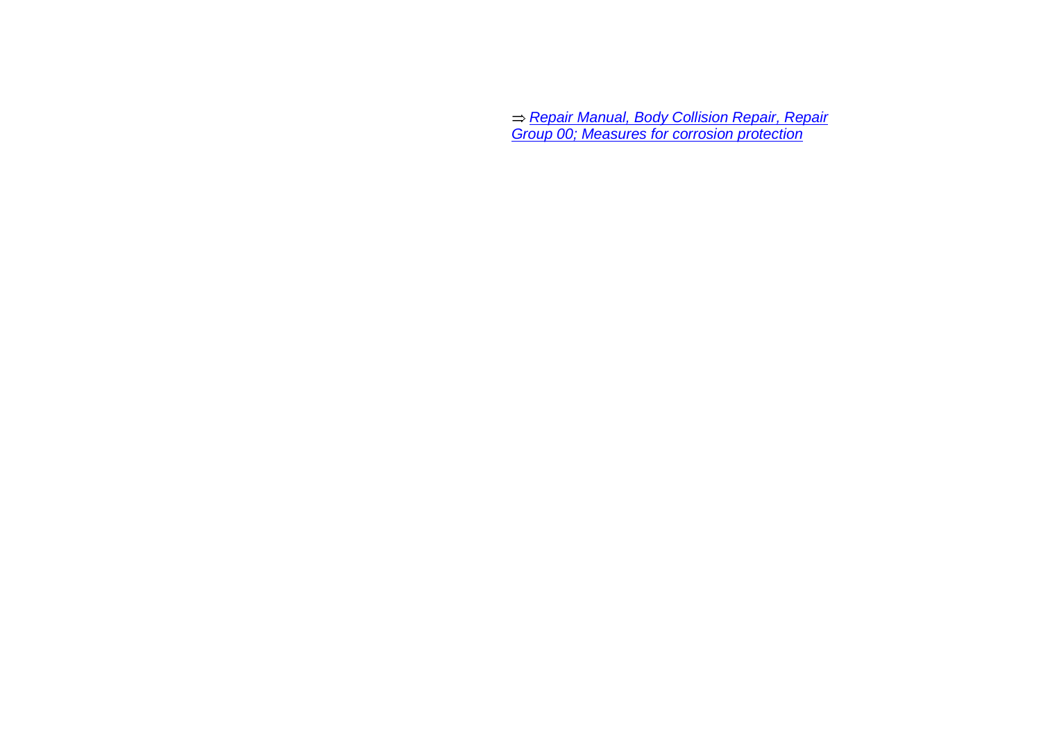⇒ *Repair Manual, Body Collision Repair, Repair Group 00; Measures for corrosion protection*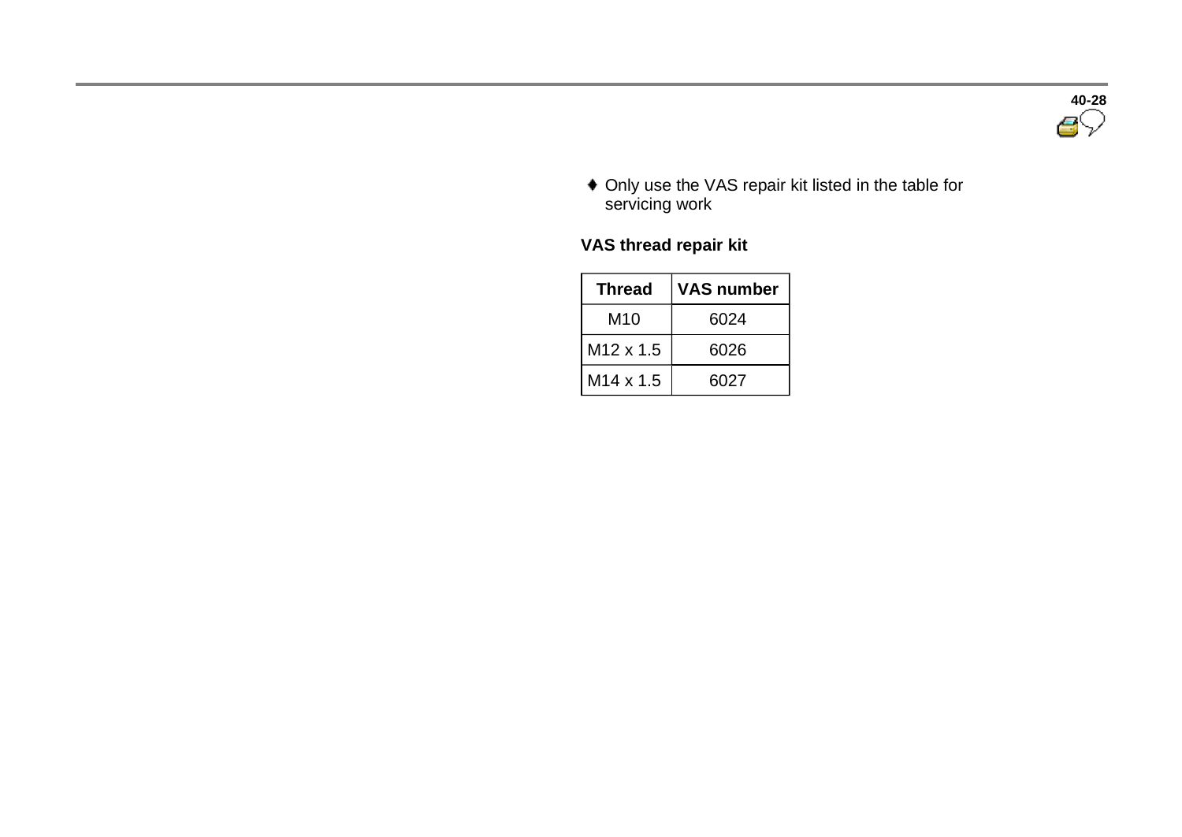- Only use the VAS repair kit listed in the table for servicing work

**VAS thread repair kit**

| Thread | VAS number |
| --- | --- |
| M10 | 6024 |
| M12 x 1.5 | 6026 |
| M14 x 1.5 | 6027 |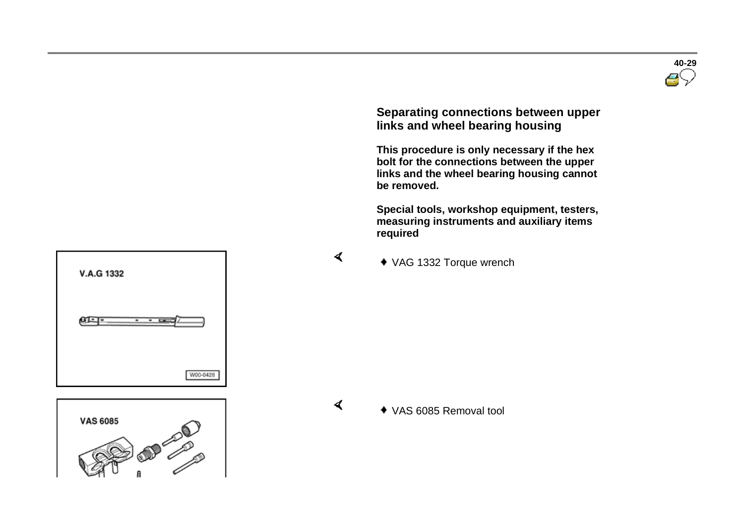## Separating connections between upper links and wheel bearing housing

**This procedure is only necessary if the hex bolt for the connections between the upper links and the wheel bearing housing cannot be removed.**

**Special tools, workshop equipment, testers, measuring instruments and auxiliary items required**

- VAG 1332 Torque wrench
- VAS 6085 Removal tool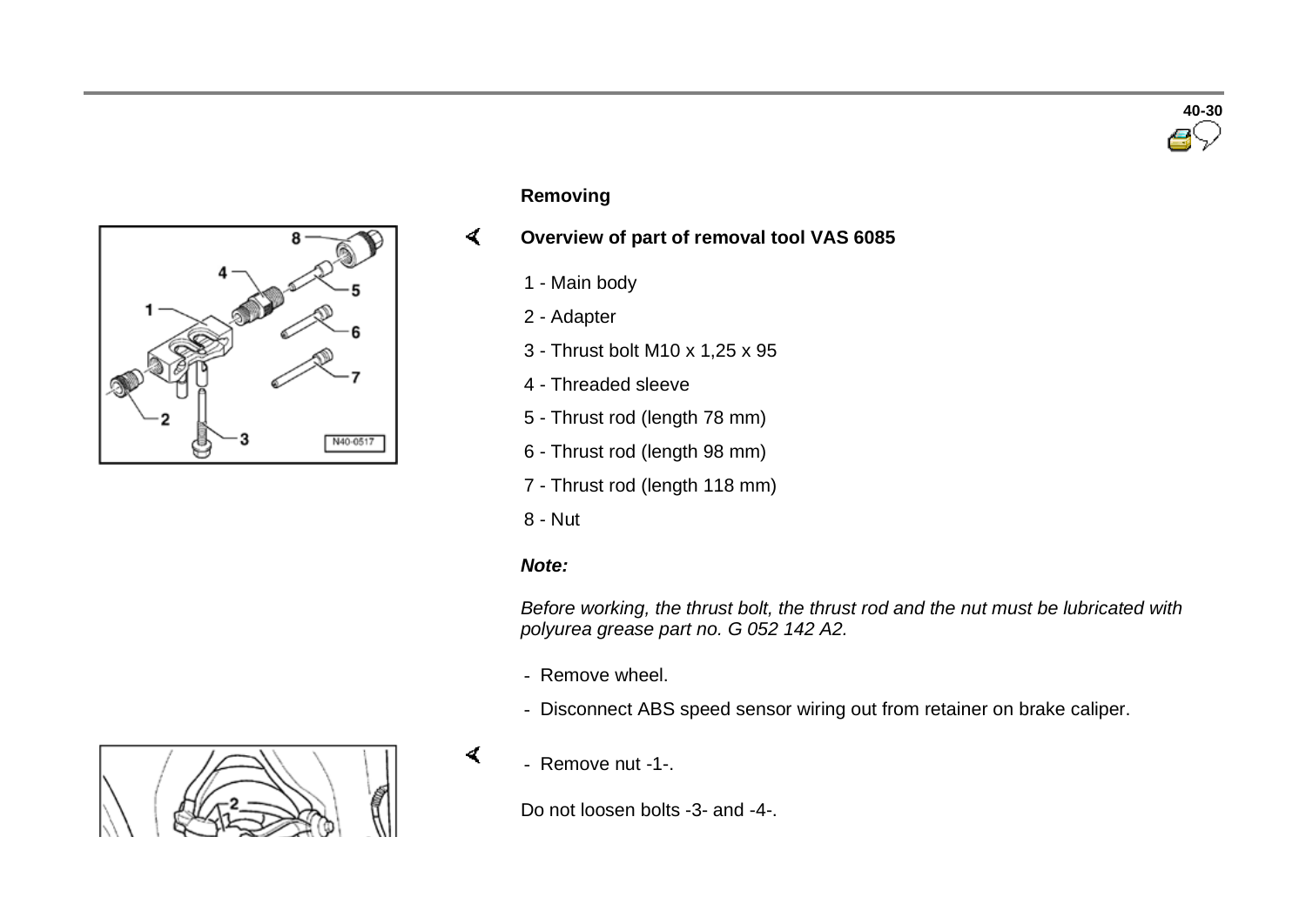## Removing

### Overview of part of removal tool VAS 6085

1 - Main body

2 - Adapter

3 - Thrust bolt M10 x 1,25 x 95

4 - Threaded sleeve

5 - Thrust rod (length 78 mm)

6 - Thrust rod (length 98 mm)

7 - Thrust rod (length 118 mm)

8 - Nut

***Note:***

*Before working, the thrust bolt, the thrust rod and the nut must be lubricated with polyurea grease part no. G 052 142 A2.*

- Remove wheel.
- Disconnect ABS speed sensor wiring out from retainer on brake caliper.
- Remove nut -1-.

Do not loosen bolts -3- and -4-.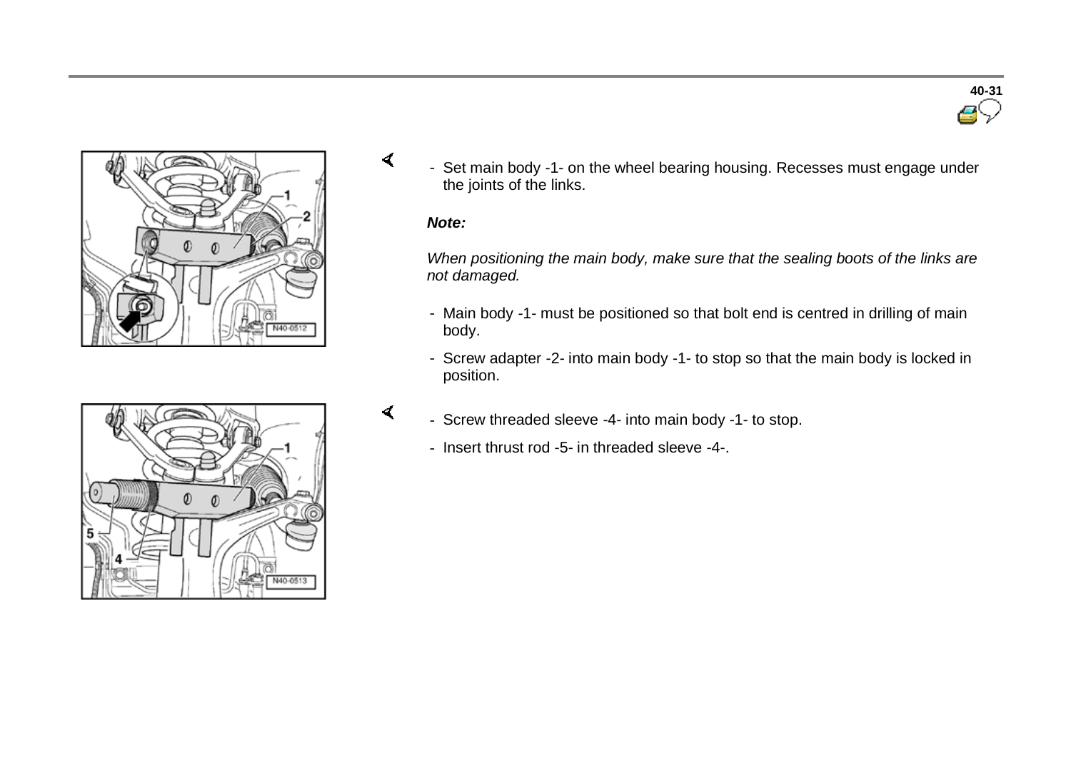- Set main body -1- on the wheel bearing housing. Recesses must engage under the joints of the links.

***Note:***

*When positioning the main body, make sure that the sealing boots of the links are not damaged.*

- Main body -1- must be positioned so that bolt end is centred in drilling of main body.
- Screw adapter -2- into main body -1- to stop so that the main body is locked in position.

- Screw threaded sleeve -4- into main body -1- to stop.
- Insert thrust rod -5- in threaded sleeve -4-.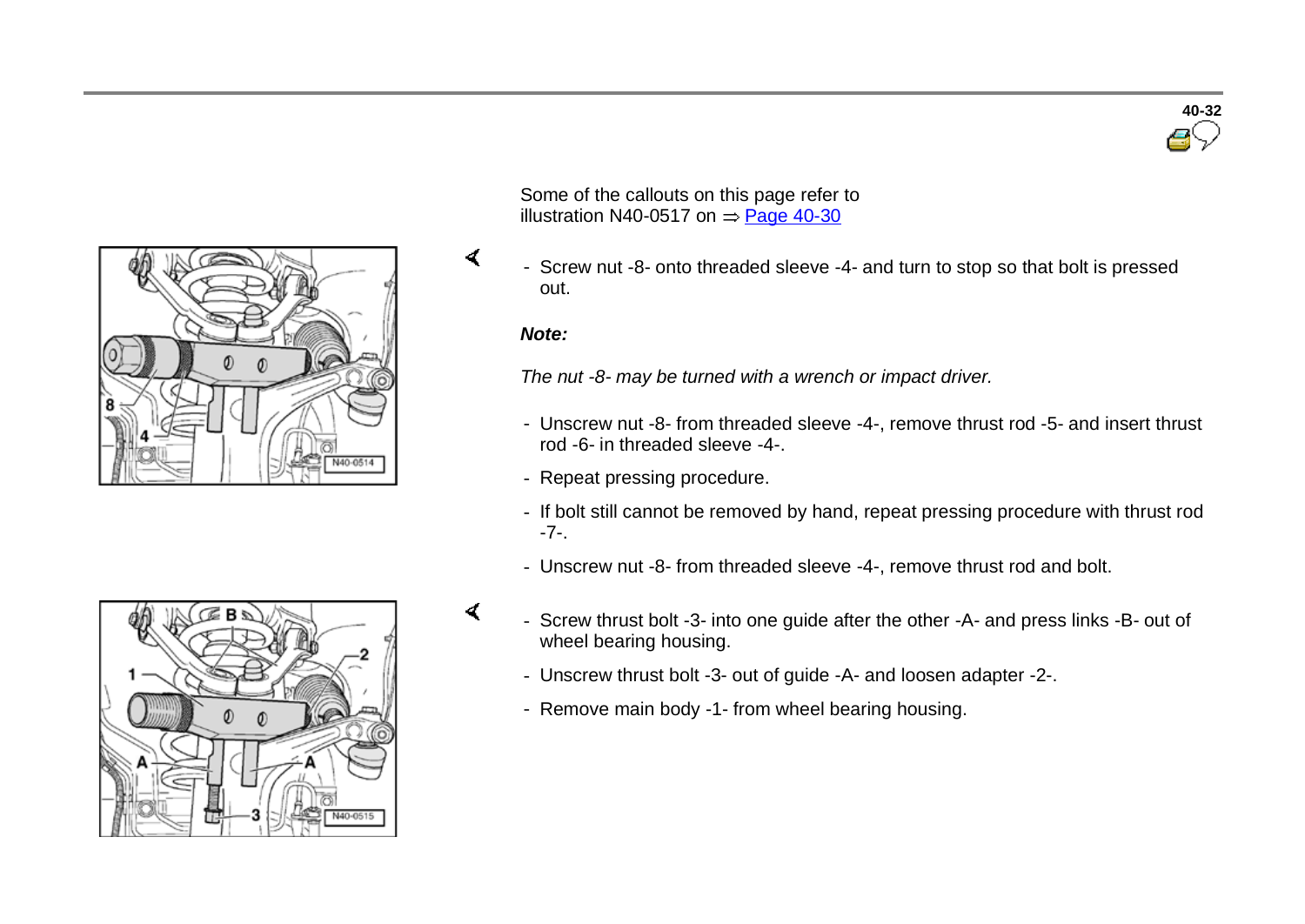Some of the callouts on this page refer to illustration N40-0517 on ⇒ Page 40-30

- Screw nut -8- onto threaded sleeve -4- and turn to stop so that bolt is pressed out.

***Note:***

*The nut -8- may be turned with a wrench or impact driver.*

- Unscrew nut -8- from threaded sleeve -4-, remove thrust rod -5- and insert thrust rod -6- in threaded sleeve -4-.
- Repeat pressing procedure.
- If bolt still cannot be removed by hand, repeat pressing procedure with thrust rod -7-.
- Unscrew nut -8- from threaded sleeve -4-, remove thrust rod and bolt.

- Screw thrust bolt -3- into one guide after the other -A- and press links -B- out of wheel bearing housing.
- Unscrew thrust bolt -3- out of guide -A- and loosen adapter -2-.
- Remove main body -1- from wheel bearing housing.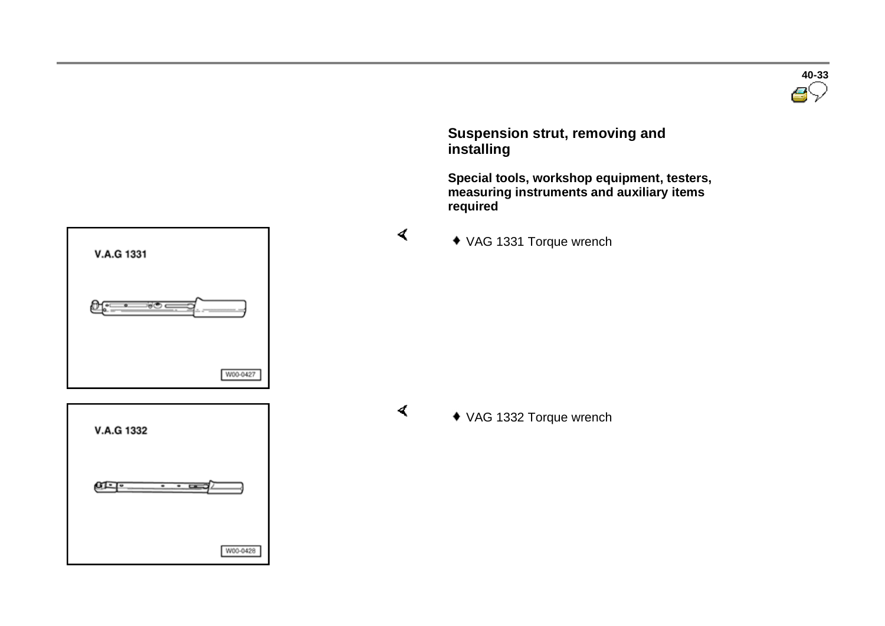## Suspension strut, removing and installing

**Special tools, workshop equipment, testers, measuring instruments and auxiliary items required**

- VAG 1331 Torque wrench
- VAG 1332 Torque wrench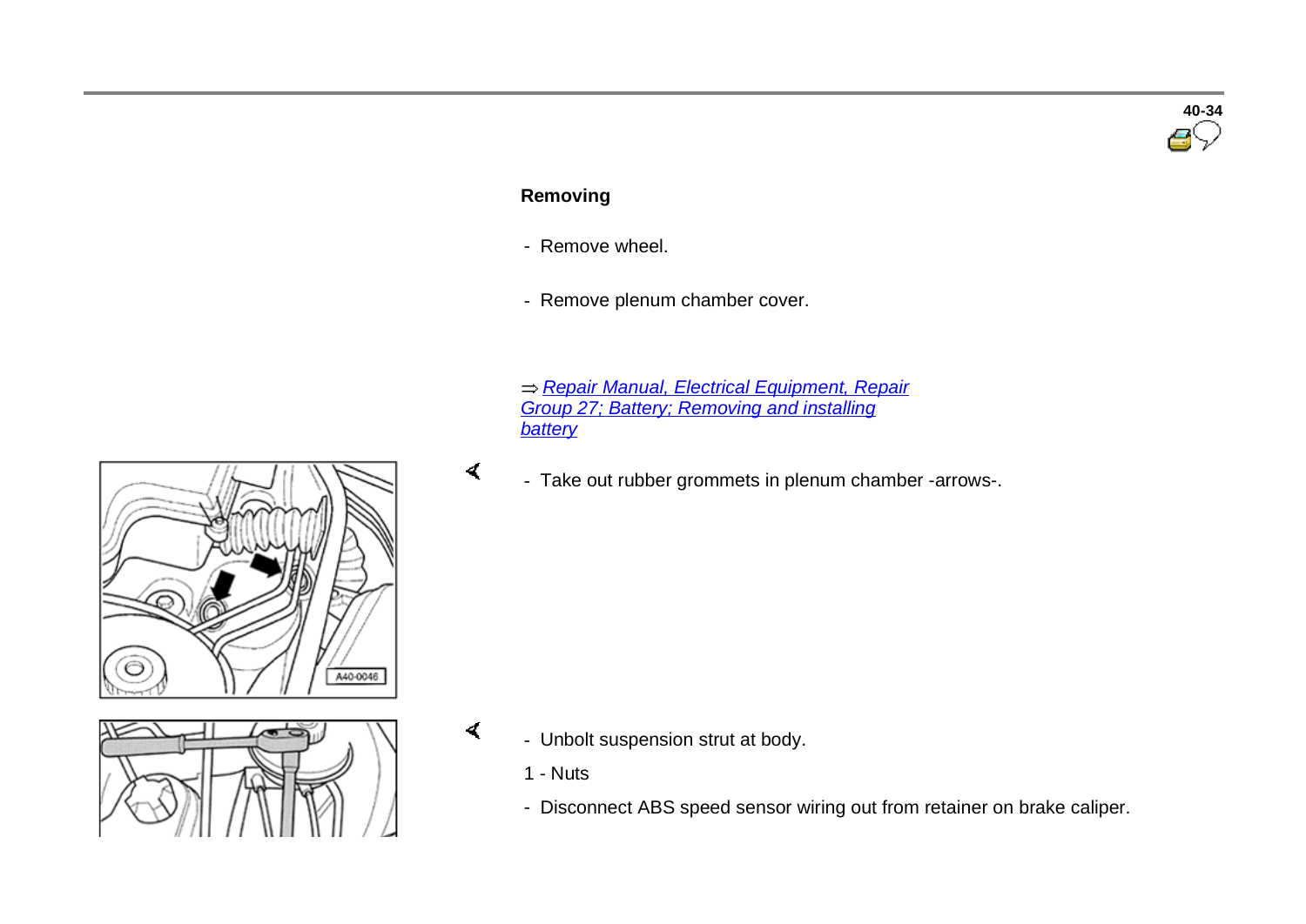### Removing

- Remove wheel.
- Remove plenum chamber cover.

⇒ *Repair Manual, Electrical Equipment, Repair Group 27; Battery; Removing and installing battery*

- Take out rubber grommets in plenum chamber -arrows-.

- Unbolt suspension strut at body.

1 - Nuts

- Disconnect ABS speed sensor wiring out from retainer on brake caliper.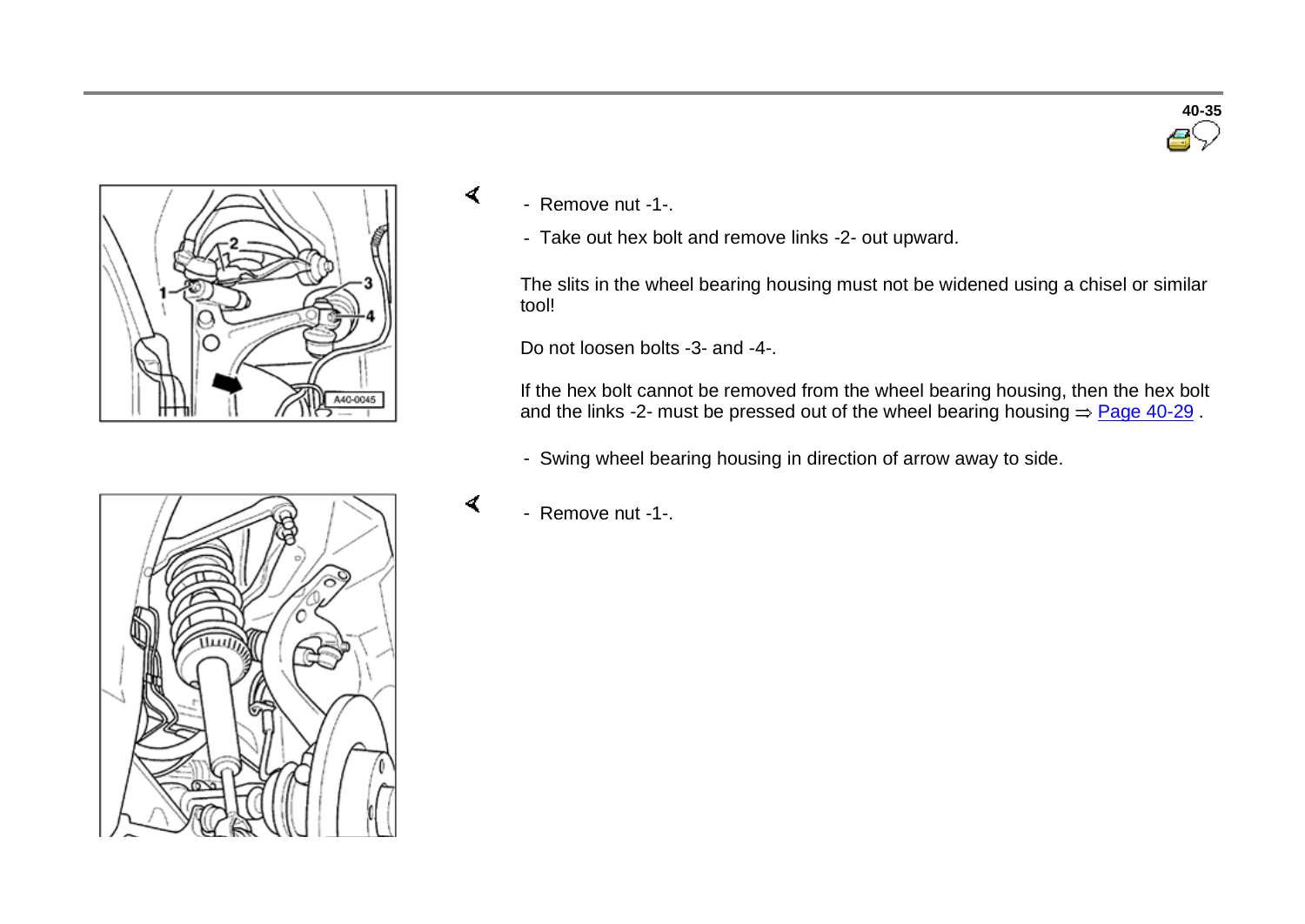- Remove nut -1-.
- Take out hex bolt and remove links -2- out upward.

The slits in the wheel bearing housing must not be widened using a chisel or similar tool!

Do not loosen bolts -3- and -4-.

If the hex bolt cannot be removed from the wheel bearing housing, then the hex bolt and the links -2- must be pressed out of the wheel bearing housing ⇒ Page 40-29 .

- Swing wheel bearing housing in direction of arrow away to side.

- Remove nut -1-.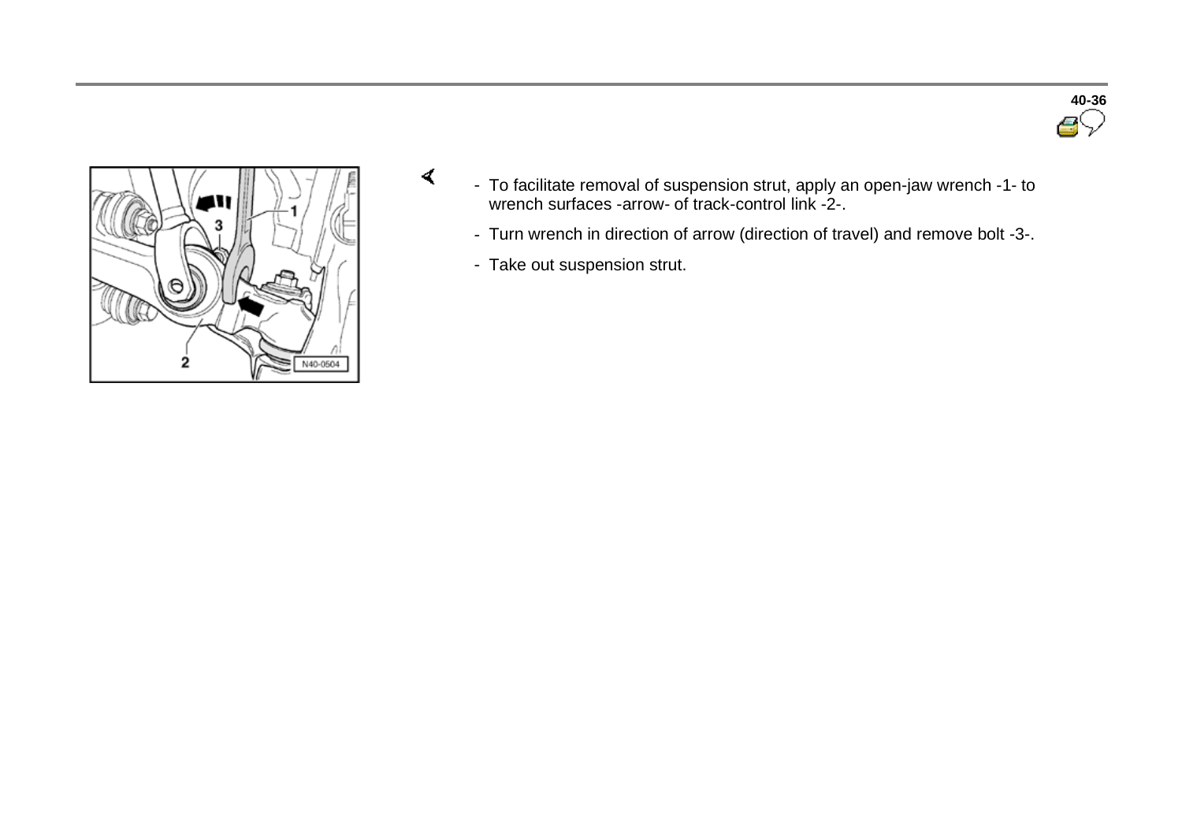- To facilitate removal of suspension strut, apply an open-jaw wrench -1- to wrench surfaces -arrow- of track-control link -2-.
- Turn wrench in direction of arrow (direction of travel) and remove bolt -3-.
- Take out suspension strut.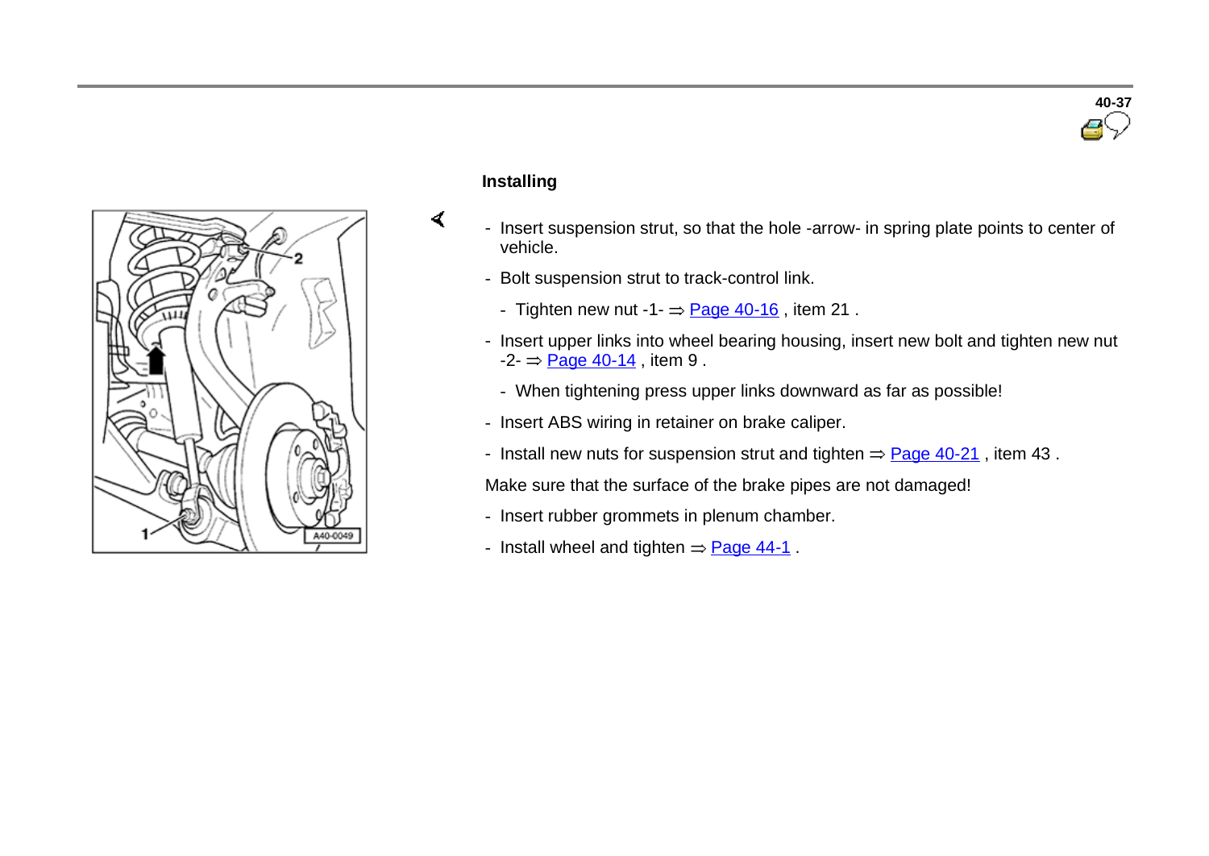## Installing

- Insert suspension strut, so that the hole -arrow- in spring plate points to center of vehicle.
- Bolt suspension strut to track-control link.
  - Tighten new nut -1- ⇒ Page 40-16 , item 21 .
- Insert upper links into wheel bearing housing, insert new bolt and tighten new nut -2- ⇒ Page 40-14 , item 9 .
  - When tightening press upper links downward as far as possible!
- Insert ABS wiring in retainer on brake caliper.
- Install new nuts for suspension strut and tighten ⇒ Page 40-21 , item 43 .

Make sure that the surface of the brake pipes are not damaged!

- Insert rubber grommets in plenum chamber.
- Install wheel and tighten ⇒ Page 44-1 .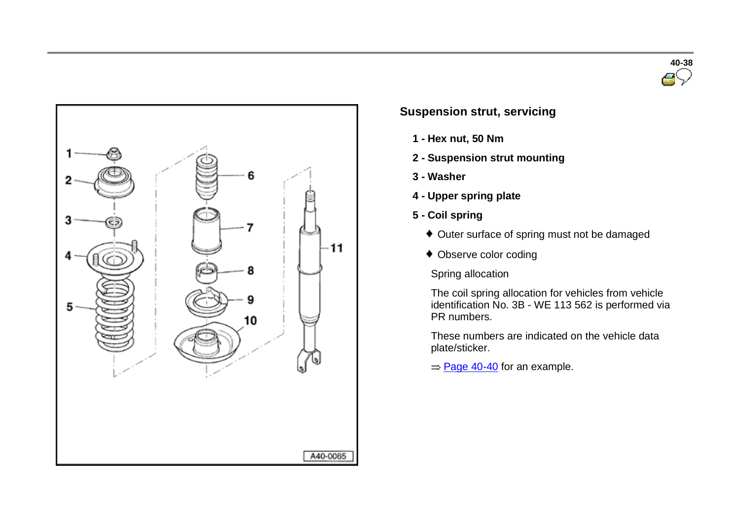## Suspension strut, servicing

**1 - Hex nut, 50 Nm**

**2 - Suspension strut mounting**

**3 - Washer**

**4 - Upper spring plate**

**5 - Coil spring**

- Outer surface of spring must not be damaged
- Observe color coding

Spring allocation

The coil spring allocation for vehicles from vehicle identification No. 3B - WE 113 562 is performed via PR numbers.

These numbers are indicated on the vehicle data plate/sticker.

⇒ Page 40-40 for an example.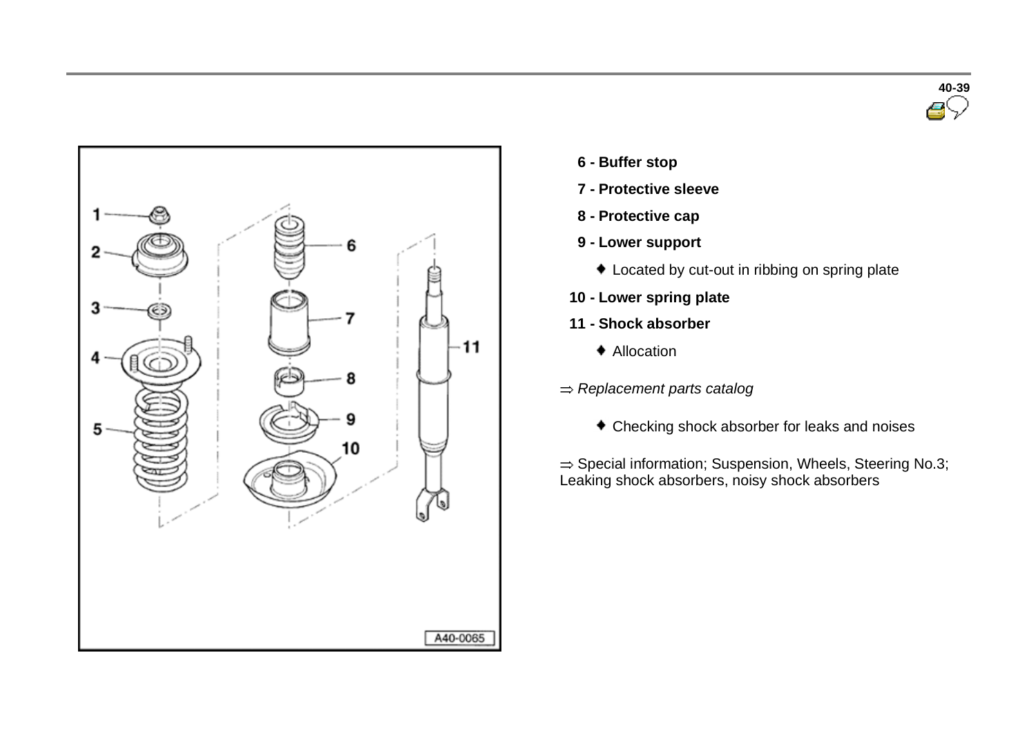- **6 - Buffer stop**
- **7 - Protective sleeve**
- **8 - Protective cap**
- **9 - Lower support**
  - ♦ Located by cut-out in ribbing on spring plate
- **10 - Lower spring plate**
- **11 - Shock absorber**
  - ♦ Allocation

⇒ *Replacement parts catalog*

- ♦ Checking shock absorber for leaks and noises

⇒ Special information; Suspension, Wheels, Steering No.3; Leaking shock absorbers, noisy shock absorbers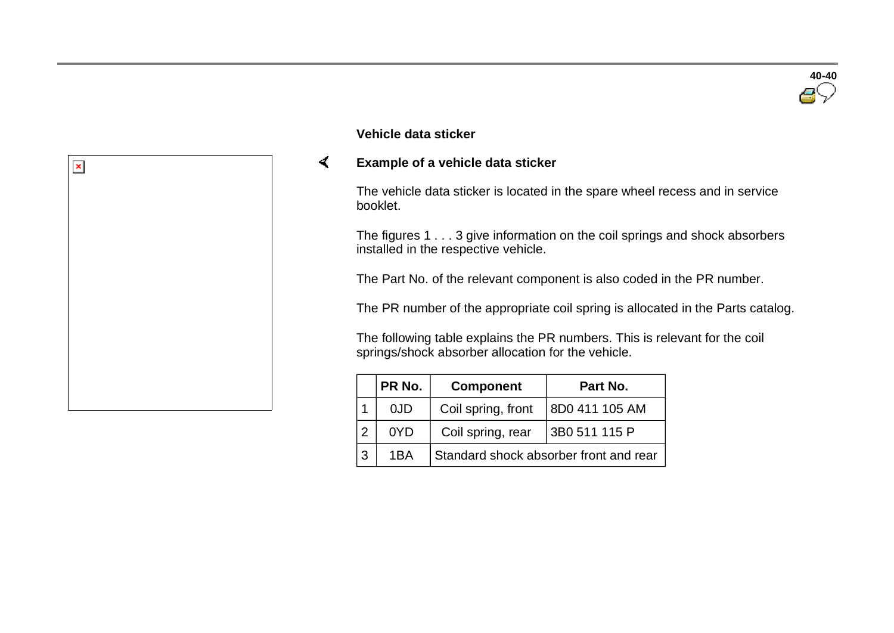## Vehicle data sticker

### Example of a vehicle data sticker

The vehicle data sticker is located in the spare wheel recess and in service booklet.

The figures 1 . . . 3 give information on the coil springs and shock absorbers installed in the respective vehicle.

The Part No. of the relevant component is also coded in the PR number.

The PR number of the appropriate coil spring is allocated in the Parts catalog.

The following table explains the PR numbers. This is relevant for the coil springs/shock absorber allocation for the vehicle.

| | PR No. | Component | Part No. |
|---|---|---|---|
| 1 | 0JD | Coil spring, front | 8D0 411 105 AM |
| 2 | 0YD | Coil spring, rear | 3B0 511 115 P |
| 3 | 1BA | Standard shock absorber front and rear | |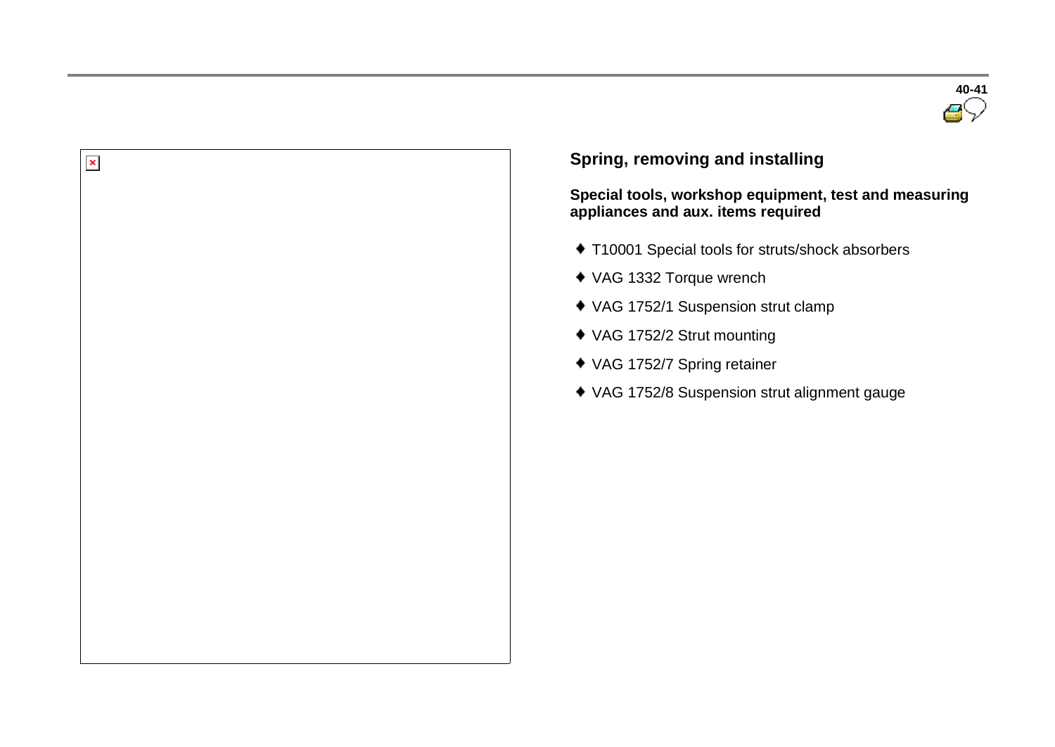## Spring, removing and installing

**Special tools, workshop equipment, test and measuring appliances and aux. items required**

- T10001 Special tools for struts/shock absorbers
- VAG 1332 Torque wrench
- VAG 1752/1 Suspension strut clamp
- VAG 1752/2 Strut mounting
- VAG 1752/7 Spring retainer
- VAG 1752/8 Suspension strut alignment gauge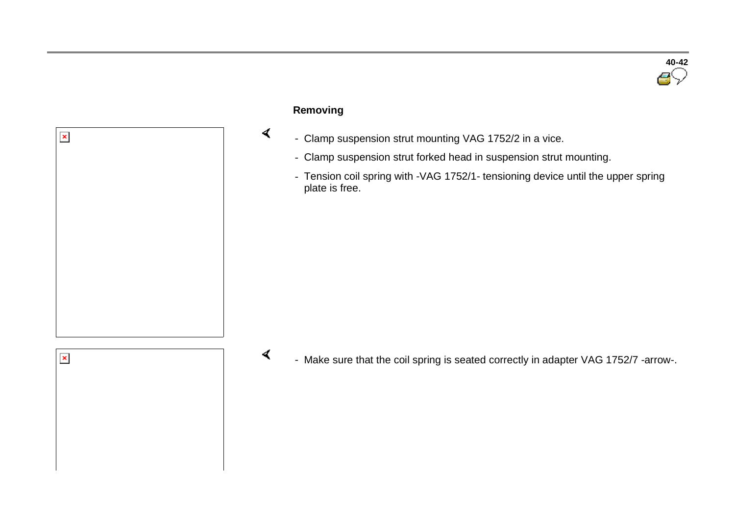### Removing

- Clamp suspension strut mounting VAG 1752/2 in a vice.
- Clamp suspension strut forked head in suspension strut mounting.
- Tension coil spring with -VAG 1752/1- tensioning device until the upper spring plate is free.

- Make sure that the coil spring is seated correctly in adapter VAG 1752/7 -arrow-.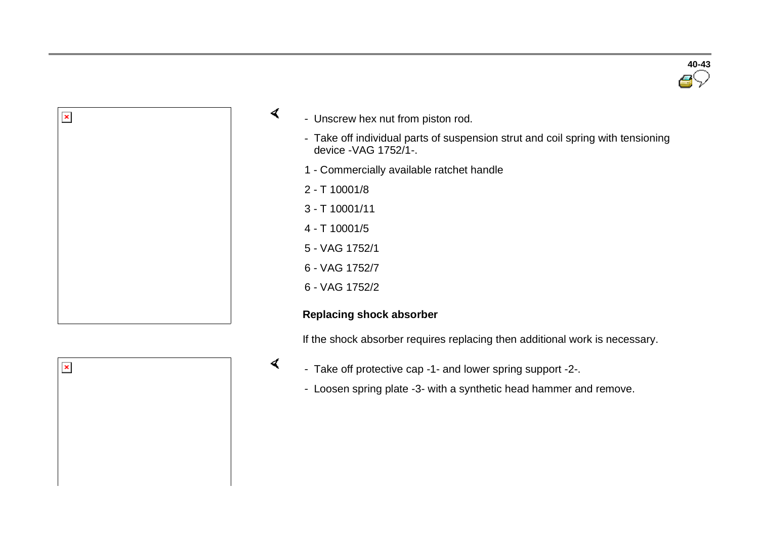- Unscrew hex nut from piston rod.
- Take off individual parts of suspension strut and coil spring with tensioning device -VAG 1752/1-.

1 - Commercially available ratchet handle

2 - T 10001/8

3 - T 10001/11

4 - T 10001/5

5 - VAG 1752/1

6 - VAG 1752/7

6 - VAG 1752/2

**Replacing shock absorber**

If the shock absorber requires replacing then additional work is necessary.

- Take off protective cap -1- and lower spring support -2-.
- Loosen spring plate -3- with a synthetic head hammer and remove.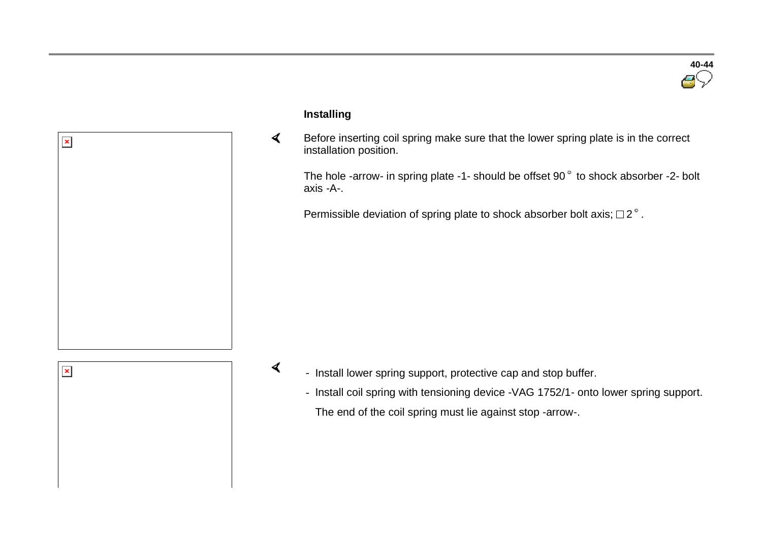**Installing**

Before inserting coil spring make sure that the lower spring plate is in the correct installation position.

The hole -arrow- in spring plate -1- should be offset 90 ° to shock absorber -2- bolt axis -A-.

Permissible deviation of spring plate to shock absorber bolt axis; □ 2 °.

- Install lower spring support, protective cap and stop buffer.
- Install coil spring with tensioning device -VAG 1752/1- onto lower spring support.

  The end of the coil spring must lie against stop -arrow-.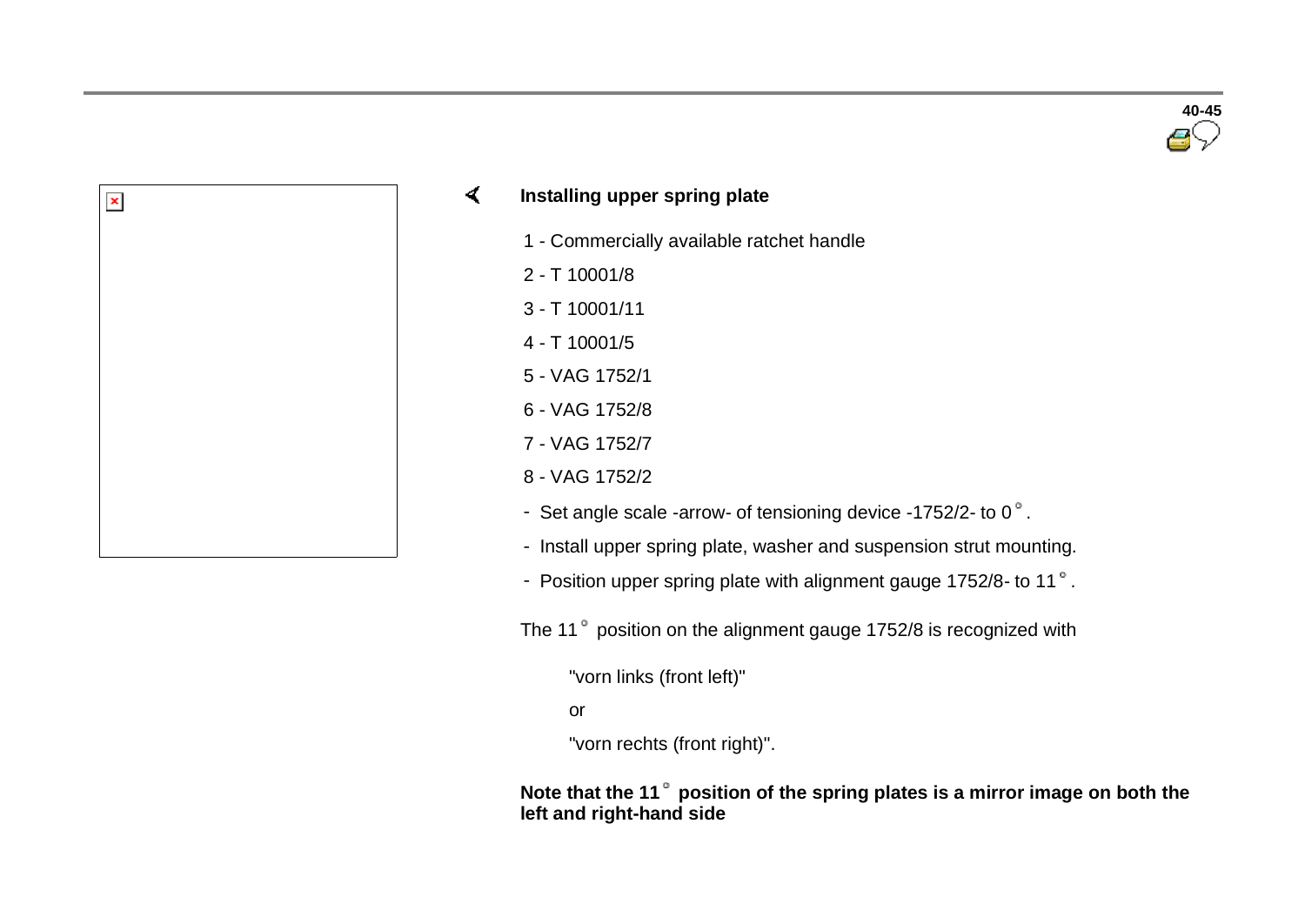**Installing upper spring plate**

1 - Commercially available ratchet handle

2 - T 10001/8

3 - T 10001/11

4 - T 10001/5

5 - VAG 1752/1

6 - VAG 1752/8

7 - VAG 1752/7

8 - VAG 1752/2

- Set angle scale -arrow- of tensioning device -1752/2- to 0°.
- Install upper spring plate, washer and suspension strut mounting.
- Position upper spring plate with alignment gauge 1752/8- to 11°.

The 11° position on the alignment gauge 1752/8 is recognized with

"vorn links (front left)"

or

"vorn rechts (front right)".

**Note that the 11° position of the spring plates is a mirror image on both the left and right-hand side**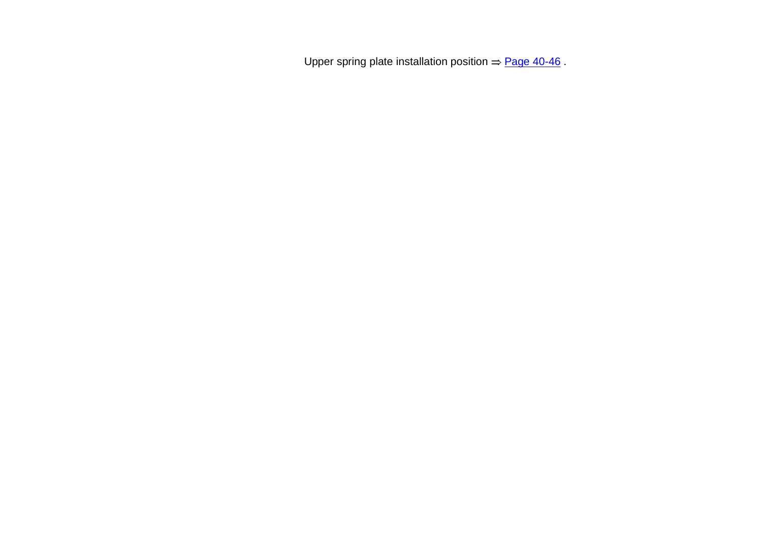Upper spring plate installation position ⇒ Page 40-46 .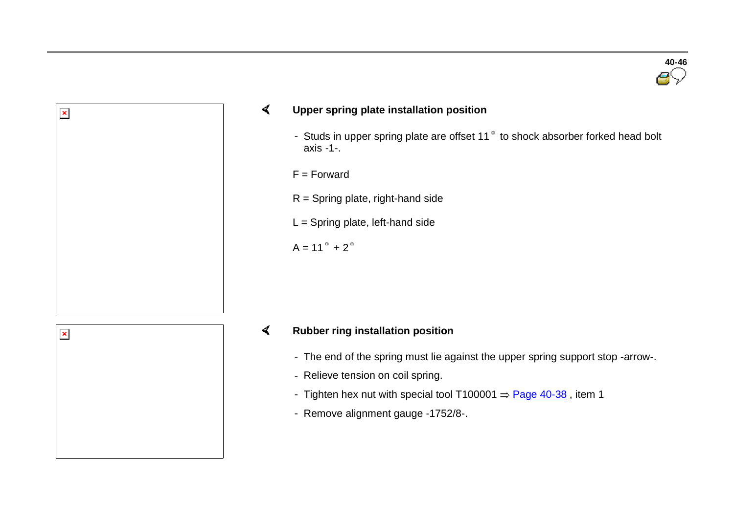## Upper spring plate installation position

- Studs in upper spring plate are offset 11° to shock absorber forked head bolt axis -1-.

F = Forward

R = Spring plate, right-hand side

L = Spring plate, left-hand side

A = 11° + 2°

## Rubber ring installation position

- The end of the spring must lie against the upper spring support stop -arrow-.
- Relieve tension on coil spring.
- Tighten hex nut with special tool T100001 ⇒ Page 40-38 , item 1
- Remove alignment gauge -1752/8-.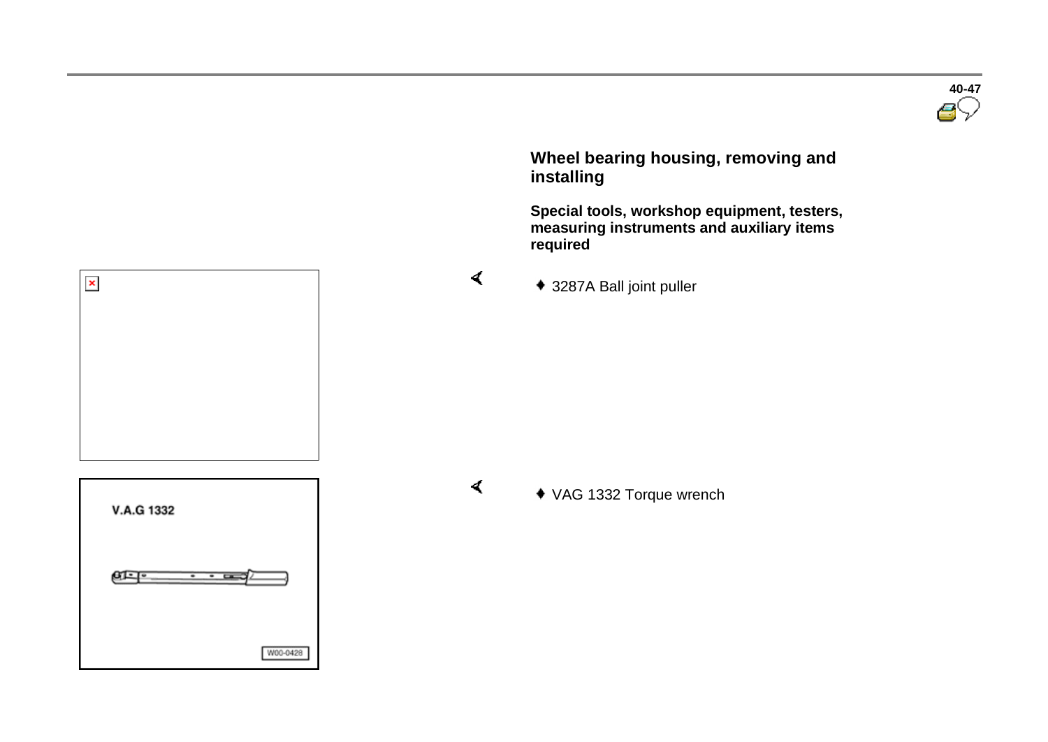## Wheel bearing housing, removing and installing

**Special tools, workshop equipment, testers, measuring instruments and auxiliary items required**

- 3287A Ball joint puller
- VAG 1332 Torque wrench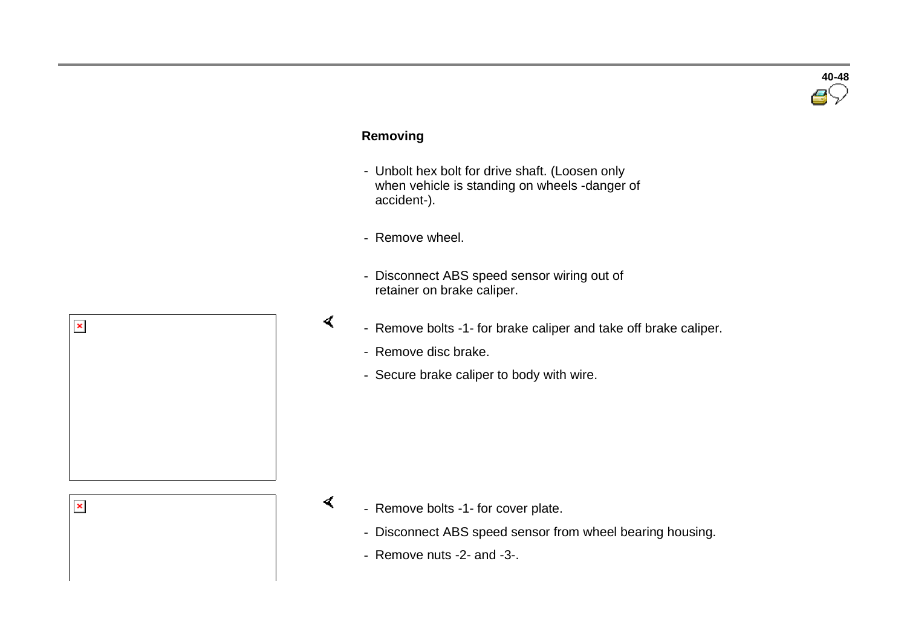## Removing

- Unbolt hex bolt for drive shaft. (Loosen only when vehicle is standing on wheels -danger of accident-).
- Remove wheel.
- Disconnect ABS speed sensor wiring out of retainer on brake caliper.
- Remove bolts -1- for brake caliper and take off brake caliper.
- Remove disc brake.
- Secure brake caliper to body with wire.
- Remove bolts -1- for cover plate.
- Disconnect ABS speed sensor from wheel bearing housing.
- Remove nuts -2- and -3-.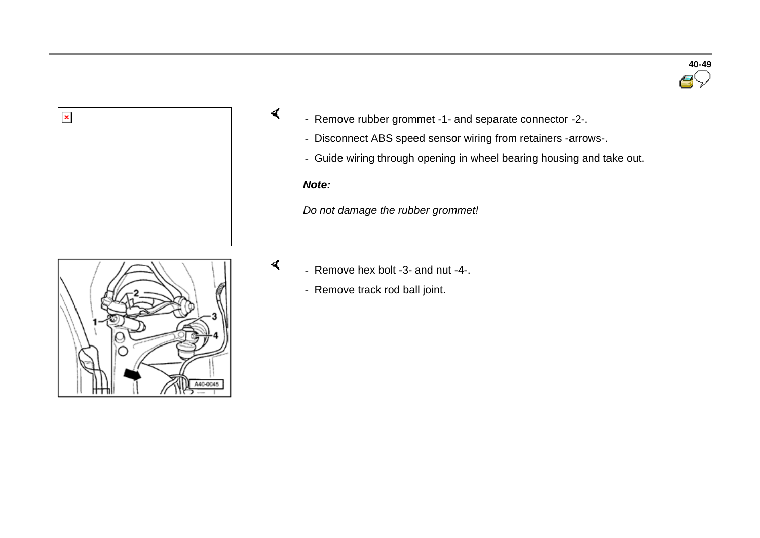- Remove rubber grommet -1- and separate connector -2-.
- Disconnect ABS speed sensor wiring from retainers -arrows-.
- Guide wiring through opening in wheel bearing housing and take out.

***Note:***

*Do not damage the rubber grommet!*

- Remove hex bolt -3- and nut -4-.
- Remove track rod ball joint.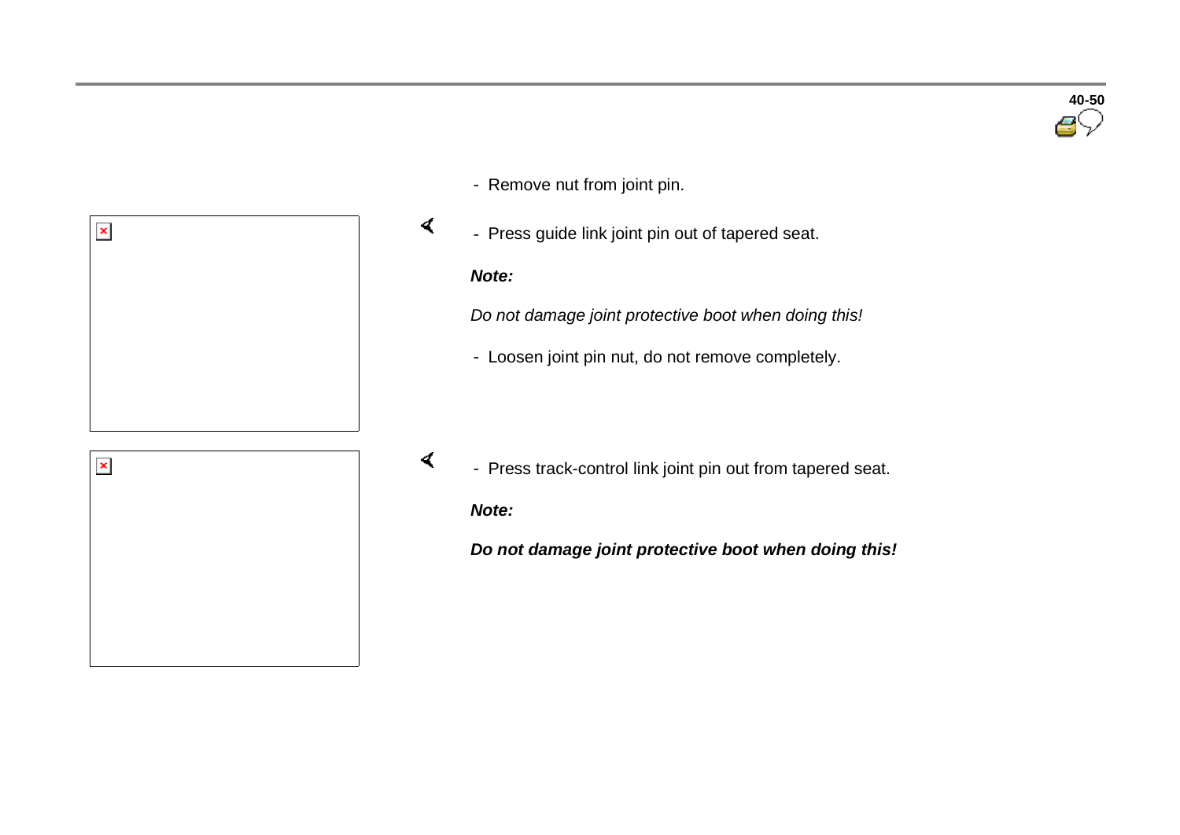- Remove nut from joint pin.

- Press guide link joint pin out of tapered seat.

***Note:***

*Do not damage joint protective boot when doing this!*

- Loosen joint pin nut, do not remove completely.

- Press track-control link joint pin out from tapered seat.

***Note:***

***Do not damage joint protective boot when doing this!***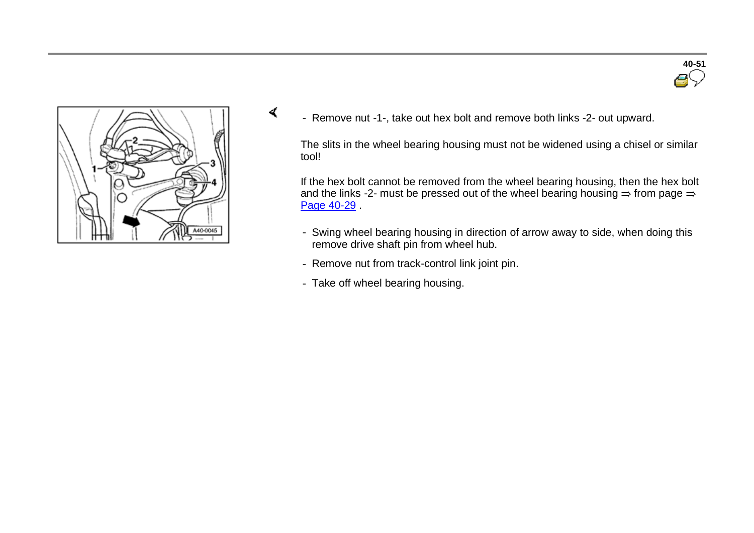- Remove nut -1-, take out hex bolt and remove both links -2- out upward.

The slits in the wheel bearing housing must not be widened using a chisel or similar tool!

If the hex bolt cannot be removed from the wheel bearing housing, then the hex bolt and the links -2- must be pressed out of the wheel bearing housing ⇒ from page ⇒ Page 40-29 .

- Swing wheel bearing housing in direction of arrow away to side, when doing this remove drive shaft pin from wheel hub.
- Remove nut from track-control link joint pin.
- Take off wheel bearing housing.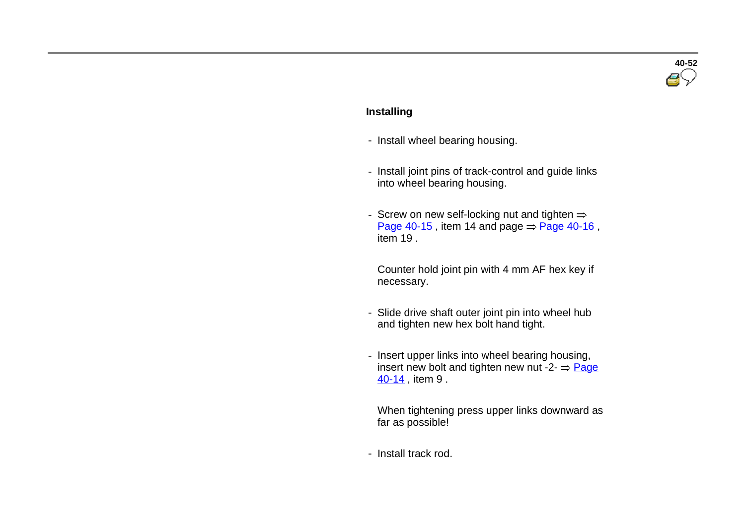### Installing

- Install wheel bearing housing.
- Install joint pins of track-control and guide links into wheel bearing housing.
- Screw on new self-locking nut and tighten ⇒ Page 40-15 , item 14 and page ⇒ Page 40-16 , item 19 .

  Counter hold joint pin with 4 mm AF hex key if necessary.

- Slide drive shaft outer joint pin into wheel hub and tighten new hex bolt hand tight.
- Insert upper links into wheel bearing housing, insert new bolt and tighten new nut -2- ⇒ Page 40-14 , item 9 .

  When tightening press upper links downward as far as possible!

- Install track rod.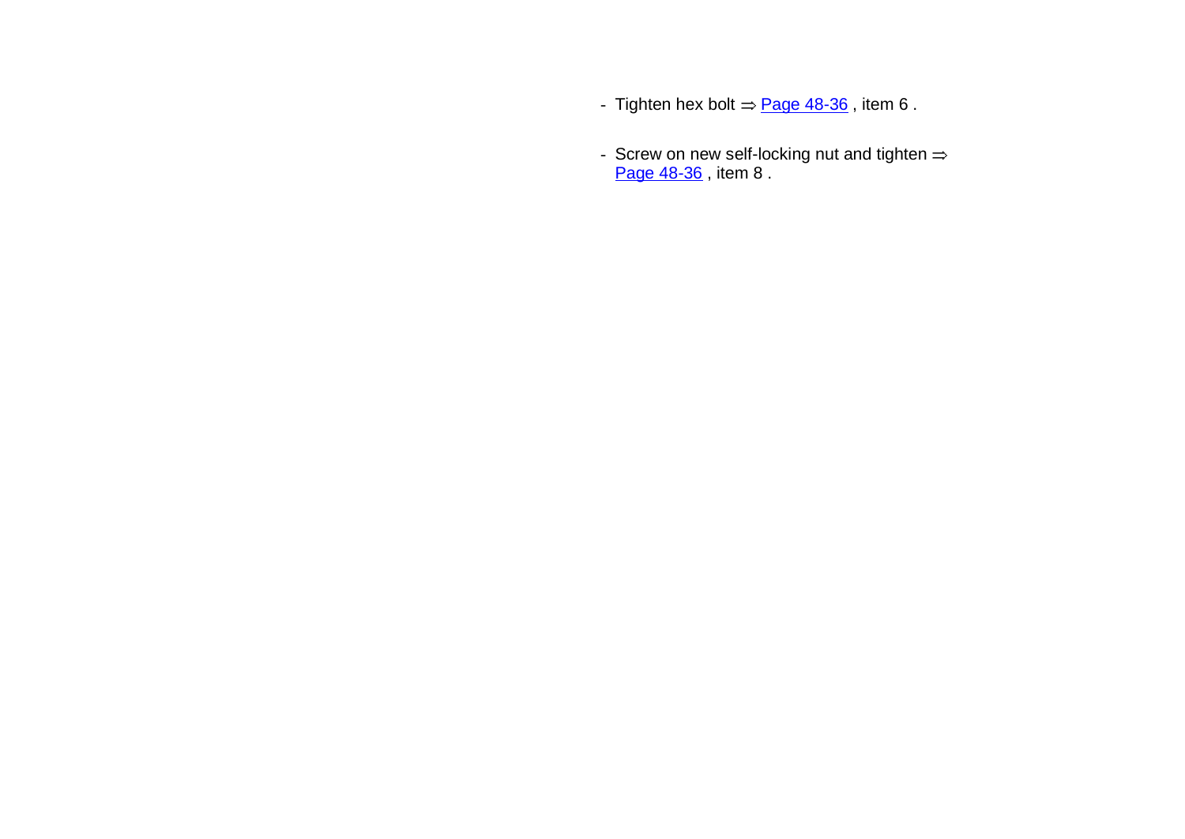- Tighten hex bolt ⇒ Page 48-36 , item 6 .

- Screw on new self-locking nut and tighten ⇒ Page 48-36 , item 8 .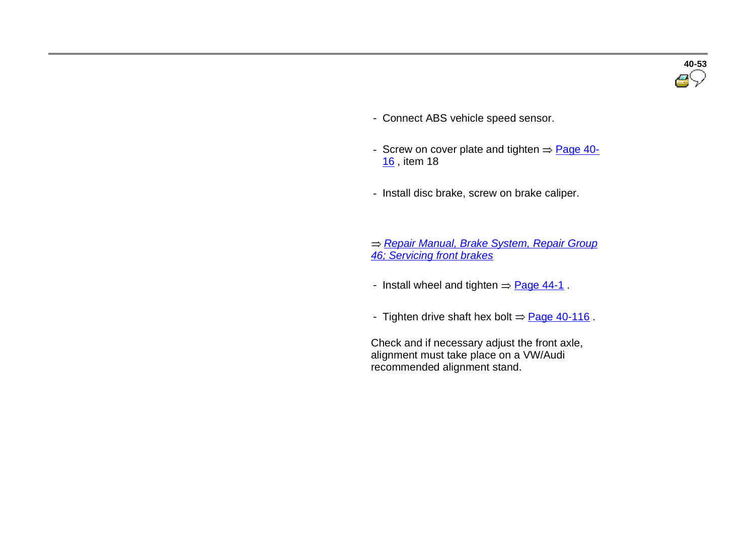- Connect ABS vehicle speed sensor.

- Screw on cover plate and tighten ⇒ Page 40-16 , item 18

- Install disc brake, screw on brake caliper.

⇒ *Repair Manual, Brake System, Repair Group 46; Servicing front brakes*

- Install wheel and tighten ⇒ Page 44-1 .

- Tighten drive shaft hex bolt ⇒ Page 40-116 .

Check and if necessary adjust the front axle, alignment must take place on a VW/Audi recommended alignment stand.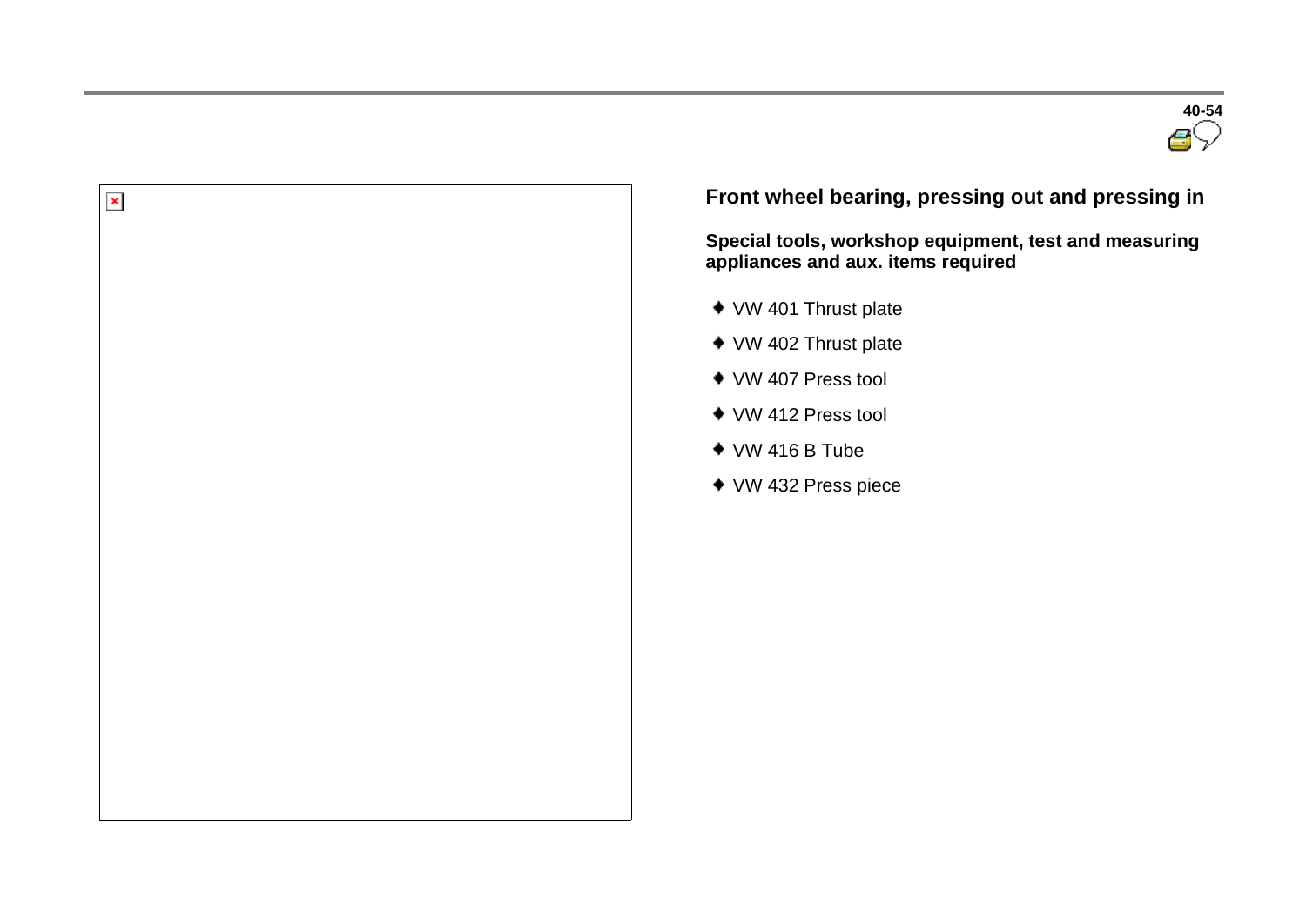## Front wheel bearing, pressing out and pressing in

**Special tools, workshop equipment, test and measuring appliances and aux. items required**

- VW 401 Thrust plate
- VW 402 Thrust plate
- VW 407 Press tool
- VW 412 Press tool
- VW 416 B Tube
- VW 432 Press piece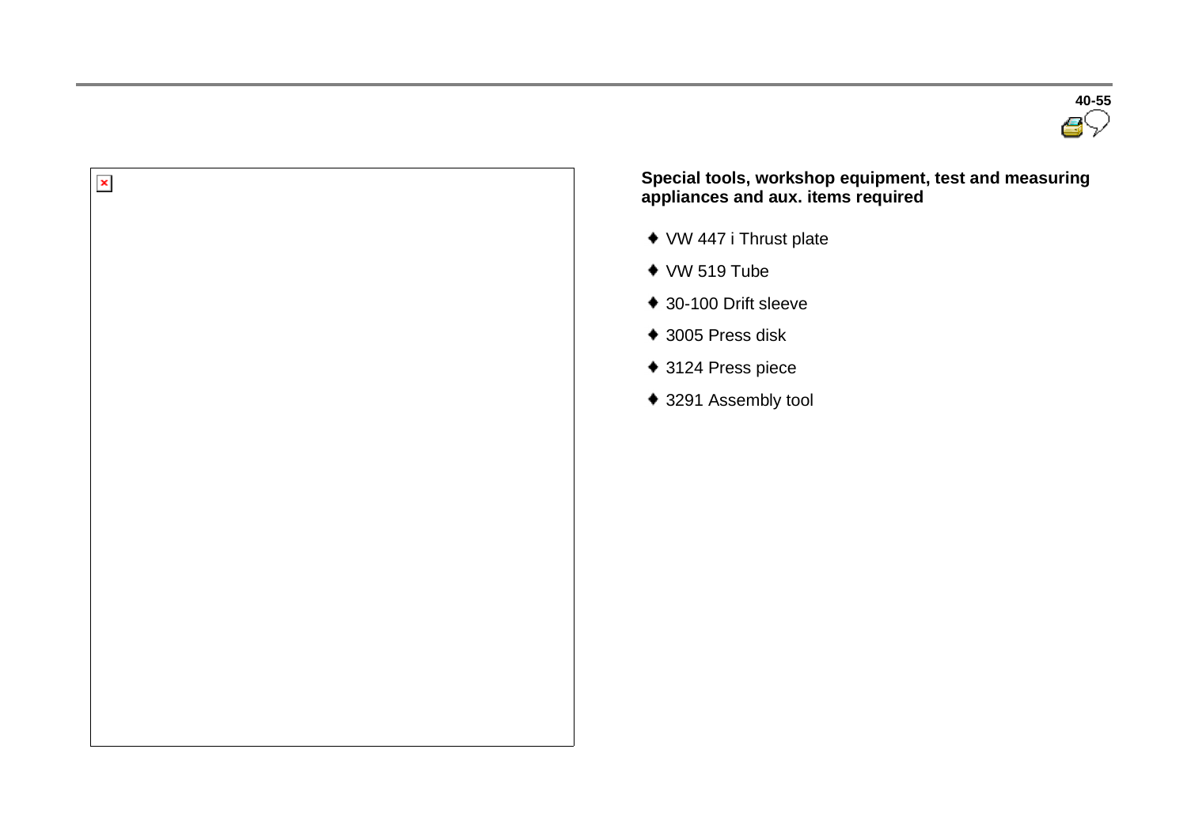**Special tools, workshop equipment, test and measuring appliances and aux. items required**

- VW 447 i Thrust plate
- VW 519 Tube
- 30-100 Drift sleeve
- 3005 Press disk
- 3124 Press piece
- 3291 Assembly tool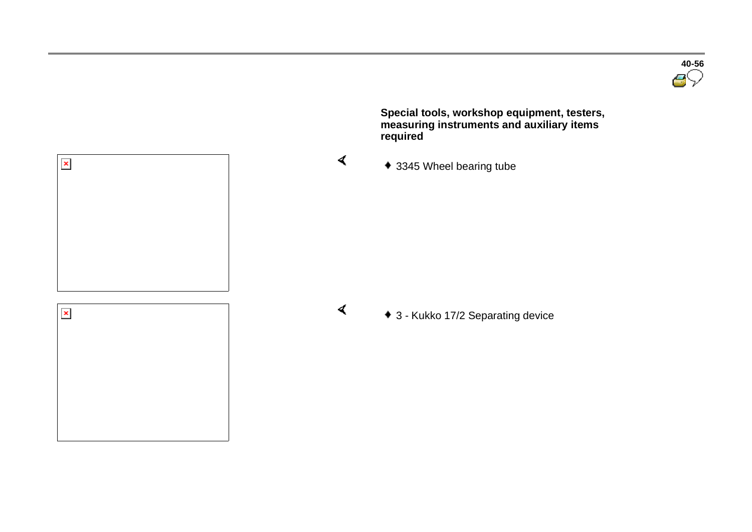**Special tools, workshop equipment, testers, measuring instruments and auxiliary items required**

- 3345 Wheel bearing tube

- 3 - Kukko 17/2 Separating device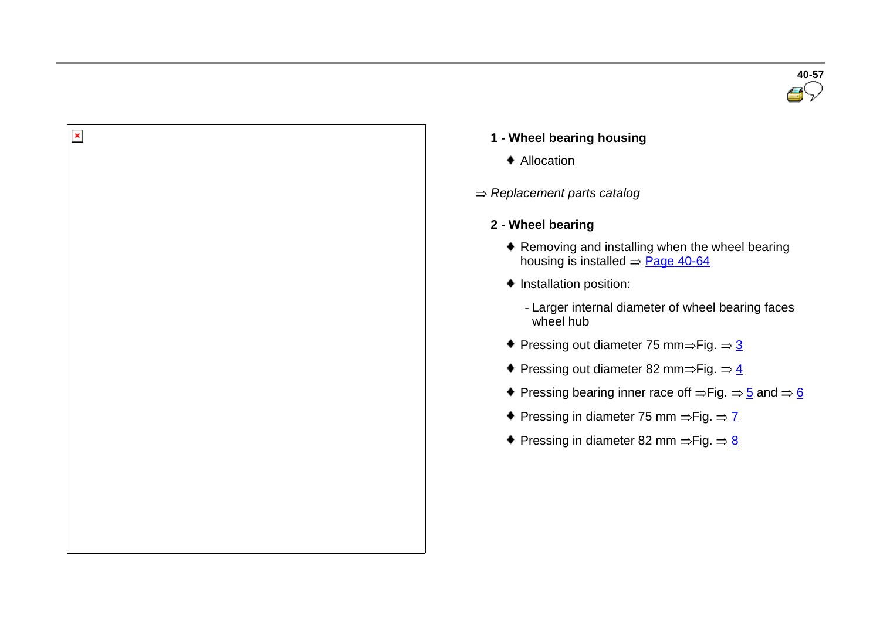**1 - Wheel bearing housing**

- Allocation

⇒ *Replacement parts catalog*

**2 - Wheel bearing**

- Removing and installing when the wheel bearing housing is installed ⇒ Page 40-64
- Installation position:
  - Larger internal diameter of wheel bearing faces wheel hub
- Pressing out diameter 75 mm⇒Fig. ⇒ 3
- Pressing out diameter 82 mm⇒Fig. ⇒ 4
- Pressing bearing inner race off ⇒Fig. ⇒ 5 and ⇒ 6
- Pressing in diameter 75 mm ⇒Fig. ⇒ 7
- Pressing in diameter 82 mm ⇒Fig. ⇒ 8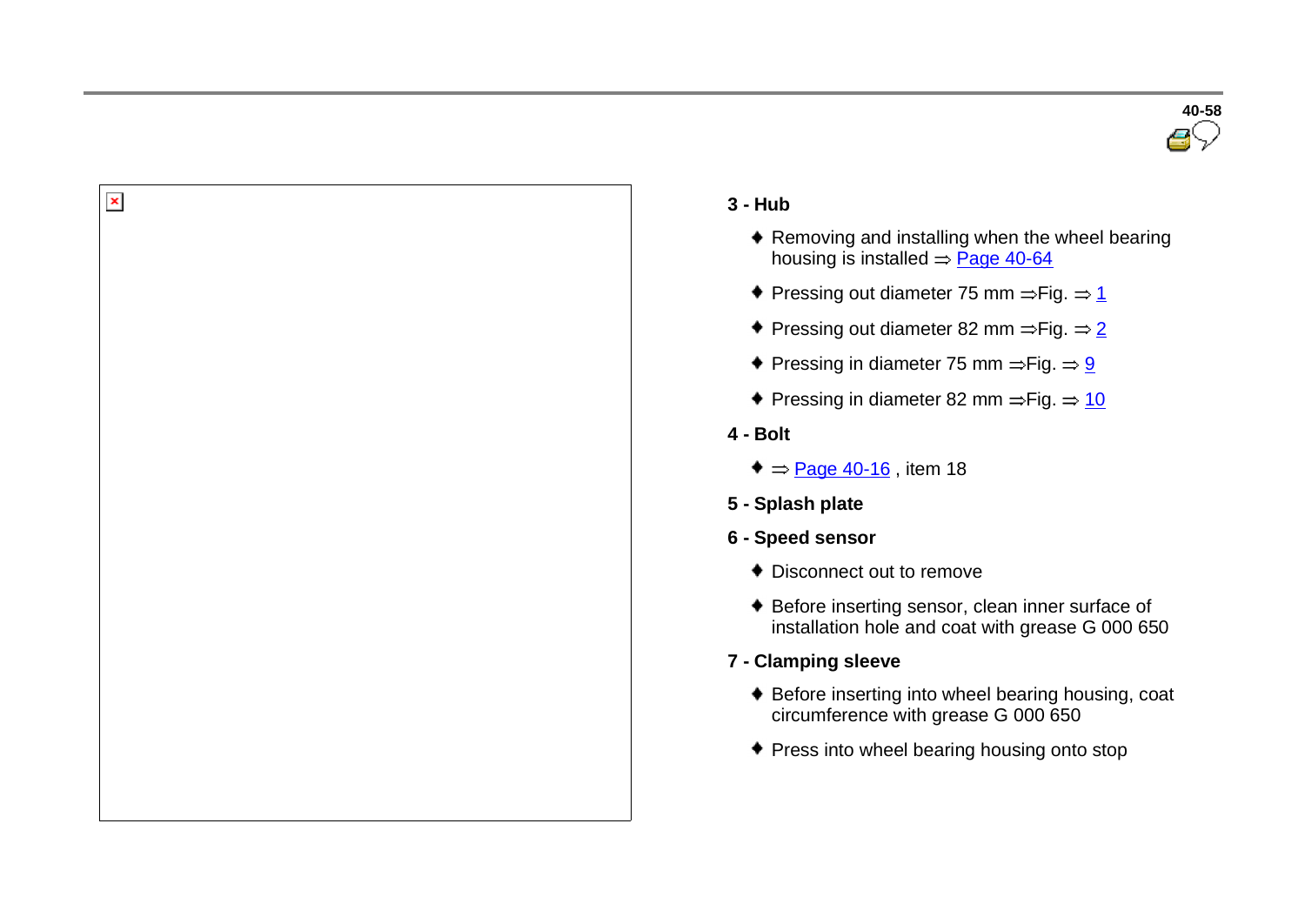**3 - Hub**

- Removing and installing when the wheel bearing housing is installed ⇒ Page 40-64
- Pressing out diameter 75 mm ⇒Fig. ⇒ 1
- Pressing out diameter 82 mm ⇒Fig. ⇒ 2
- Pressing in diameter 75 mm ⇒Fig. ⇒ 9
- Pressing in diameter 82 mm ⇒Fig. ⇒ 10

**4 - Bolt**

- ⇒ Page 40-16 , item 18

**5 - Splash plate**

**6 - Speed sensor**

- Disconnect out to remove
- Before inserting sensor, clean inner surface of installation hole and coat with grease G 000 650

**7 - Clamping sleeve**

- Before inserting into wheel bearing housing, coat circumference with grease G 000 650
- Press into wheel bearing housing onto stop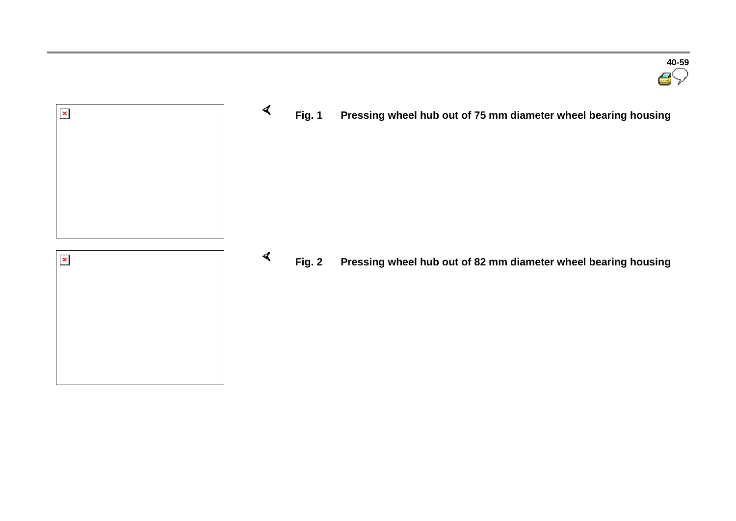Fig. 1 Pressing wheel hub out of 75 mm diameter wheel bearing housing

Fig. 2 Pressing wheel hub out of 82 mm diameter wheel bearing housing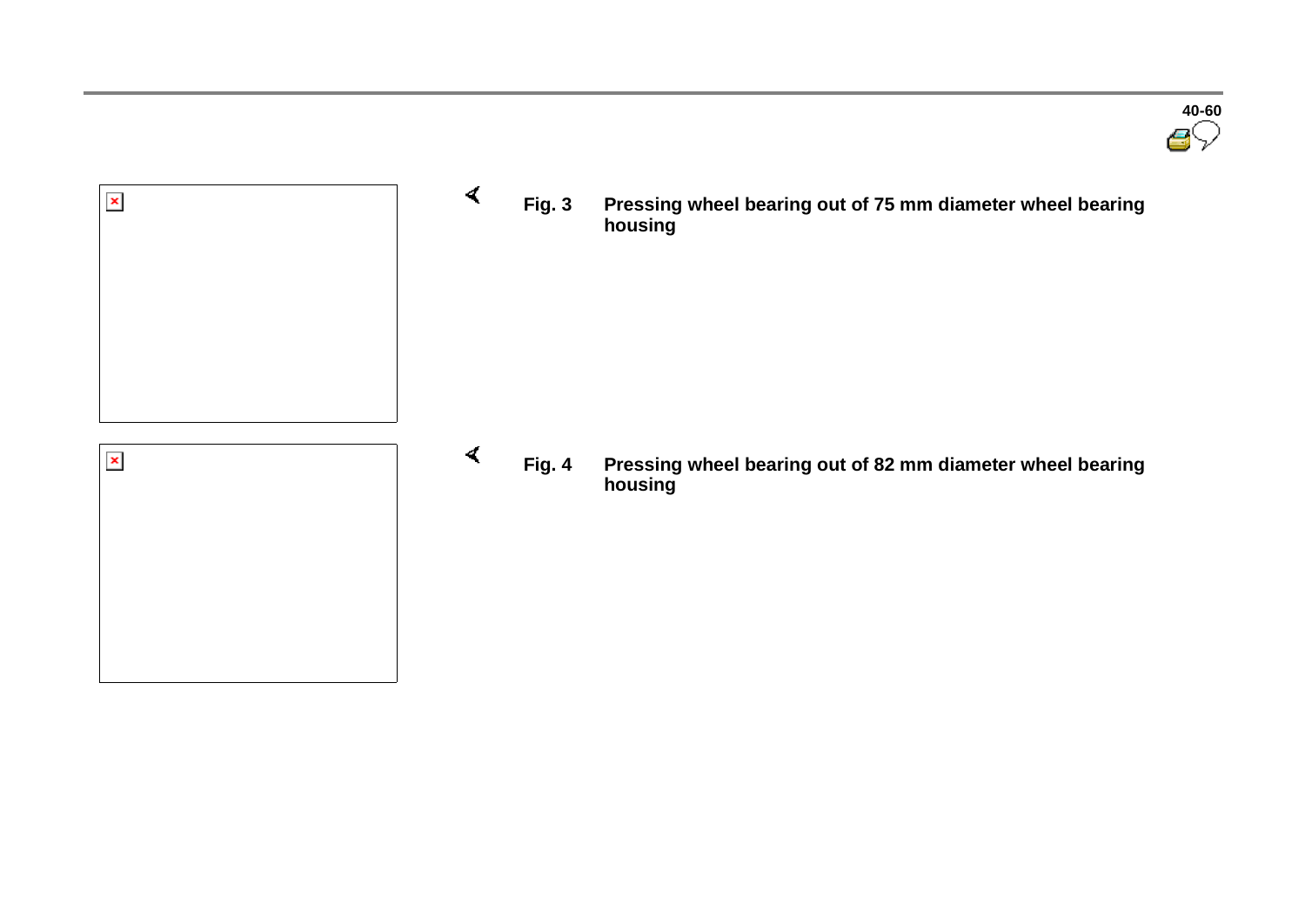Fig. 3 **Pressing wheel bearing out of 75 mm diameter wheel bearing housing**

Fig. 4 **Pressing wheel bearing out of 82 mm diameter wheel bearing housing**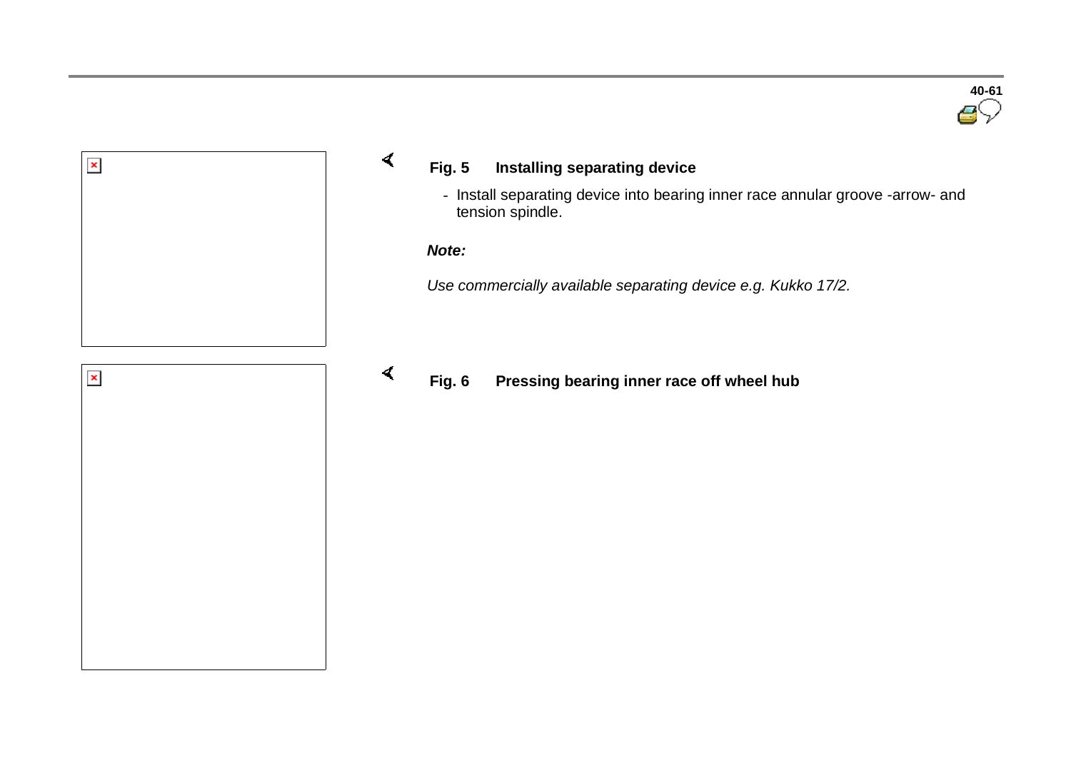**Fig. 5 Installing separating device**

- Install separating device into bearing inner race annular groove -arrow- and tension spindle.

***Note:***

*Use commercially available separating device e.g. Kukko 17/2.*

**Fig. 6 Pressing bearing inner race off wheel hub**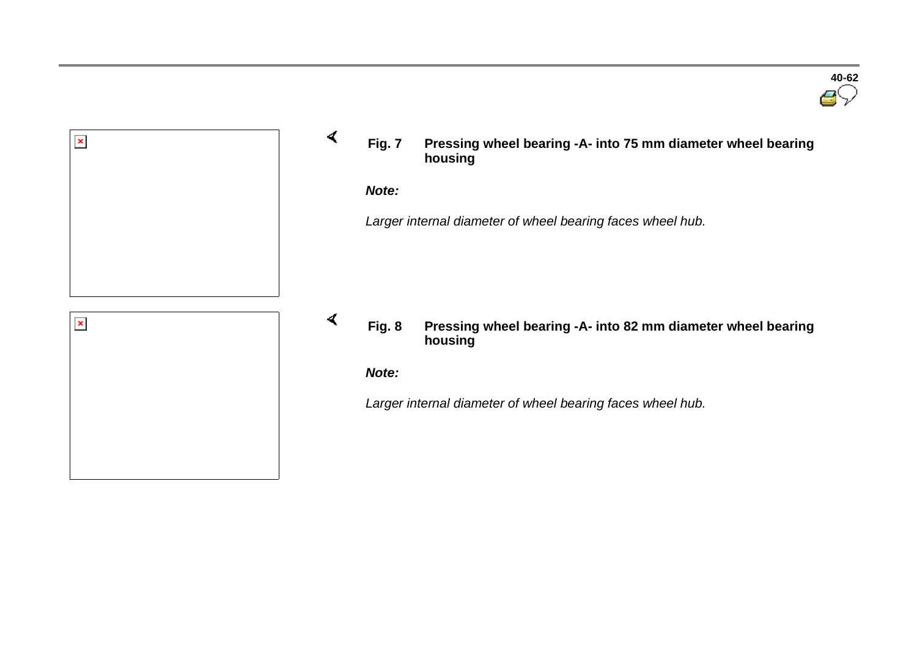**Fig. 7** **Pressing wheel bearing -A- into 75 mm diameter wheel bearing housing**

***Note:***

*Larger internal diameter of wheel bearing faces wheel hub.*

**Fig. 8** **Pressing wheel bearing -A- into 82 mm diameter wheel bearing housing**

***Note:***

*Larger internal diameter of wheel bearing faces wheel hub.*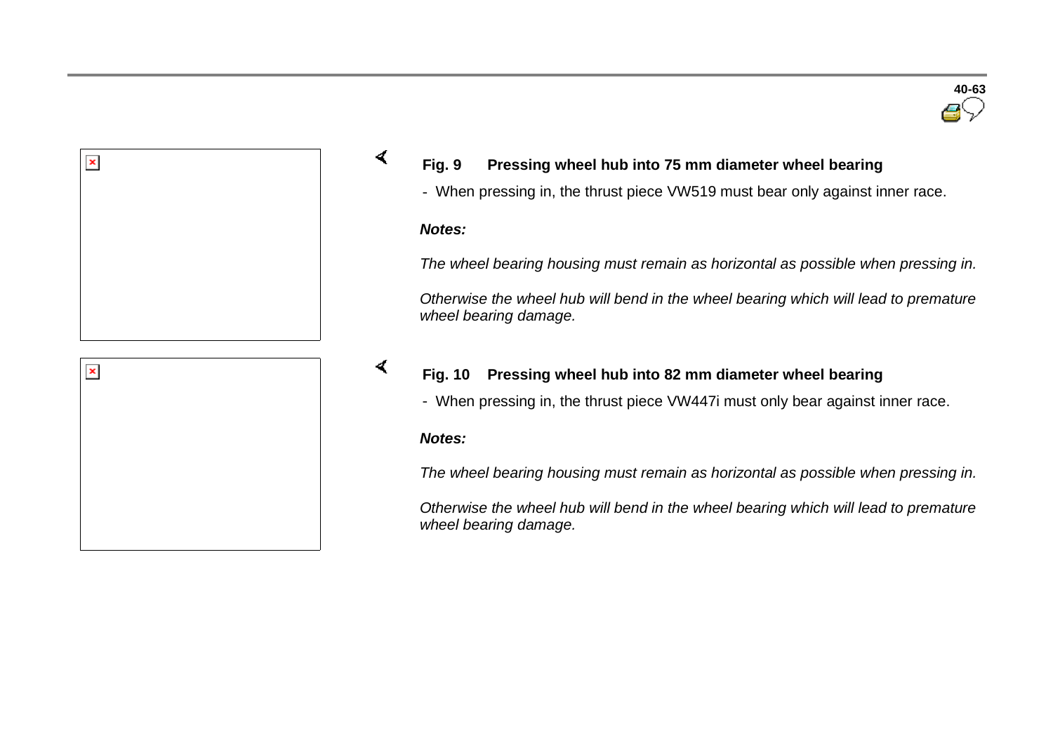**Fig. 9 Pressing wheel hub into 75 mm diameter wheel bearing**

- When pressing in, the thrust piece VW519 must bear only against inner race.

***Notes:***

*The wheel bearing housing must remain as horizontal as possible when pressing in.*

*Otherwise the wheel hub will bend in the wheel bearing which will lead to premature wheel bearing damage.*

**Fig. 10 Pressing wheel hub into 82 mm diameter wheel bearing**

- When pressing in, the thrust piece VW447i must only bear against inner race.

***Notes:***

*The wheel bearing housing must remain as horizontal as possible when pressing in.*

*Otherwise the wheel hub will bend in the wheel bearing which will lead to premature wheel bearing damage.*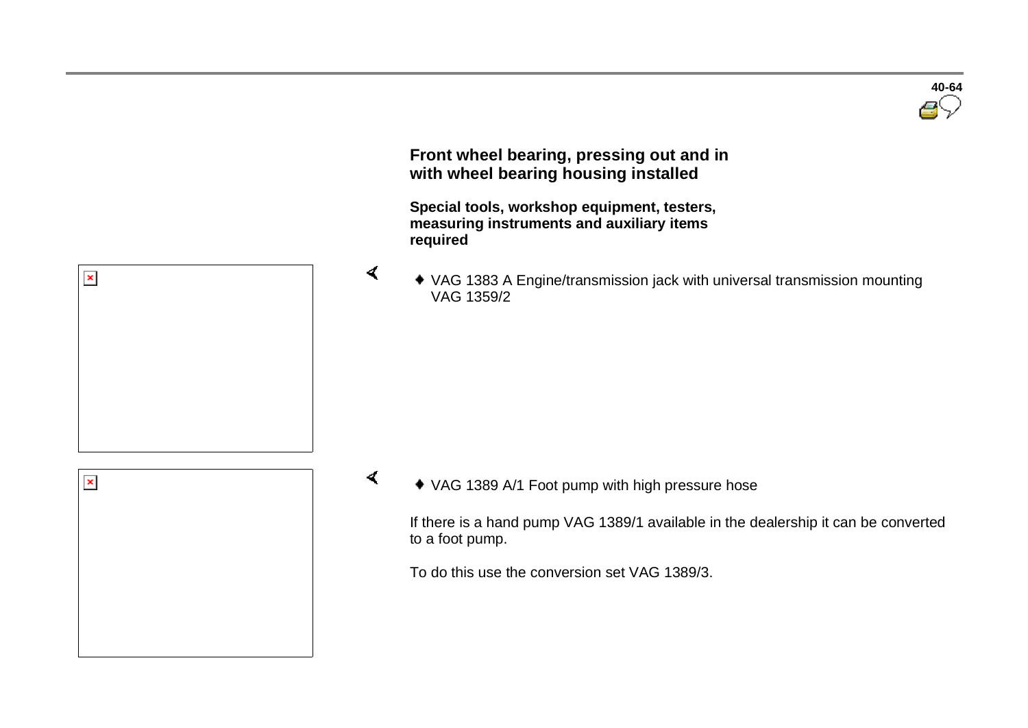## Front wheel bearing, pressing out and in with wheel bearing housing installed

**Special tools, workshop equipment, testers, measuring instruments and auxiliary items required**

- VAG 1383 A Engine/transmission jack with universal transmission mounting VAG 1359/2

- VAG 1389 A/1 Foot pump with high pressure hose

If there is a hand pump VAG 1389/1 available in the dealership it can be converted to a foot pump.

To do this use the conversion set VAG 1389/3.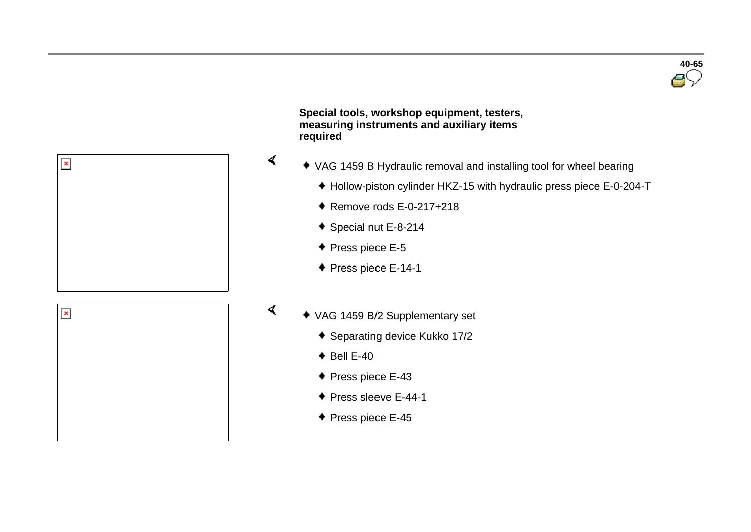**Special tools, workshop equipment, testers, measuring instruments and auxiliary items required**

- VAG 1459 B Hydraulic removal and installing tool for wheel bearing
  - Hollow-piston cylinder HKZ-15 with hydraulic press piece E-0-204-T
  - Remove rods E-0-217+218
  - Special nut E-8-214
  - Press piece E-5
  - Press piece E-14-1

- VAG 1459 B/2 Supplementary set
  - Separating device Kukko 17/2
  - Bell E-40
  - Press piece E-43
  - Press sleeve E-44-1
  - Press piece E-45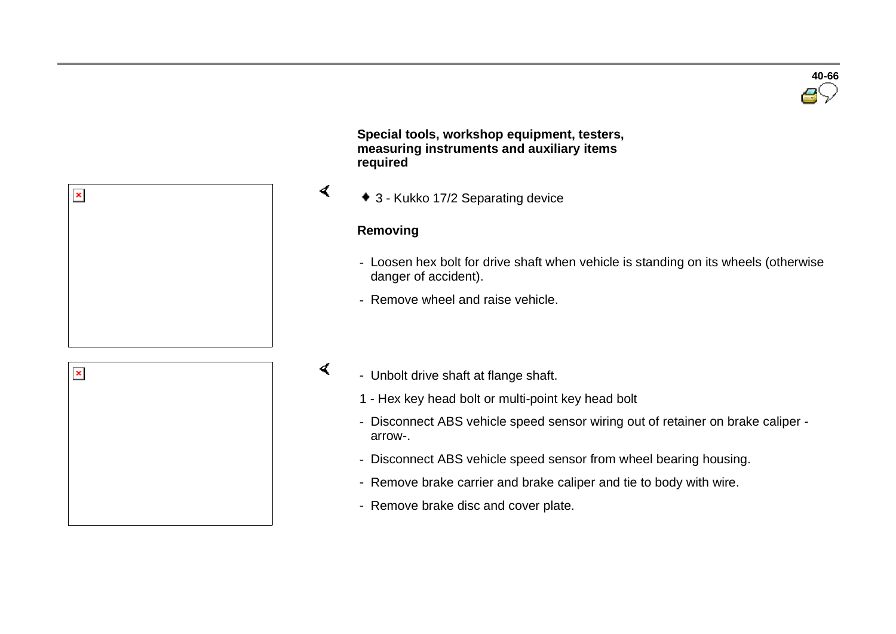**Special tools, workshop equipment, testers, measuring instruments and auxiliary items required**

- 3 - Kukko 17/2 Separating device

**Removing**

- Loosen hex bolt for drive shaft when vehicle is standing on its wheels (otherwise danger of accident).
- Remove wheel and raise vehicle.

- Unbolt drive shaft at flange shaft.

1 - Hex key head bolt or multi-point key head bolt

- Disconnect ABS vehicle speed sensor wiring out of retainer on brake caliper -arrow-.
- Disconnect ABS vehicle speed sensor from wheel bearing housing.
- Remove brake carrier and brake caliper and tie to body with wire.
- Remove brake disc and cover plate.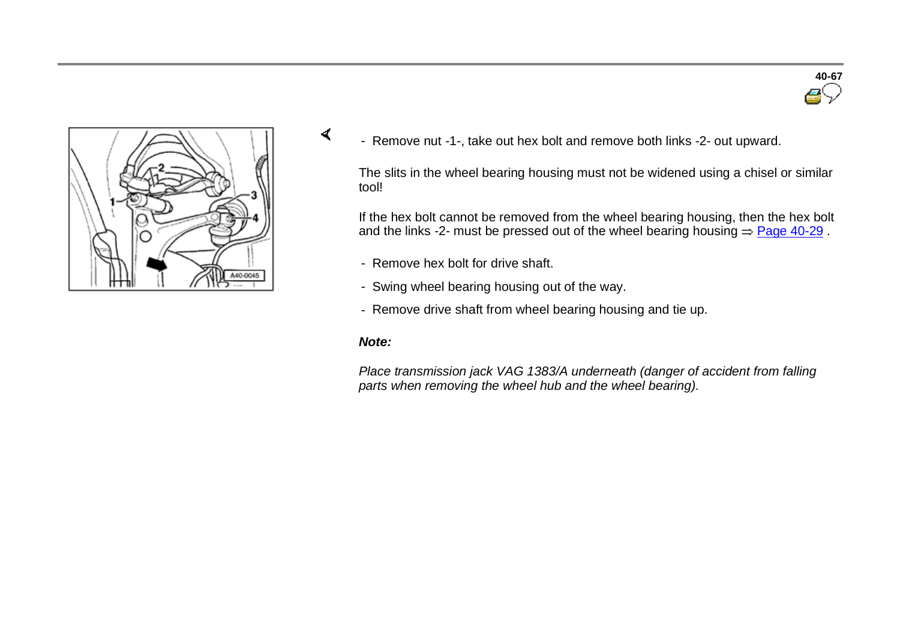- Remove nut -1-, take out hex bolt and remove both links -2- out upward.

The slits in the wheel bearing housing must not be widened using a chisel or similar tool!

If the hex bolt cannot be removed from the wheel bearing housing, then the hex bolt and the links -2- must be pressed out of the wheel bearing housing ⇒ Page 40-29 .

- Remove hex bolt for drive shaft.
- Swing wheel bearing housing out of the way.
- Remove drive shaft from wheel bearing housing and tie up.

***Note:***

*Place transmission jack VAG 1383/A underneath (danger of accident from falling parts when removing the wheel hub and the wheel bearing).*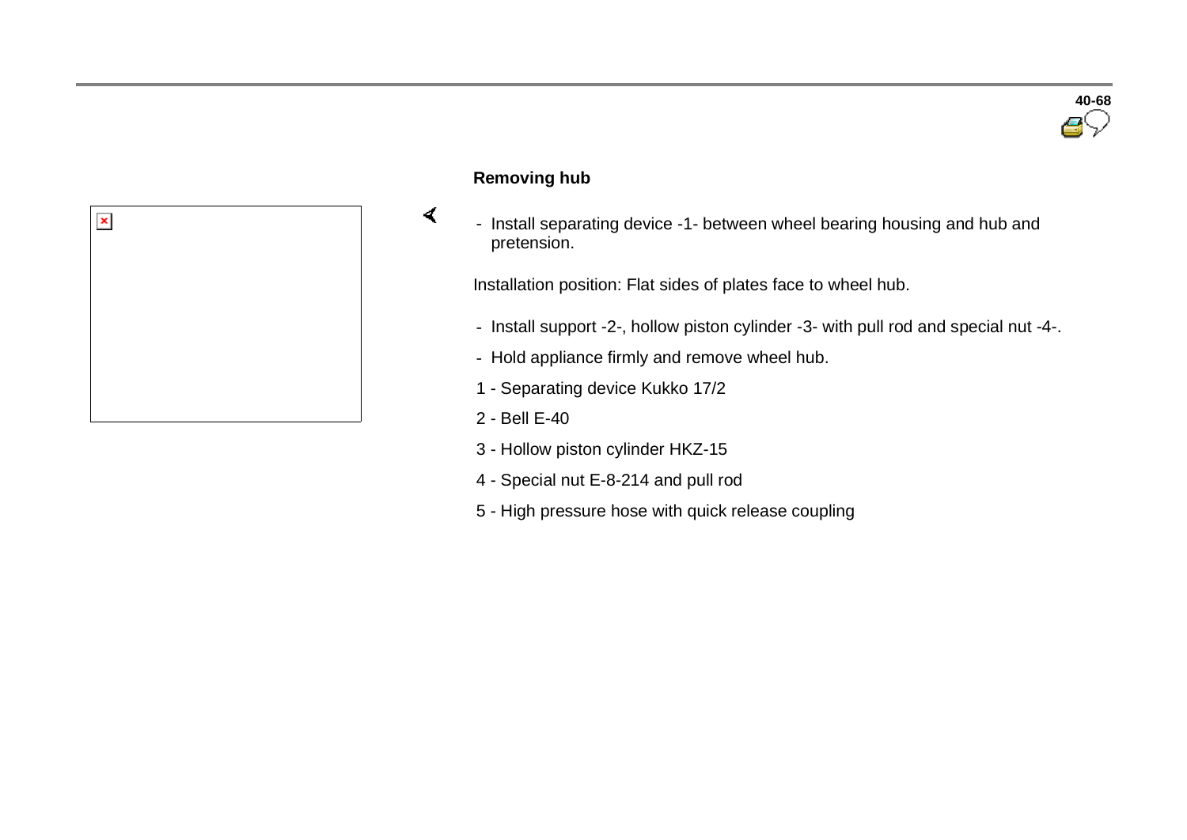## Removing hub

- Install separating device -1- between wheel bearing housing and hub and pretension.

Installation position: Flat sides of plates face to wheel hub.

- Install support -2-, hollow piston cylinder -3- with pull rod and special nut -4-.
- Hold appliance firmly and remove wheel hub.

1 - Separating device Kukko 17/2

2 - Bell E-40

3 - Hollow piston cylinder HKZ-15

4 - Special nut E-8-214 and pull rod

5 - High pressure hose with quick release coupling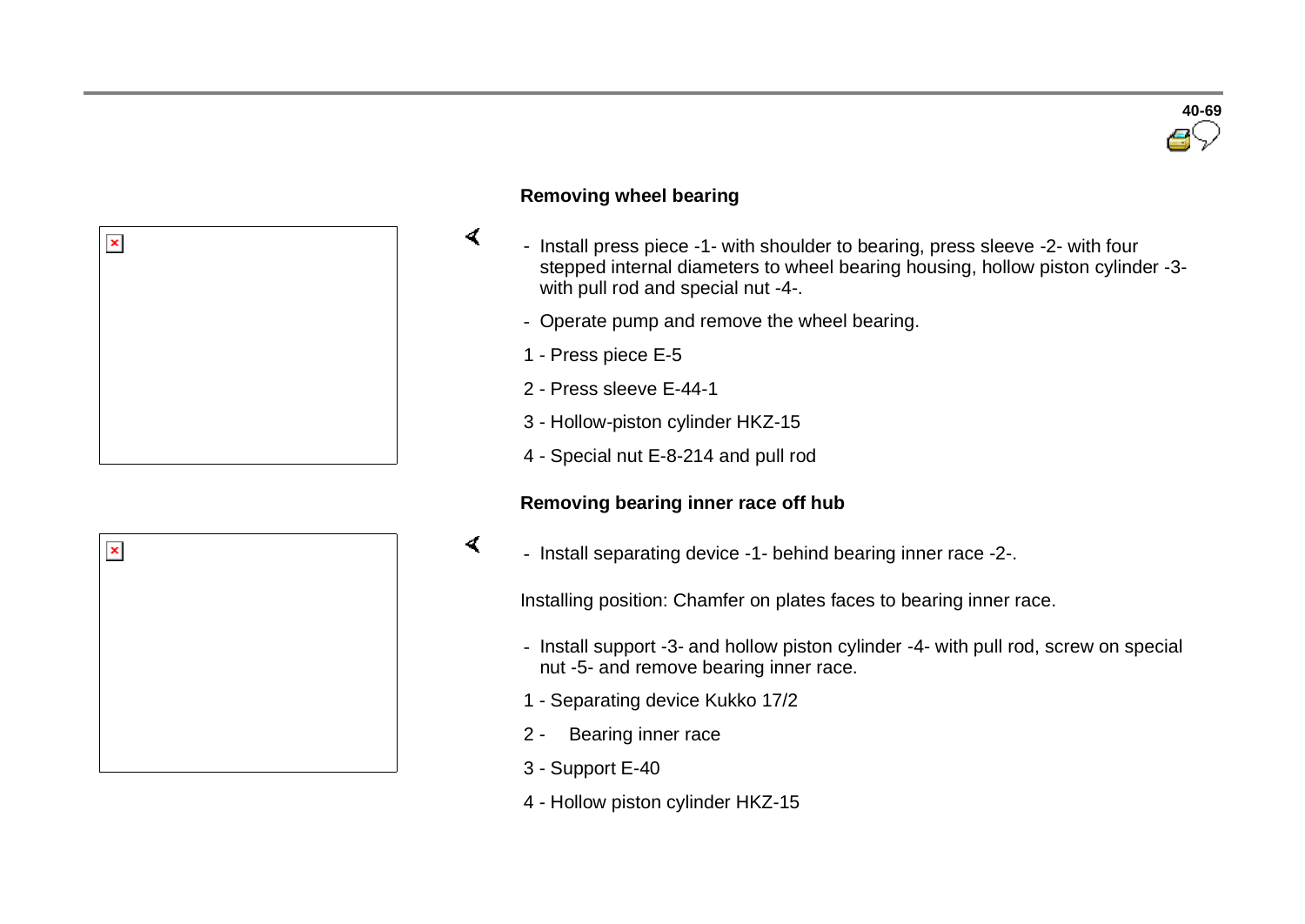### Removing wheel bearing

- Install press piece -1- with shoulder to bearing, press sleeve -2- with four stepped internal diameters to wheel bearing housing, hollow piston cylinder -3- with pull rod and special nut -4-.
- Operate pump and remove the wheel bearing.

1 - Press piece E-5

2 - Press sleeve E-44-1

3 - Hollow-piston cylinder HKZ-15

4 - Special nut E-8-214 and pull rod

### Removing bearing inner race off hub

- Install separating device -1- behind bearing inner race -2-.

Installing position: Chamfer on plates faces to bearing inner race.

- Install support -3- and hollow piston cylinder -4- with pull rod, screw on special nut -5- and remove bearing inner race.

1 - Separating device Kukko 17/2

2 - Bearing inner race

3 - Support E-40

4 - Hollow piston cylinder HKZ-15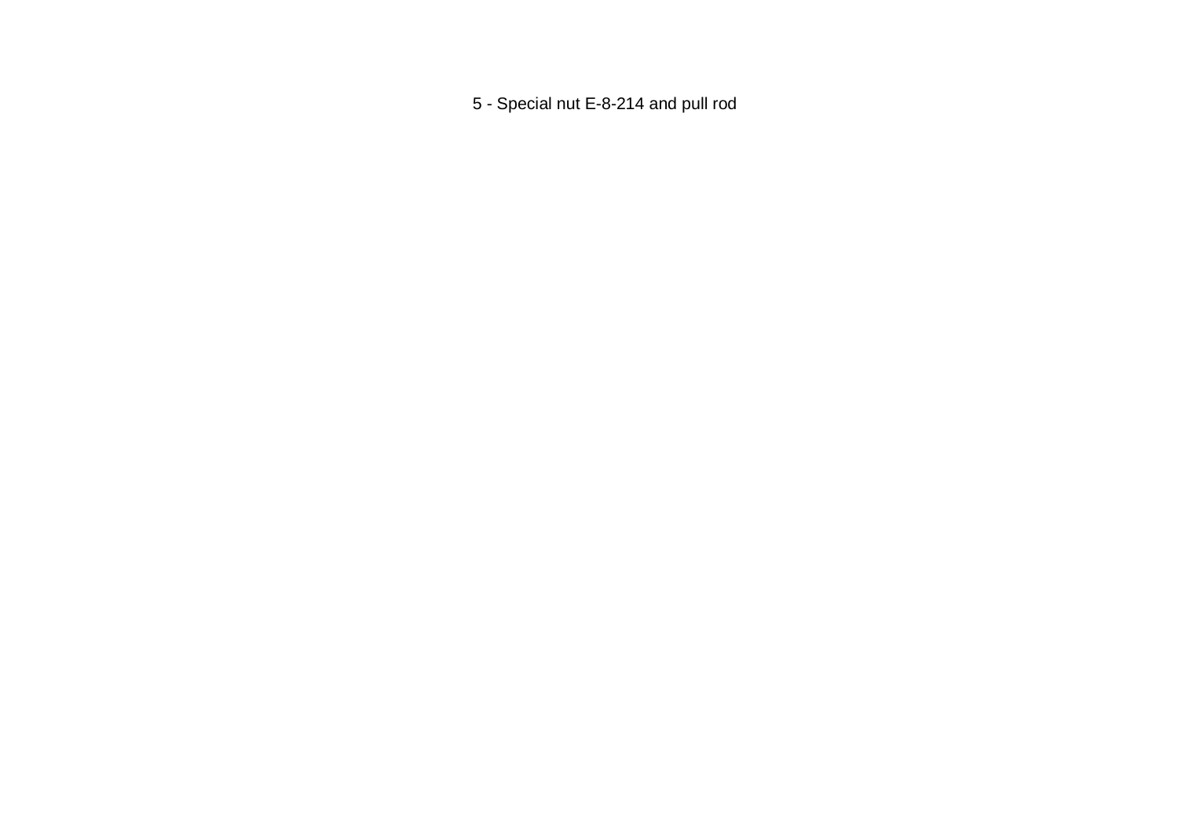5 - Special nut E-8-214 and pull rod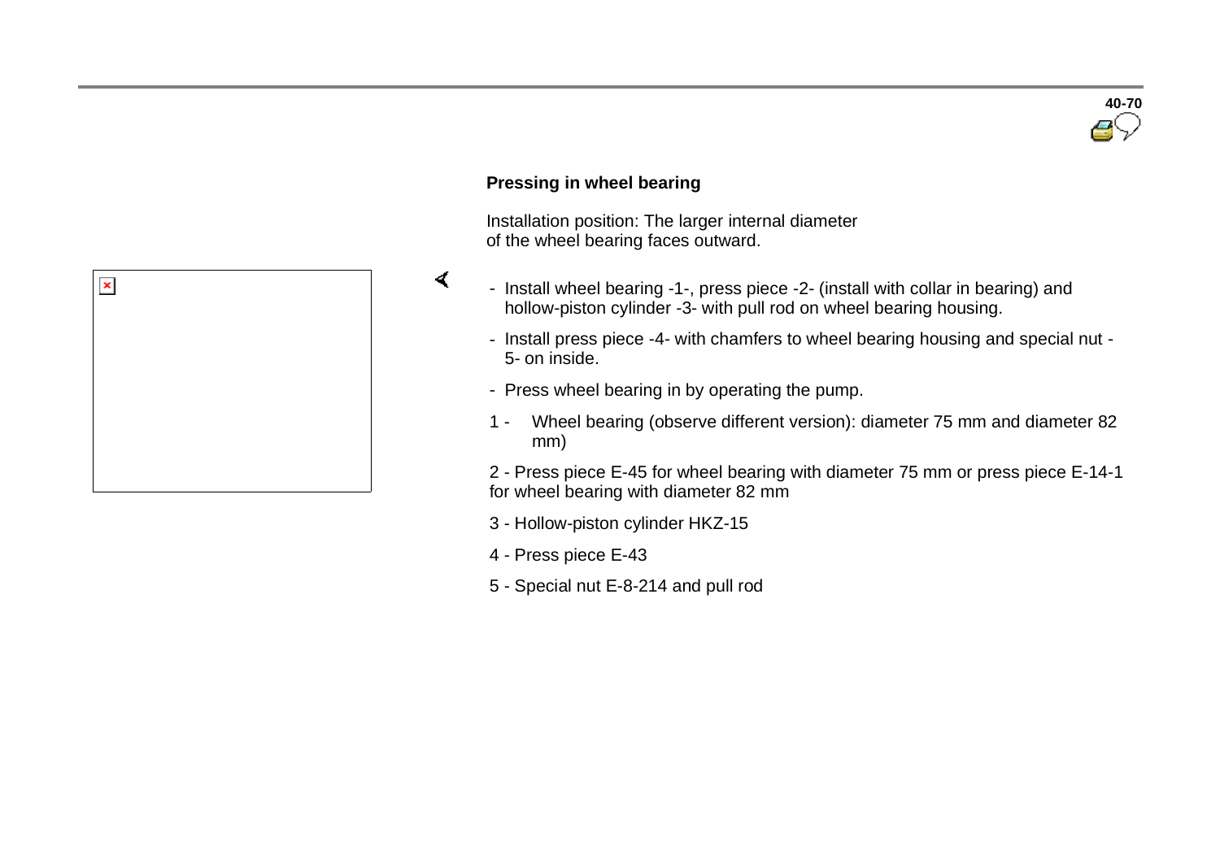### Pressing in wheel bearing

Installation position: The larger internal diameter of the wheel bearing faces outward.

- Install wheel bearing -1-, press piece -2- (install with collar in bearing) and hollow-piston cylinder -3- with pull rod on wheel bearing housing.
- Install press piece -4- with chamfers to wheel bearing housing and special nut -5- on inside.
- Press wheel bearing in by operating the pump.

1 - Wheel bearing (observe different version): diameter 75 mm and diameter 82 mm)

2 - Press piece E-45 for wheel bearing with diameter 75 mm or press piece E-14-1 for wheel bearing with diameter 82 mm

3 - Hollow-piston cylinder HKZ-15

4 - Press piece E-43

5 - Special nut E-8-214 and pull rod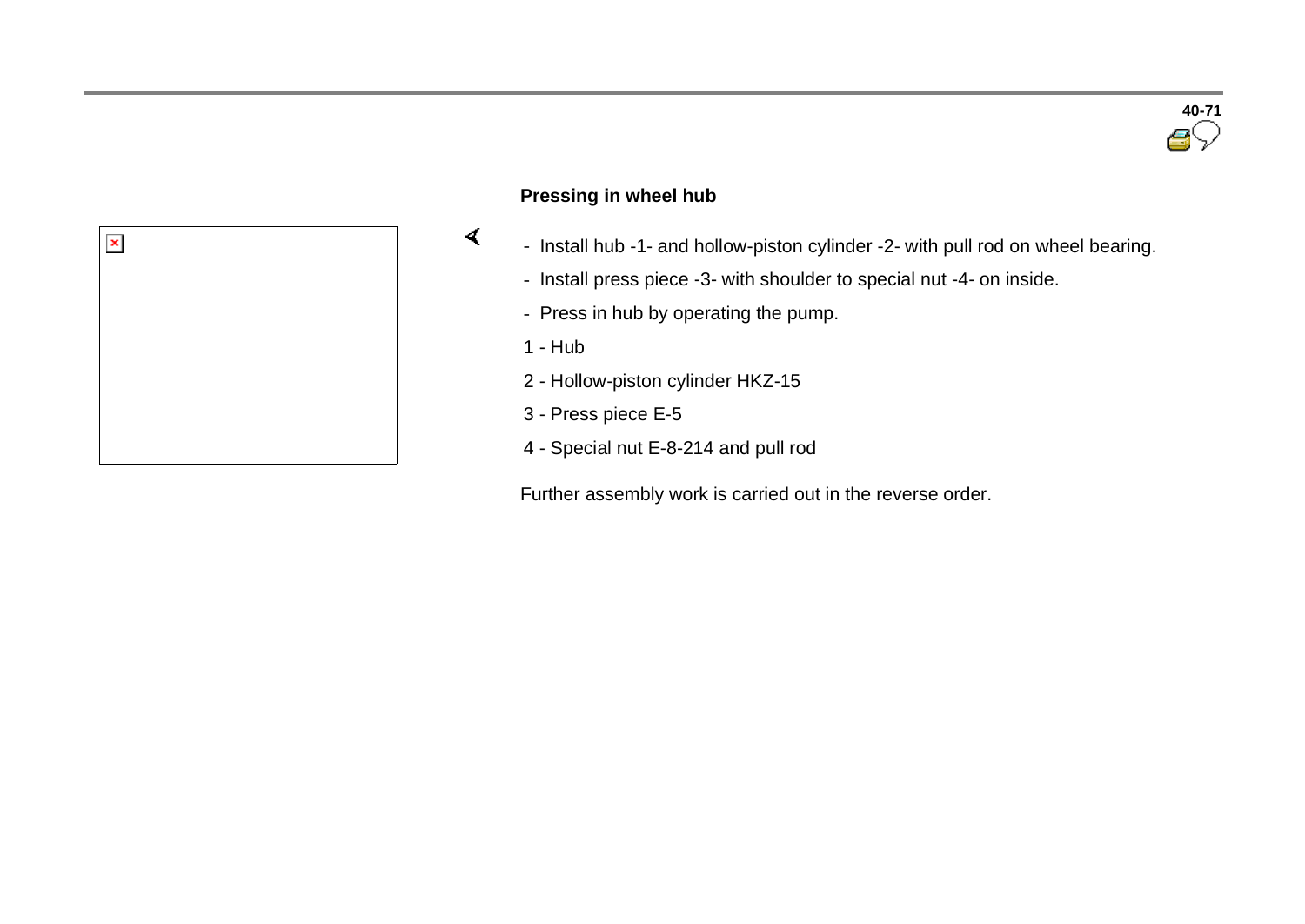### Pressing in wheel hub

- Install hub -1- and hollow-piston cylinder -2- with pull rod on wheel bearing.
- Install press piece -3- with shoulder to special nut -4- on inside.
- Press in hub by operating the pump.

1 - Hub

2 - Hollow-piston cylinder HKZ-15

3 - Press piece E-5

4 - Special nut E-8-214 and pull rod

Further assembly work is carried out in the reverse order.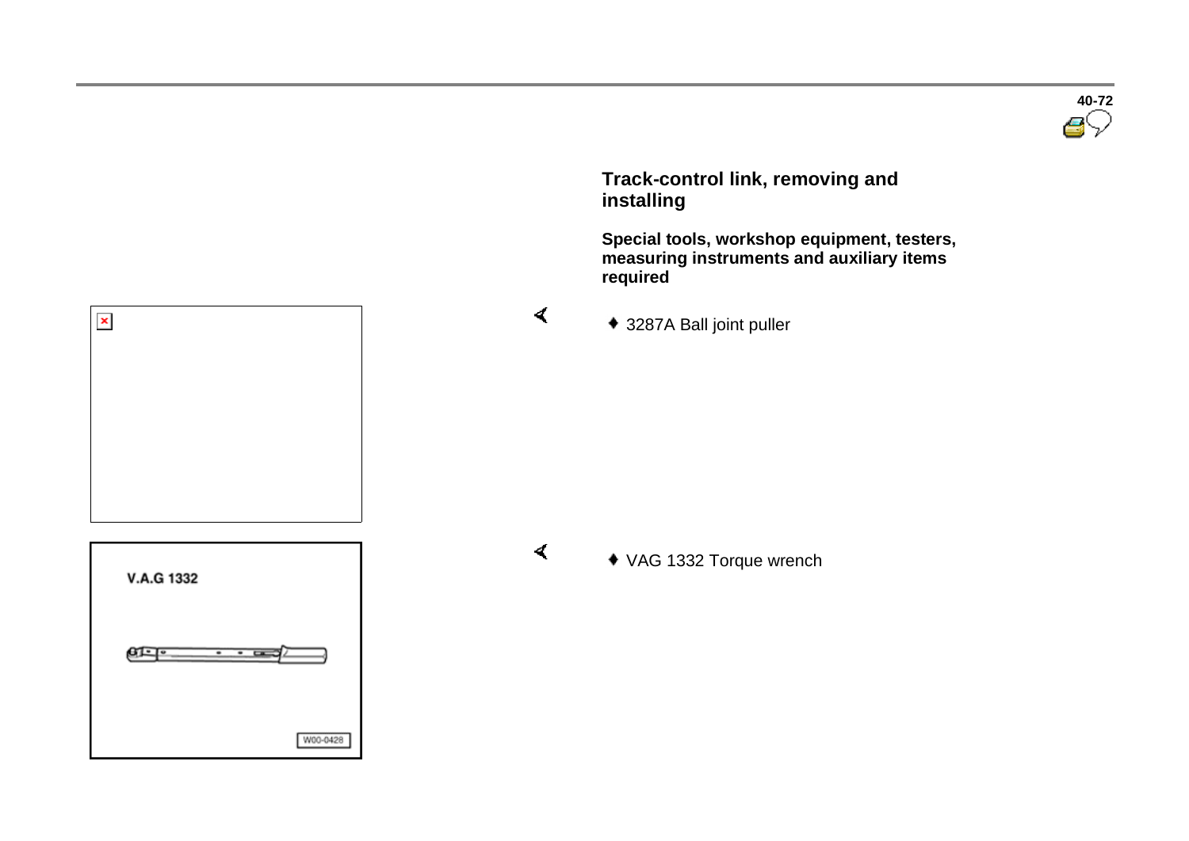## Track-control link, removing and installing

**Special tools, workshop equipment, testers, measuring instruments and auxiliary items required**

- 3287A Ball joint puller

- VAG 1332 Torque wrench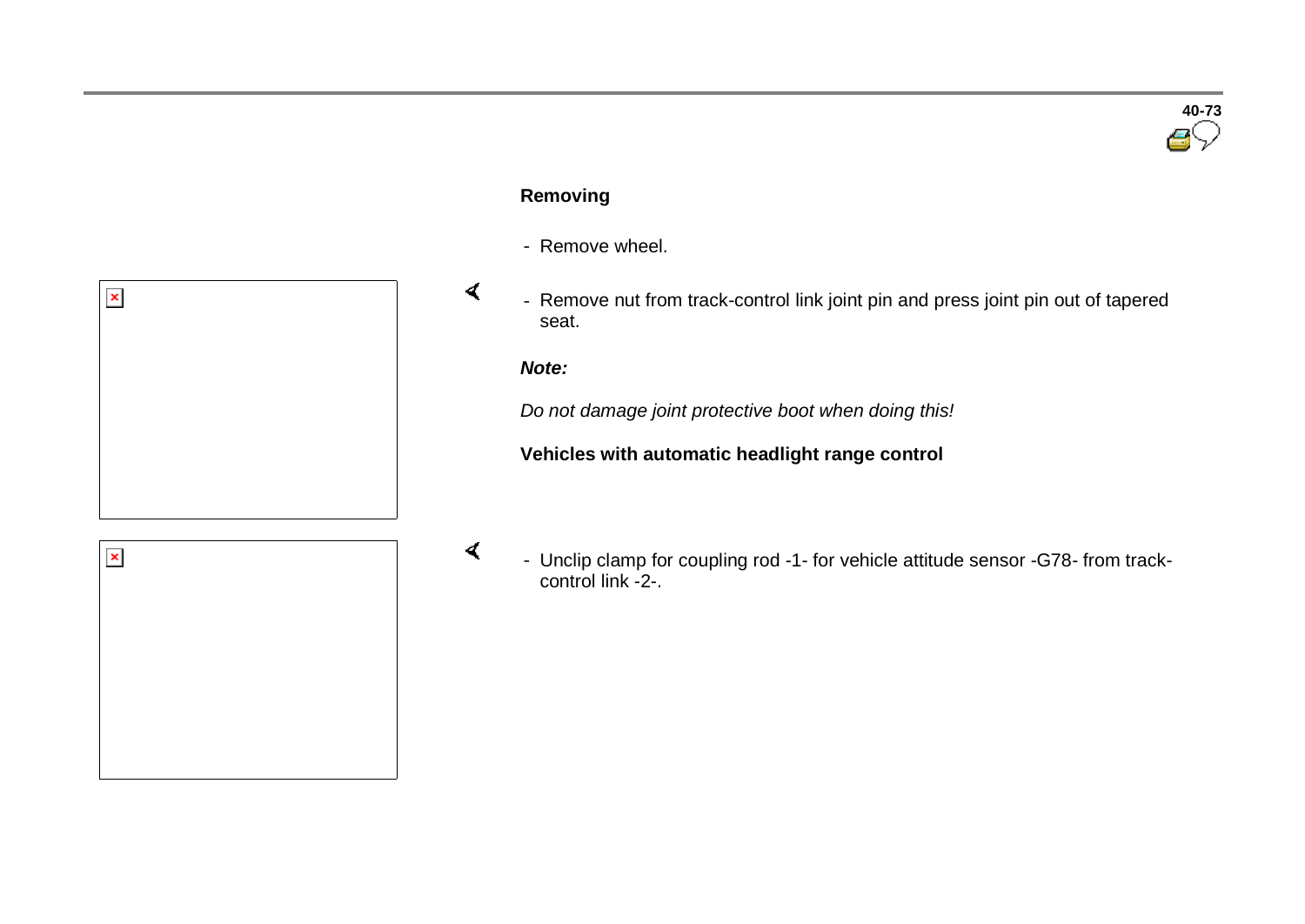**Removing**

- Remove wheel.

- Remove nut from track-control link joint pin and press joint pin out of tapered seat.

***Note:***

*Do not damage joint protective boot when doing this!*

**Vehicles with automatic headlight range control**

- Unclip clamp for coupling rod -1- for vehicle attitude sensor -G78- from track-control link -2-.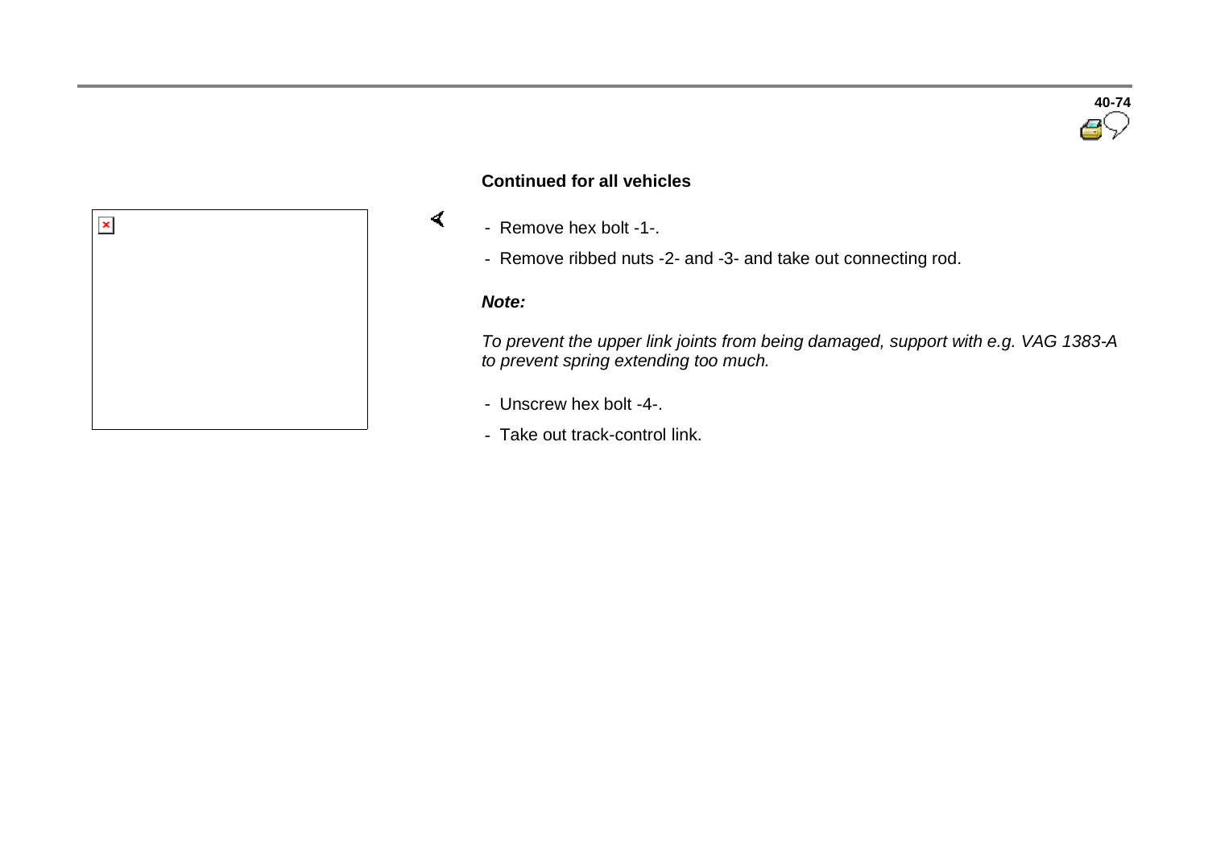**Continued for all vehicles**

- Remove hex bolt -1-.
- Remove ribbed nuts -2- and -3- and take out connecting rod.

***Note:***

*To prevent the upper link joints from being damaged, support with e.g. VAG 1383-A to prevent spring extending too much.*

- Unscrew hex bolt -4-.
- Take out track-control link.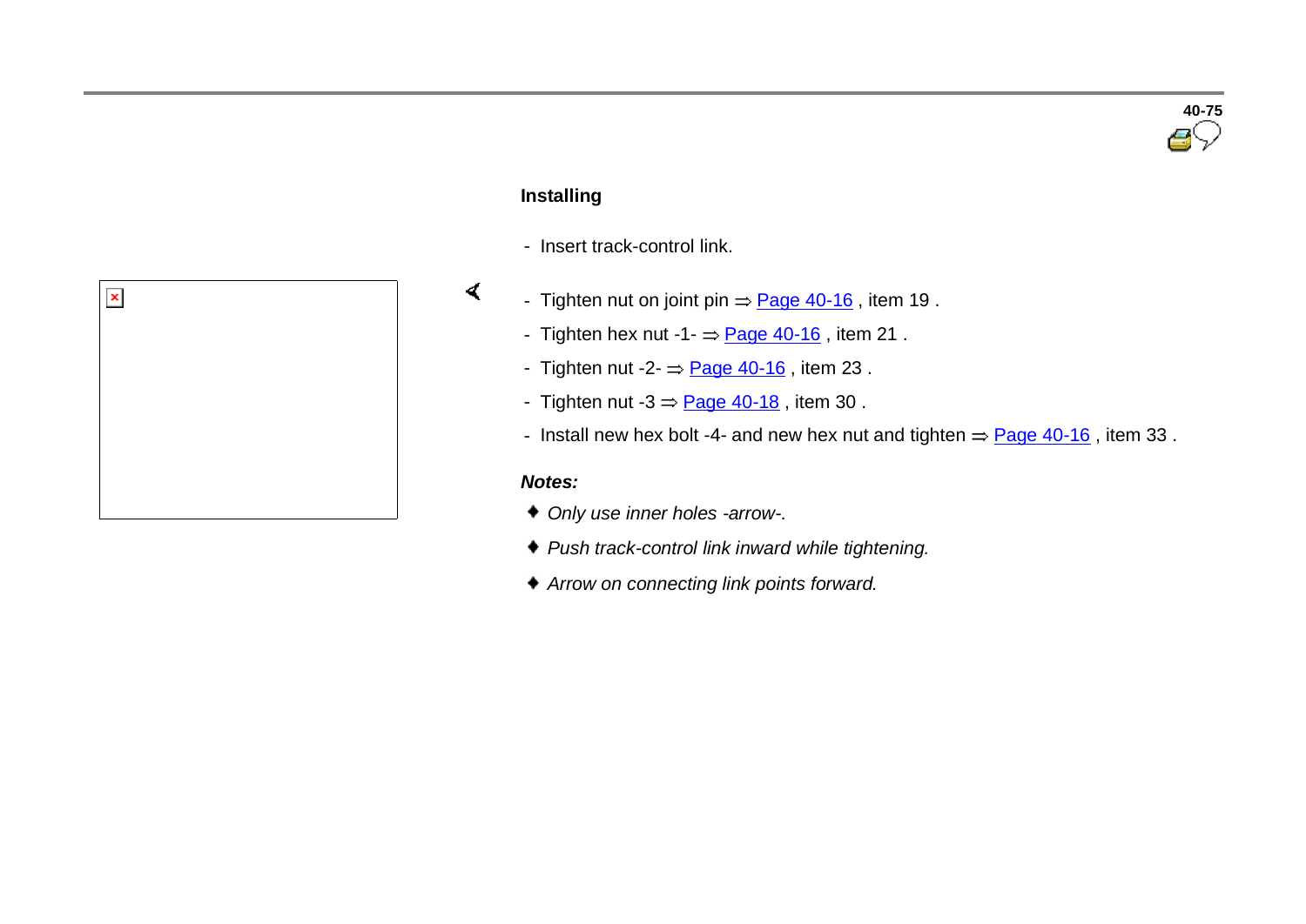**Installing**

- Insert track-control link.
- Tighten nut on joint pin ⇒ Page 40-16 , item 19 .
- Tighten hex nut -1- ⇒ Page 40-16 , item 21 .
- Tighten nut -2- ⇒ Page 40-16 , item 23 .
- Tighten nut -3 ⇒ Page 40-18 , item 30 .
- Install new hex bolt -4- and new hex nut and tighten ⇒ Page 40-16 , item 33 .

***Notes:***

- *Only use inner holes -arrow-.*
- *Push track-control link inward while tightening.*
- *Arrow on connecting link points forward.*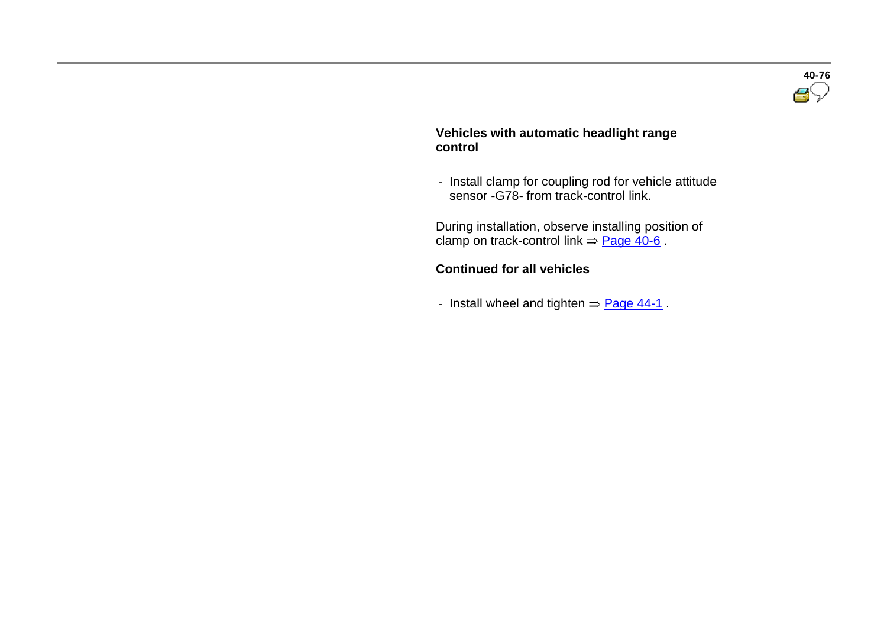**Vehicles with automatic headlight range control**

- Install clamp for coupling rod for vehicle attitude sensor -G78- from track-control link.

During installation, observe installing position of clamp on track-control link ⇒ Page 40-6 .

**Continued for all vehicles**

- Install wheel and tighten ⇒ Page 44-1 .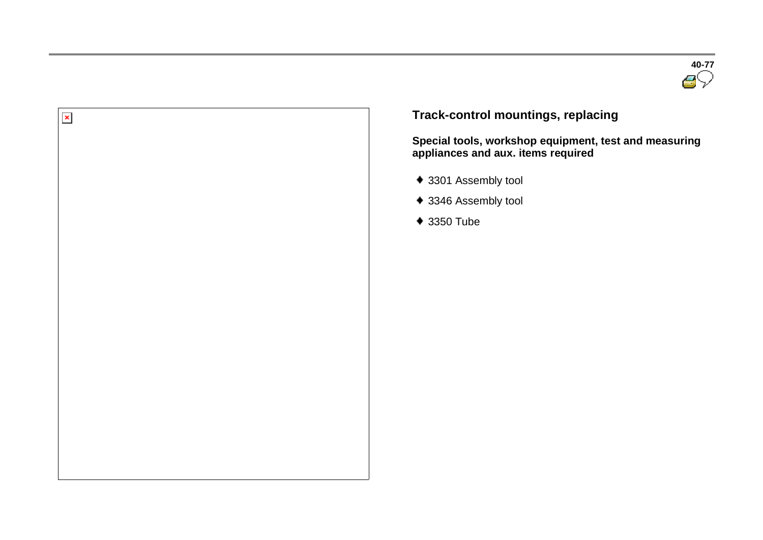## Track-control mountings, replacing

**Special tools, workshop equipment, test and measuring appliances and aux. items required**

- 3301 Assembly tool
- 3346 Assembly tool
- 3350 Tube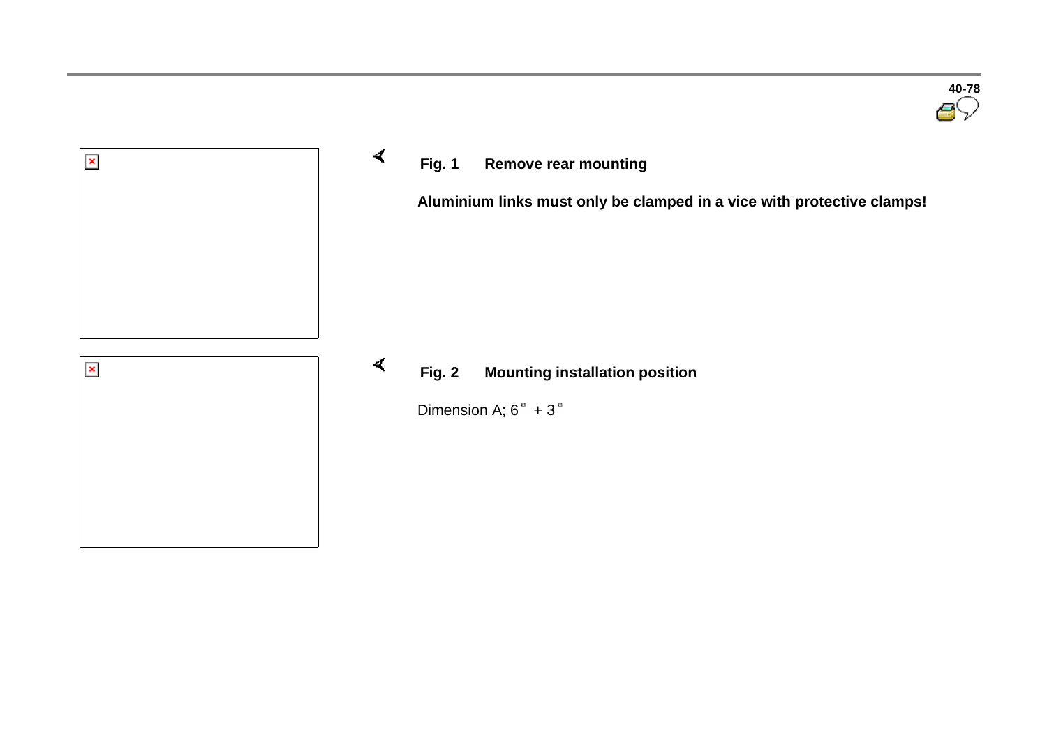**Fig. 1 Remove rear mounting**

**Aluminium links must only be clamped in a vice with protective clamps!**

**Fig. 2 Mounting installation position**

Dimension A; 6° + 3°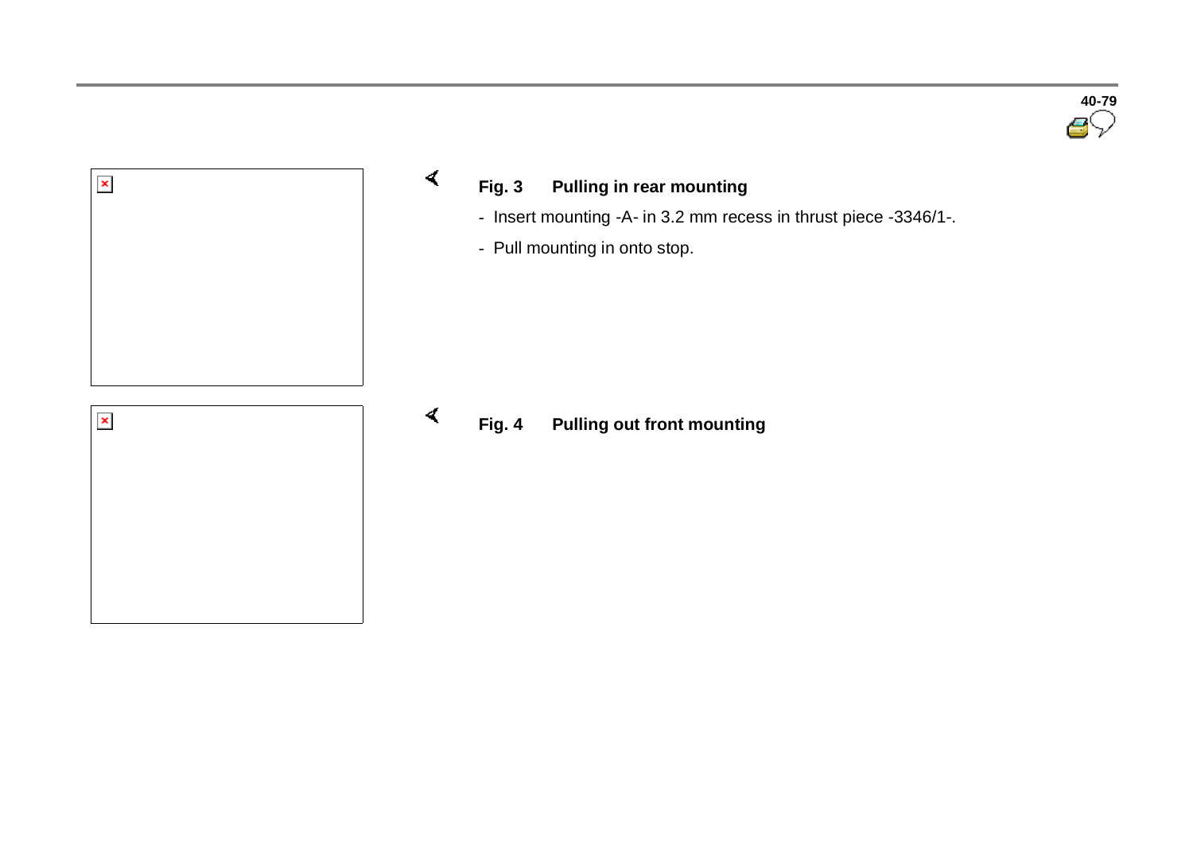**Fig. 3 Pulling in rear mounting**

- Insert mounting -A- in 3.2 mm recess in thrust piece -3346/1-.
- Pull mounting in onto stop.

**Fig. 4 Pulling out front mounting**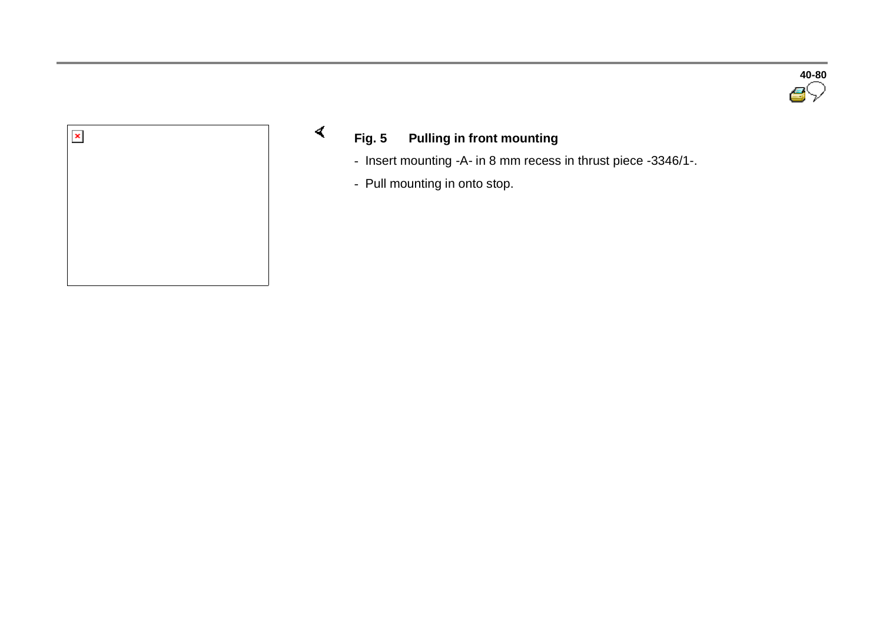**Fig. 5 Pulling in front mounting**

- Insert mounting -A- in 8 mm recess in thrust piece -3346/1-.
- Pull mounting in onto stop.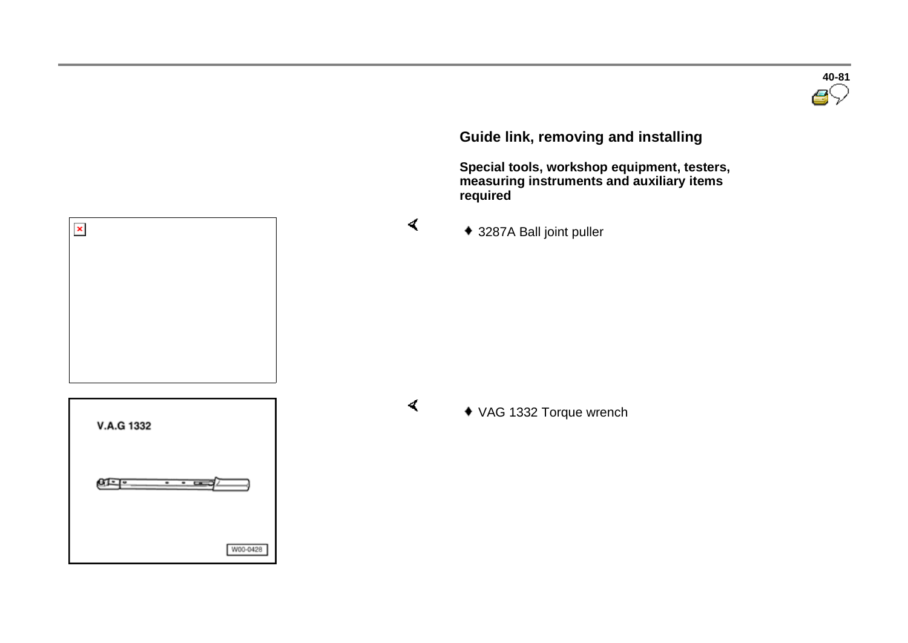## Guide link, removing and installing

**Special tools, workshop equipment, testers, measuring instruments and auxiliary items required**

- 3287A Ball joint puller
- VAG 1332 Torque wrench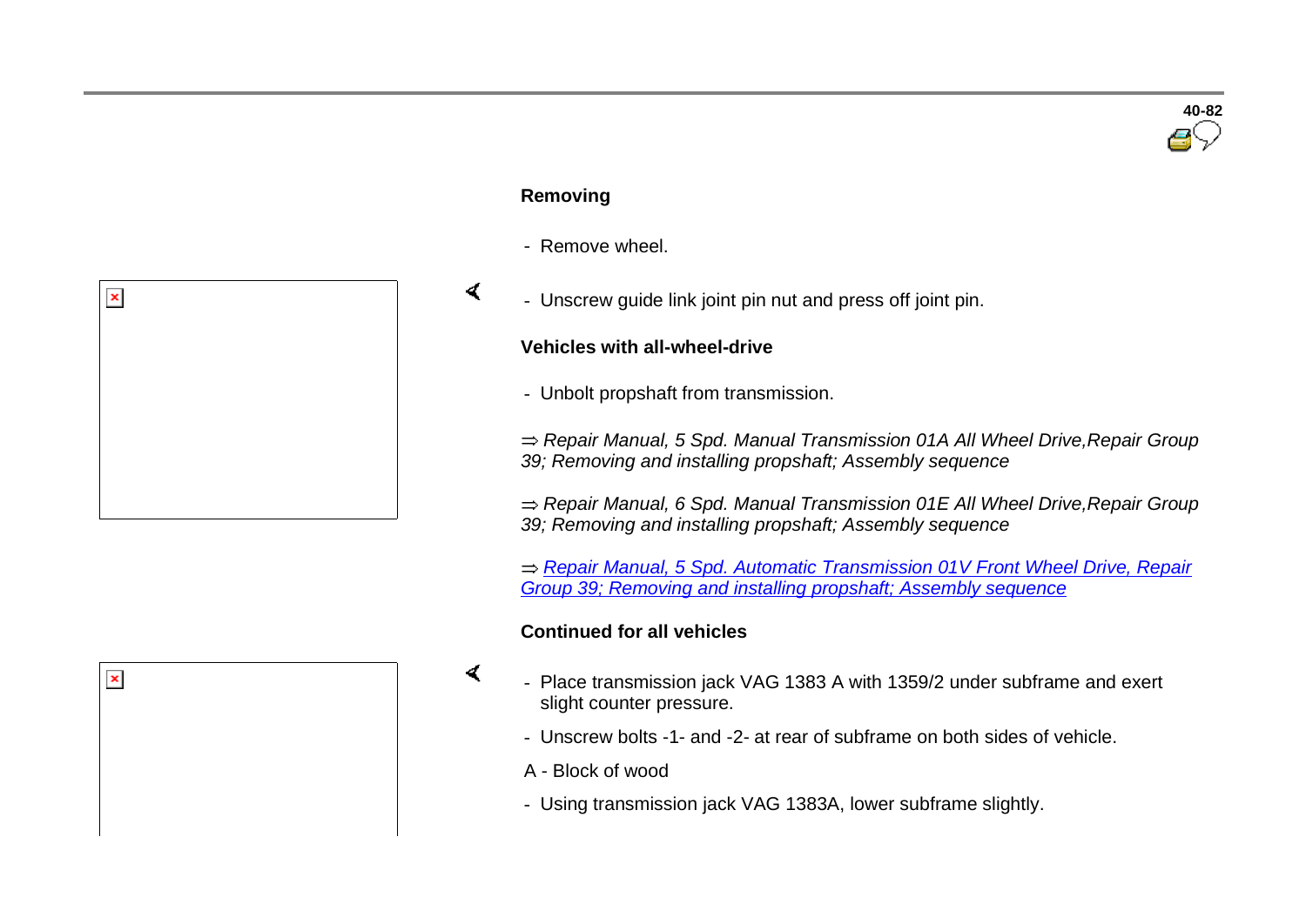### Removing

- Remove wheel.

- Unscrew guide link joint pin nut and press off joint pin.

### Vehicles with all-wheel-drive

- Unbolt propshaft from transmission.

⇒ *Repair Manual, 5 Spd. Manual Transmission 01A All Wheel Drive,Repair Group 39; Removing and installing propshaft; Assembly sequence*

⇒ *Repair Manual, 6 Spd. Manual Transmission 01E All Wheel Drive,Repair Group 39; Removing and installing propshaft; Assembly sequence*

⇒ *Repair Manual, 5 Spd. Automatic Transmission 01V Front Wheel Drive, Repair Group 39; Removing and installing propshaft; Assembly sequence*

### Continued for all vehicles

- Place transmission jack VAG 1383 A with 1359/2 under subframe and exert slight counter pressure.

- Unscrew bolts -1- and -2- at rear of subframe on both sides of vehicle.

A - Block of wood

- Using transmission jack VAG 1383A, lower subframe slightly.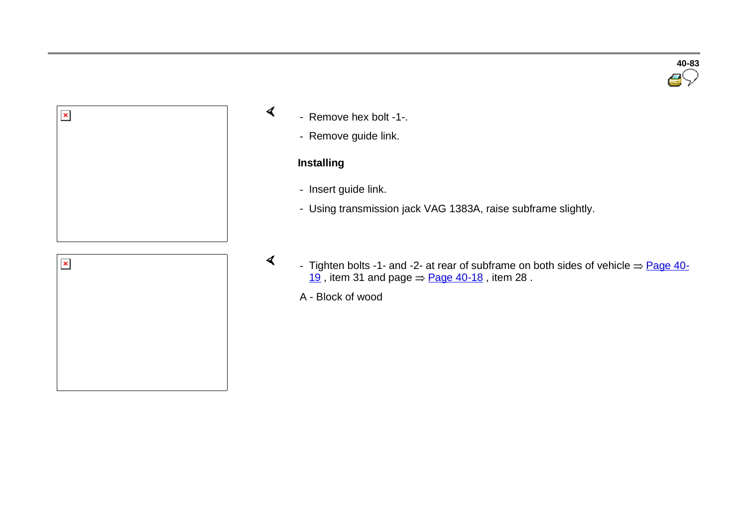- Remove hex bolt -1-.
- Remove guide link.

**Installing**

- Insert guide link.
- Using transmission jack VAG 1383A, raise subframe slightly.

- Tighten bolts -1- and -2- at rear of subframe on both sides of vehicle ⇒ Page 40-19 , item 31 and page ⇒ Page 40-18 , item 28 .

A - Block of wood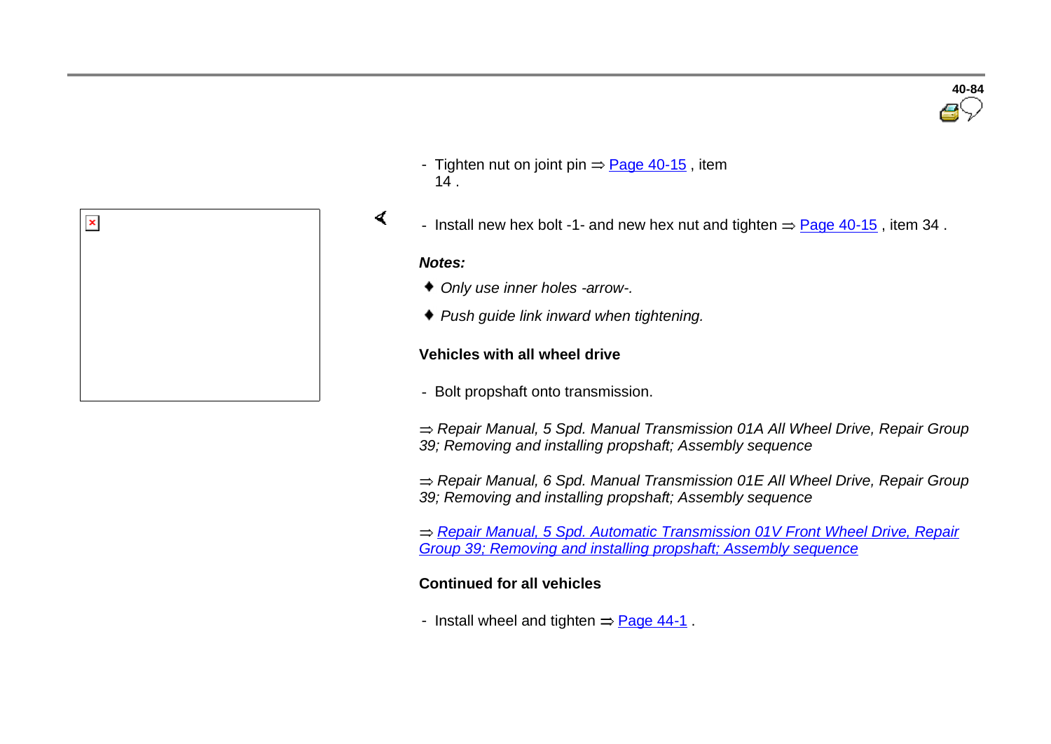- Tighten nut on joint pin ⇒ Page 40-15 , item 14 .

- Install new hex bolt -1- and new hex nut and tighten ⇒ Page 40-15 , item 34 .

***Notes:***

- *Only use inner holes -arrow-.*
- *Push guide link inward when tightening.*

**Vehicles with all wheel drive**

- Bolt propshaft onto transmission.

⇒ *Repair Manual, 5 Spd. Manual Transmission 01A All Wheel Drive, Repair Group 39; Removing and installing propshaft; Assembly sequence*

⇒ *Repair Manual, 6 Spd. Manual Transmission 01E All Wheel Drive, Repair Group 39; Removing and installing propshaft; Assembly sequence*

⇒ *Repair Manual, 5 Spd. Automatic Transmission 01V Front Wheel Drive, Repair Group 39; Removing and installing propshaft; Assembly sequence*

**Continued for all vehicles**

- Install wheel and tighten ⇒ Page 44-1 .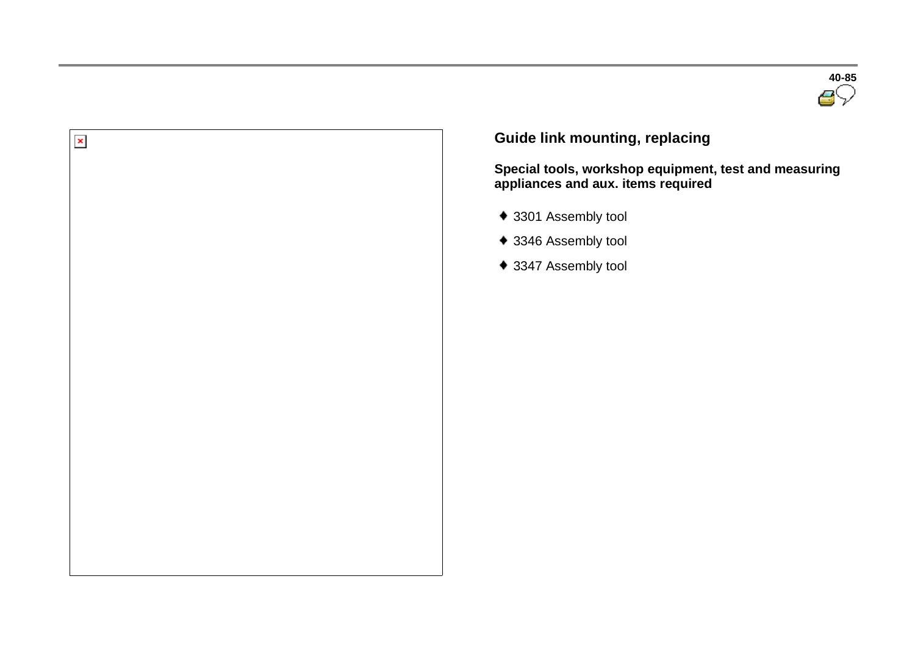## Guide link mounting, replacing

**Special tools, workshop equipment, test and measuring appliances and aux. items required**

- 3301 Assembly tool
- 3346 Assembly tool
- 3347 Assembly tool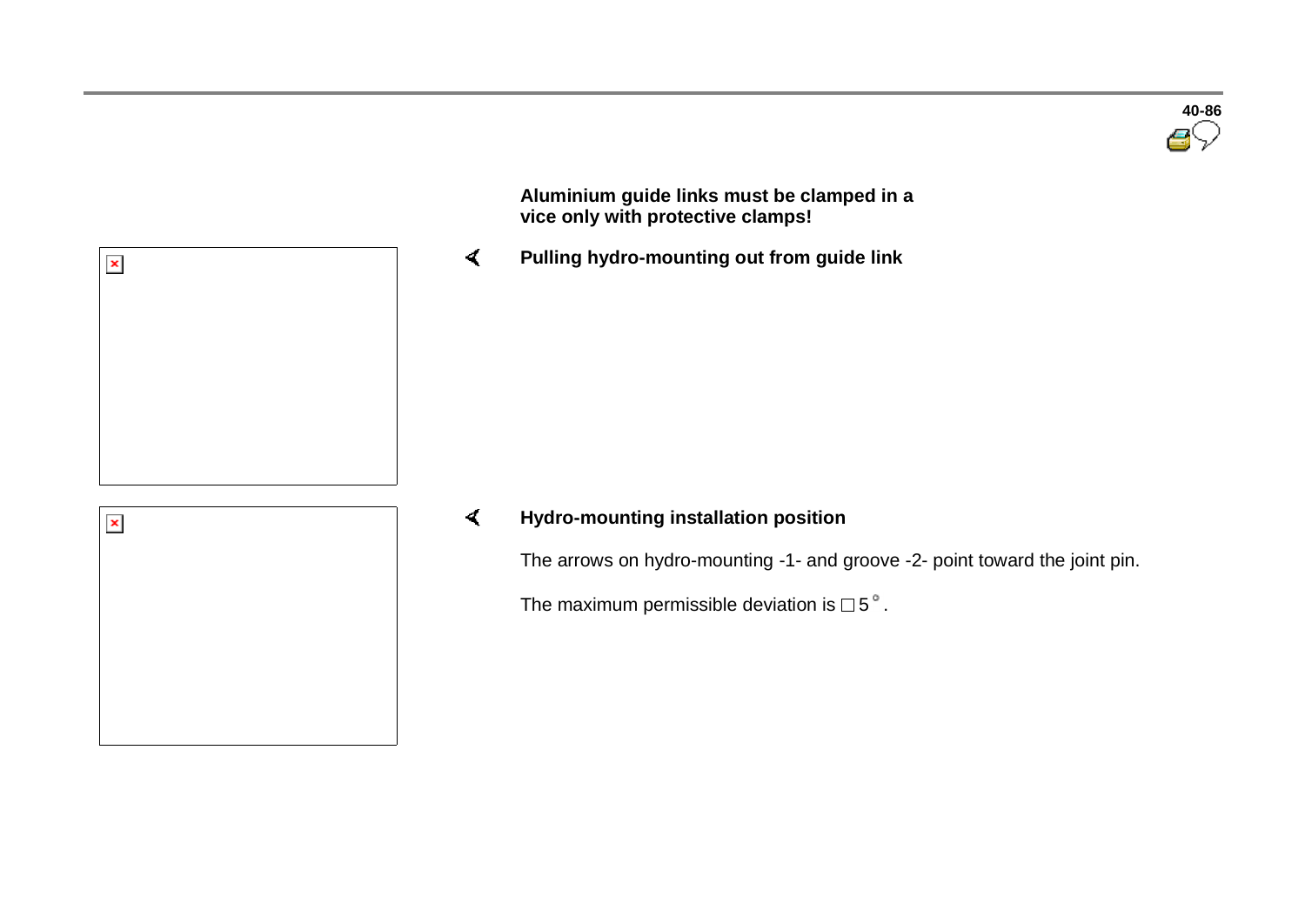**Aluminium guide links must be clamped in a vice only with protective clamps!**

**Pulling hydro-mounting out from guide link**

**Hydro-mounting installation position**

The arrows on hydro-mounting -1- and groove -2- point toward the joint pin.

The maximum permissible deviation is □5°.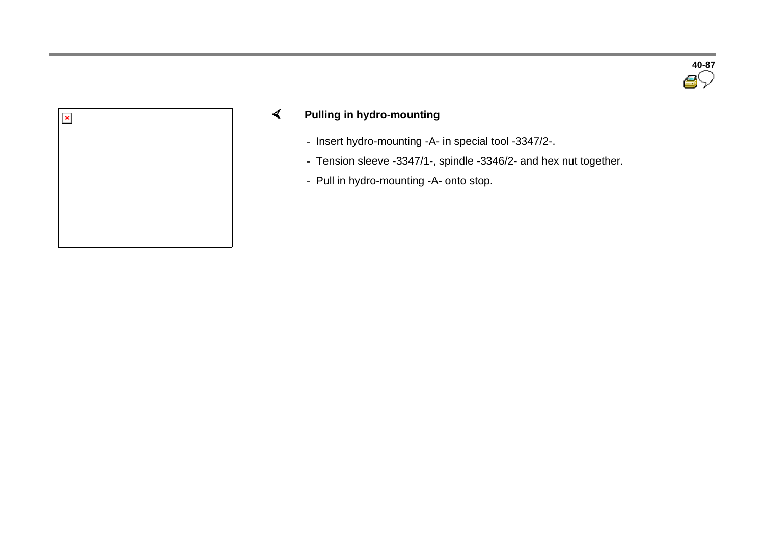## Pulling in hydro-mounting

- Insert hydro-mounting -A- in special tool -3347/2-.
- Tension sleeve -3347/1-, spindle -3346/2- and hex nut together.
- Pull in hydro-mounting -A- onto stop.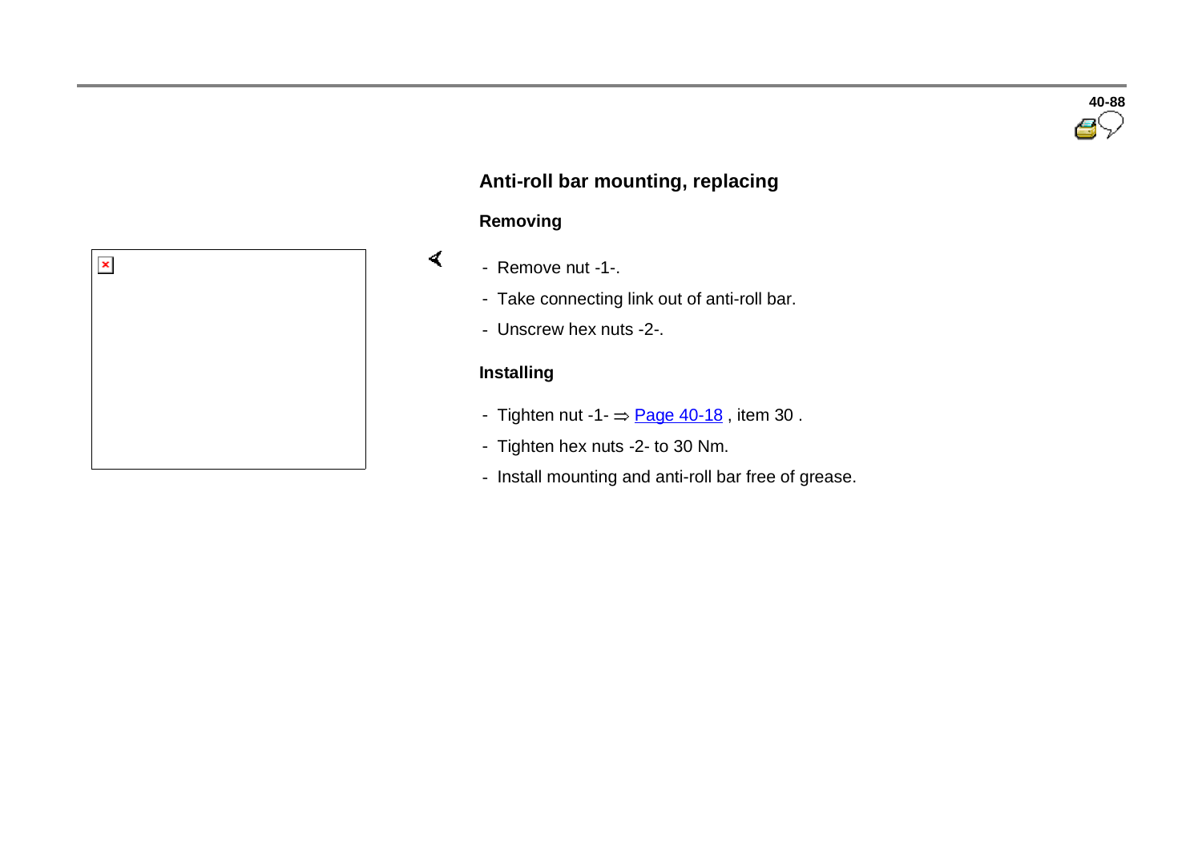## Anti-roll bar mounting, replacing

### Removing

- Remove nut -1-.
- Take connecting link out of anti-roll bar.
- Unscrew hex nuts -2-.

### Installing

- Tighten nut -1- ⇒ Page 40-18 , item 30 .
- Tighten hex nuts -2- to 30 Nm.
- Install mounting and anti-roll bar free of grease.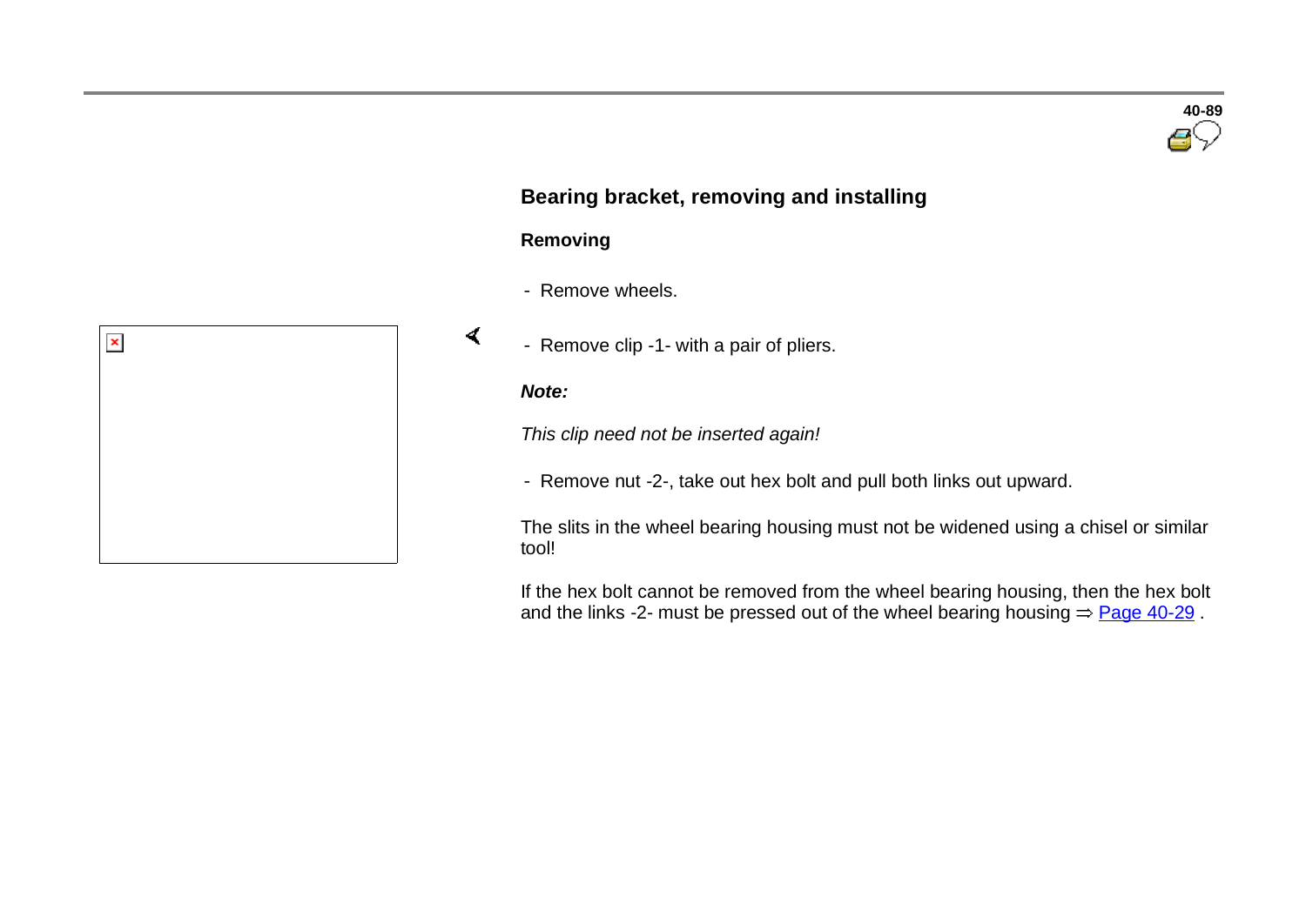## Bearing bracket, removing and installing

### Removing

- Remove wheels.
- Remove clip -1- with a pair of pliers.

***Note:***

*This clip need not be inserted again!*

- Remove nut -2-, take out hex bolt and pull both links out upward.

The slits in the wheel bearing housing must not be widened using a chisel or similar tool!

If the hex bolt cannot be removed from the wheel bearing housing, then the hex bolt and the links -2- must be pressed out of the wheel bearing housing ⇒ Page 40-29 .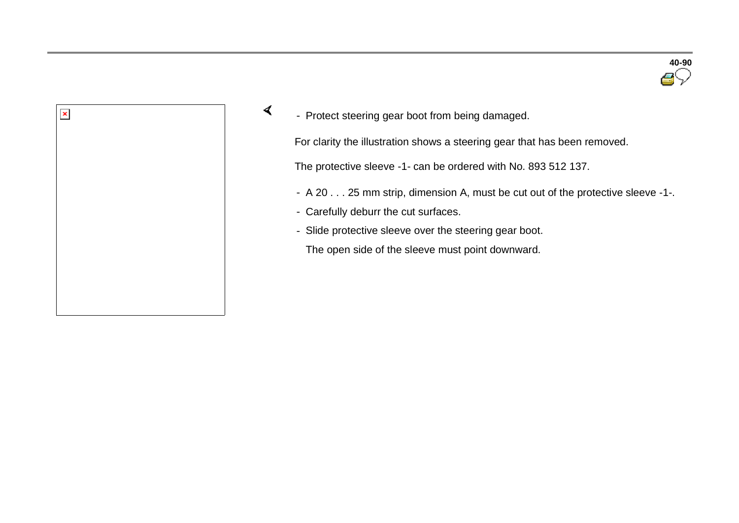- Protect steering gear boot from being damaged.

For clarity the illustration shows a steering gear that has been removed.

The protective sleeve -1- can be ordered with No. 893 512 137.

- A 20 . . . 25 mm strip, dimension A, must be cut out of the protective sleeve -1-.
- Carefully deburr the cut surfaces.
- Slide protective sleeve over the steering gear boot.

  The open side of the sleeve must point downward.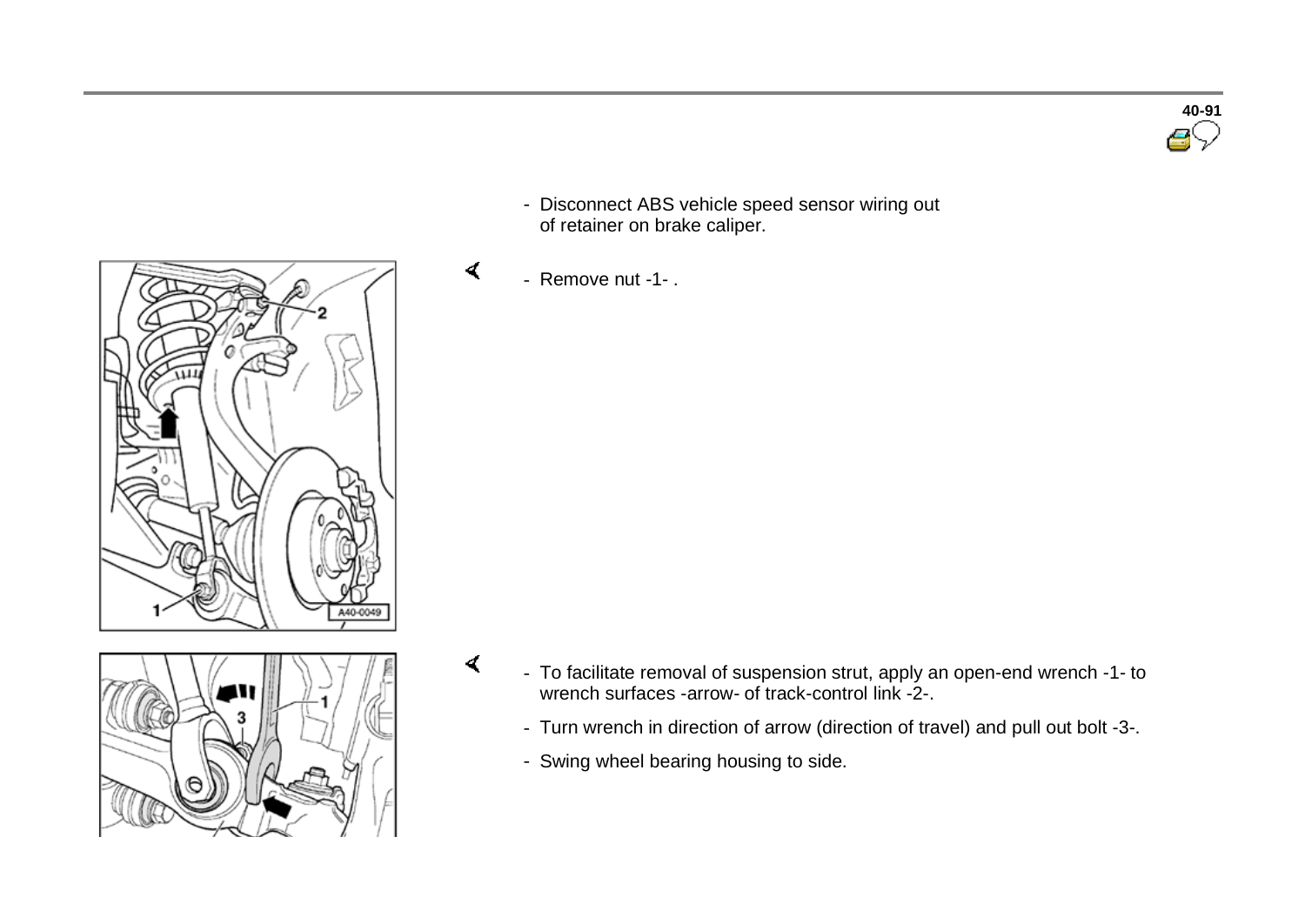- Disconnect ABS vehicle speed sensor wiring out of retainer on brake caliper.

- Remove nut -1- .

- To facilitate removal of suspension strut, apply an open-end wrench -1- to wrench surfaces -arrow- of track-control link -2-.

- Turn wrench in direction of arrow (direction of travel) and pull out bolt -3-.

- Swing wheel bearing housing to side.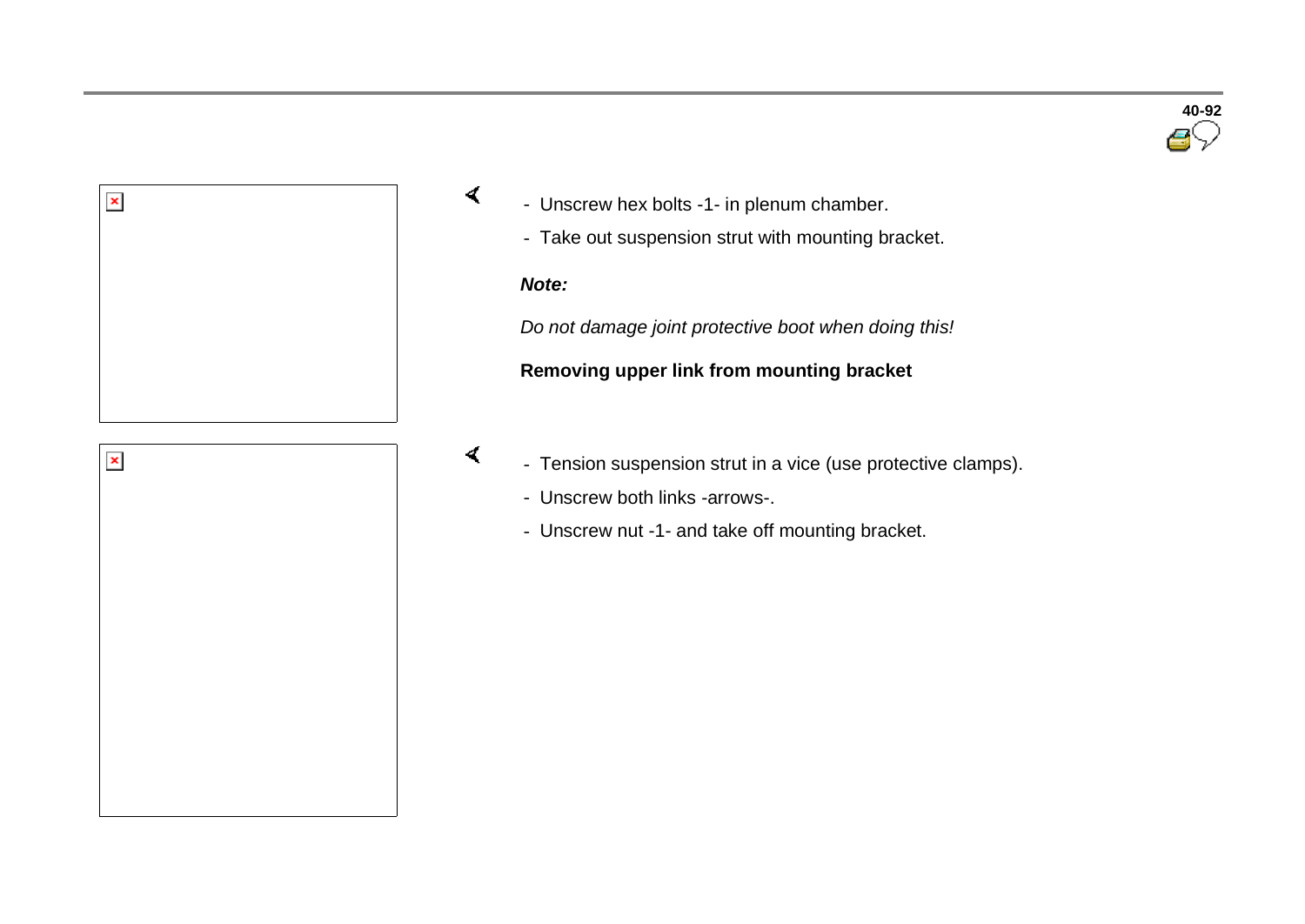- Unscrew hex bolts -1- in plenum chamber.
- Take out suspension strut with mounting bracket.

***Note:***

*Do not damage joint protective boot when doing this!*

**Removing upper link from mounting bracket**

- Tension suspension strut in a vice (use protective clamps).
- Unscrew both links -arrows-.
- Unscrew nut -1- and take off mounting bracket.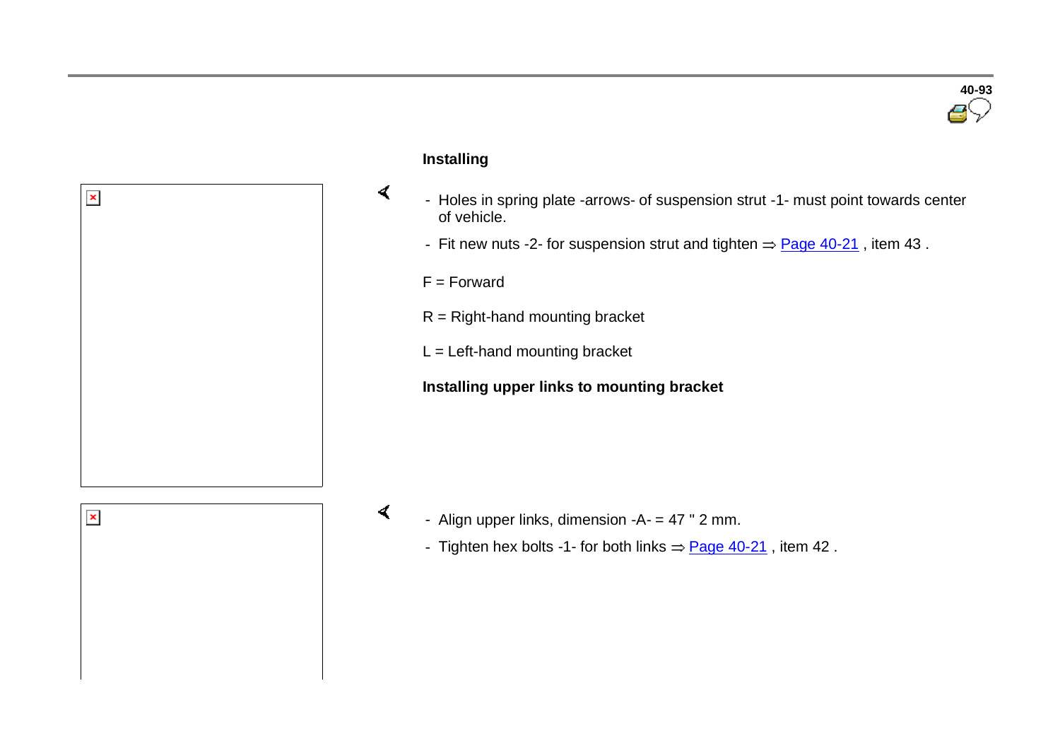### Installing

- Holes in spring plate -arrows- of suspension strut -1- must point towards center of vehicle.
- Fit new nuts -2- for suspension strut and tighten ⇒ Page 40-21 , item 43 .

F = Forward

R = Right-hand mounting bracket

L = Left-hand mounting bracket

### Installing upper links to mounting bracket

- Align upper links, dimension -A- = 47 " 2 mm.
- Tighten hex bolts -1- for both links ⇒ Page 40-21 , item 42 .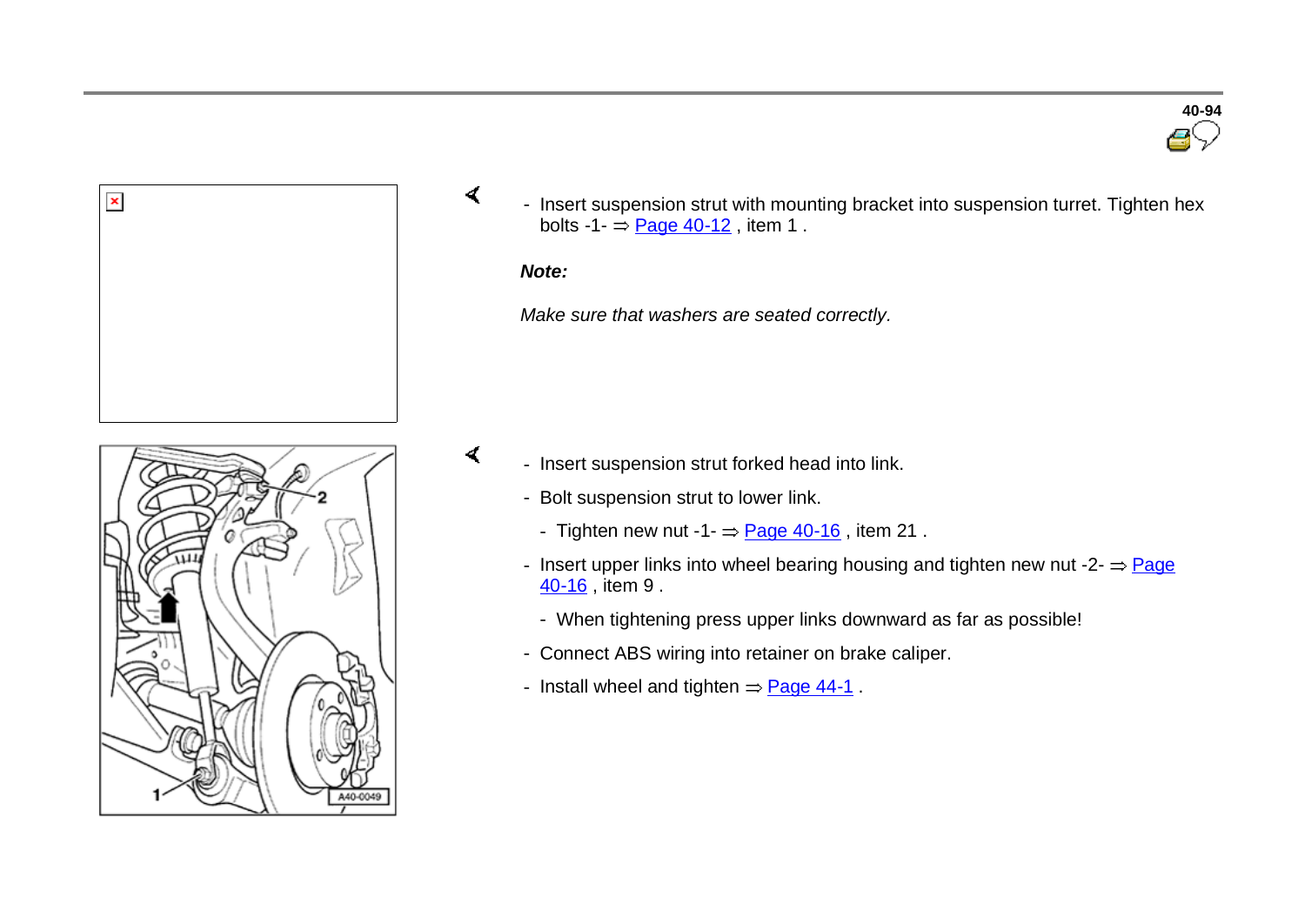- Insert suspension strut with mounting bracket into suspension turret. Tighten hex bolts -1- ⇒ Page 40-12 , item 1 .

***Note:***

*Make sure that washers are seated correctly.*

- Insert suspension strut forked head into link.
- Bolt suspension strut to lower link.
  - Tighten new nut -1- ⇒ Page 40-16 , item 21 .
- Insert upper links into wheel bearing housing and tighten new nut -2- ⇒ Page 40-16 , item 9 .
  - When tightening press upper links downward as far as possible!
- Connect ABS wiring into retainer on brake caliper.
- Install wheel and tighten ⇒ Page 44-1 .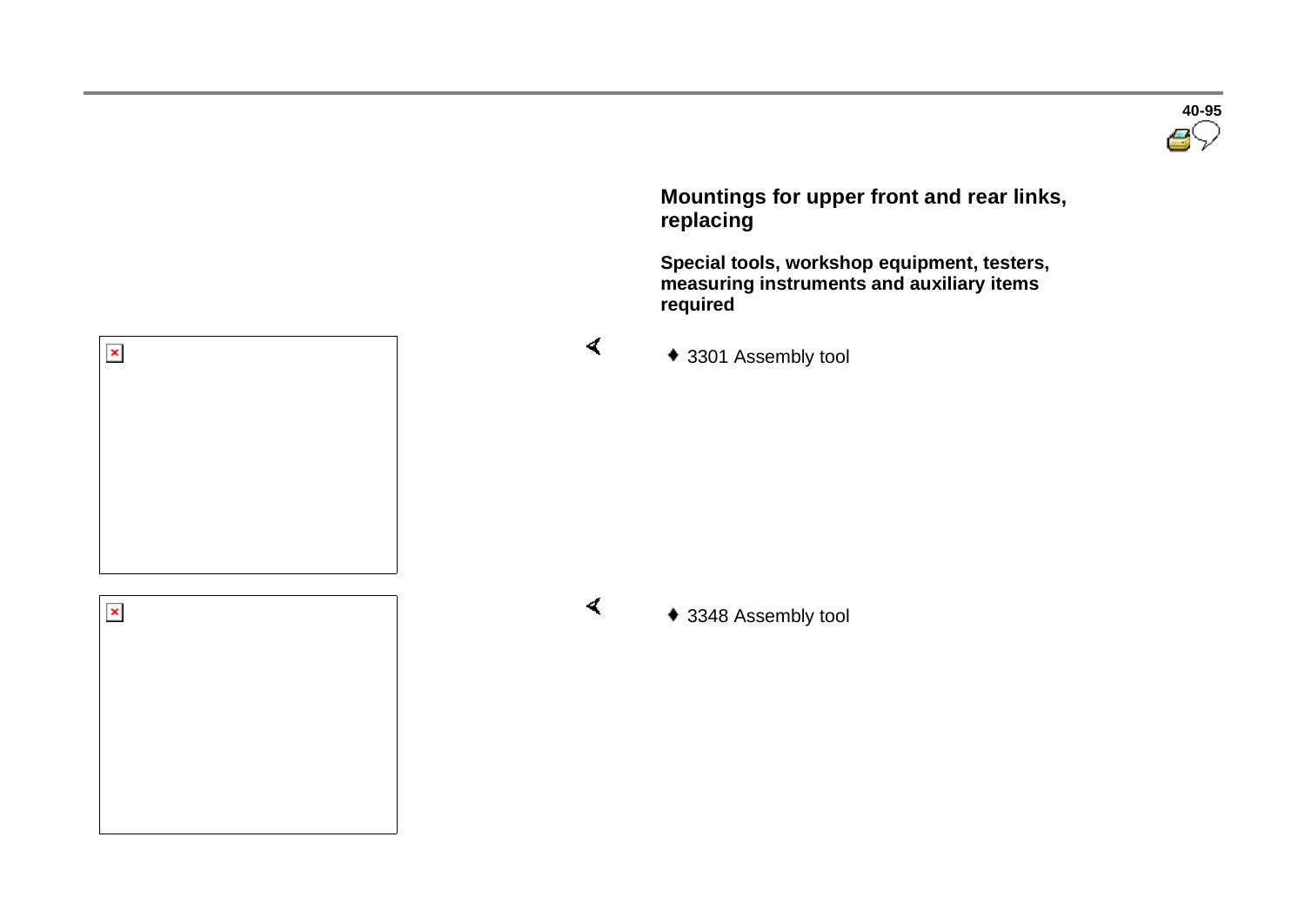## Mountings for upper front and rear links, replacing

**Special tools, workshop equipment, testers, measuring instruments and auxiliary items required**

- 3301 Assembly tool
- 3348 Assembly tool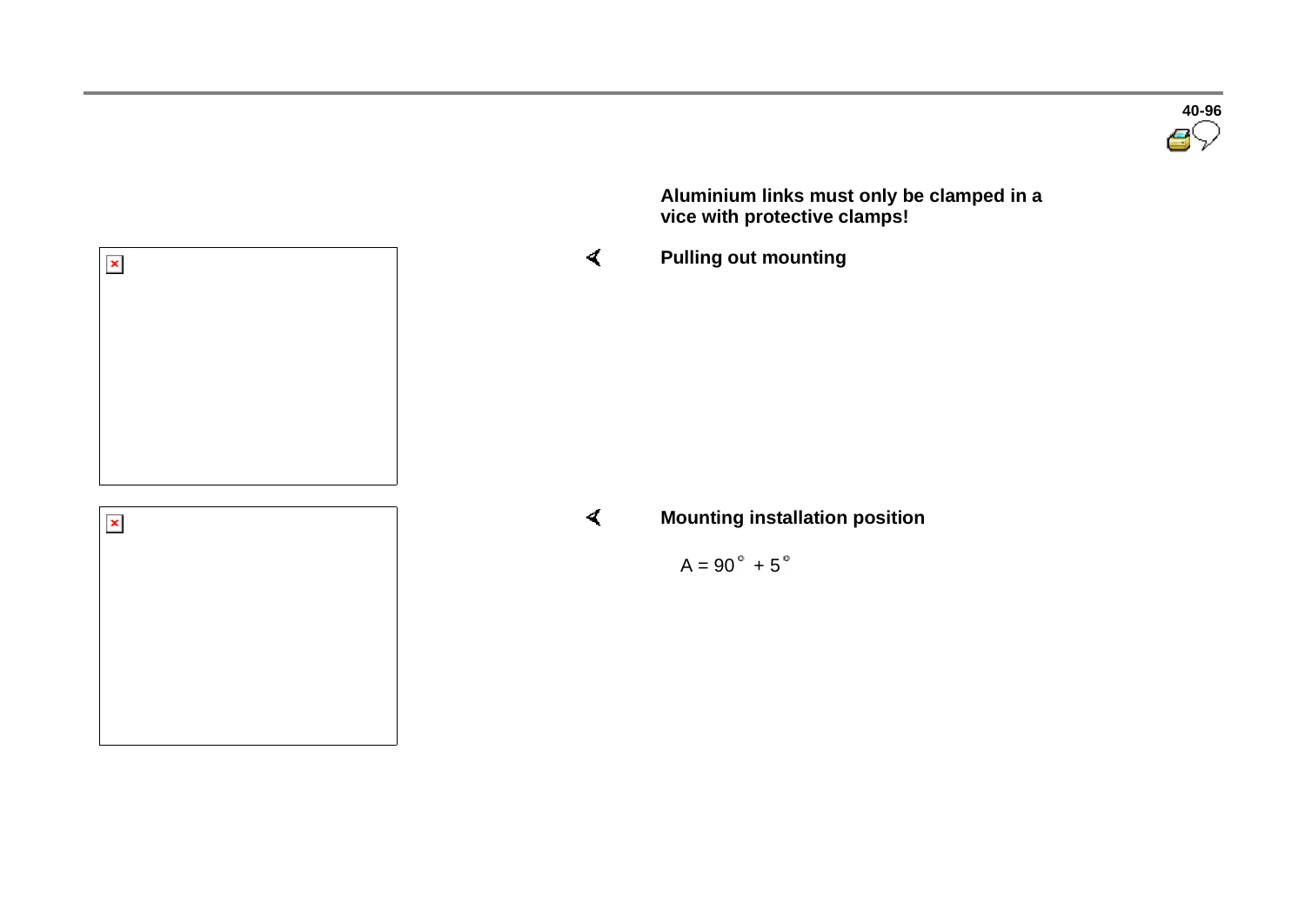**Aluminium links must only be clamped in a vice with protective clamps!**

**Pulling out mounting**

**Mounting installation position**

$A = 90^{\circ} + 5^{\circ}$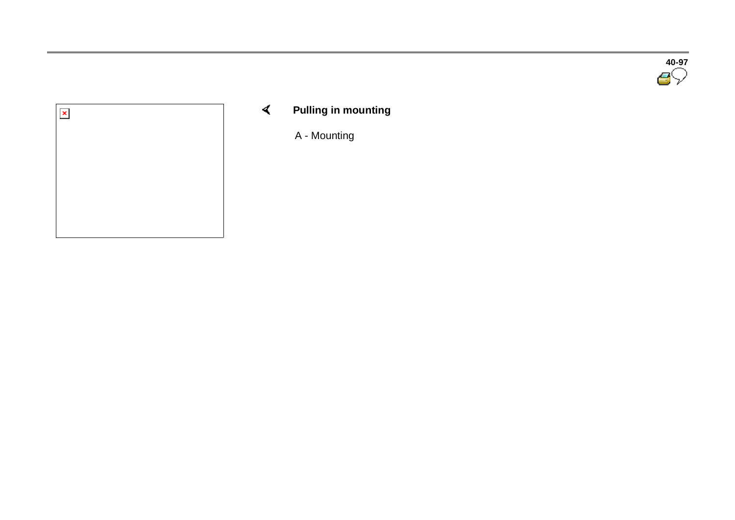**Pulling in mounting**

A - Mounting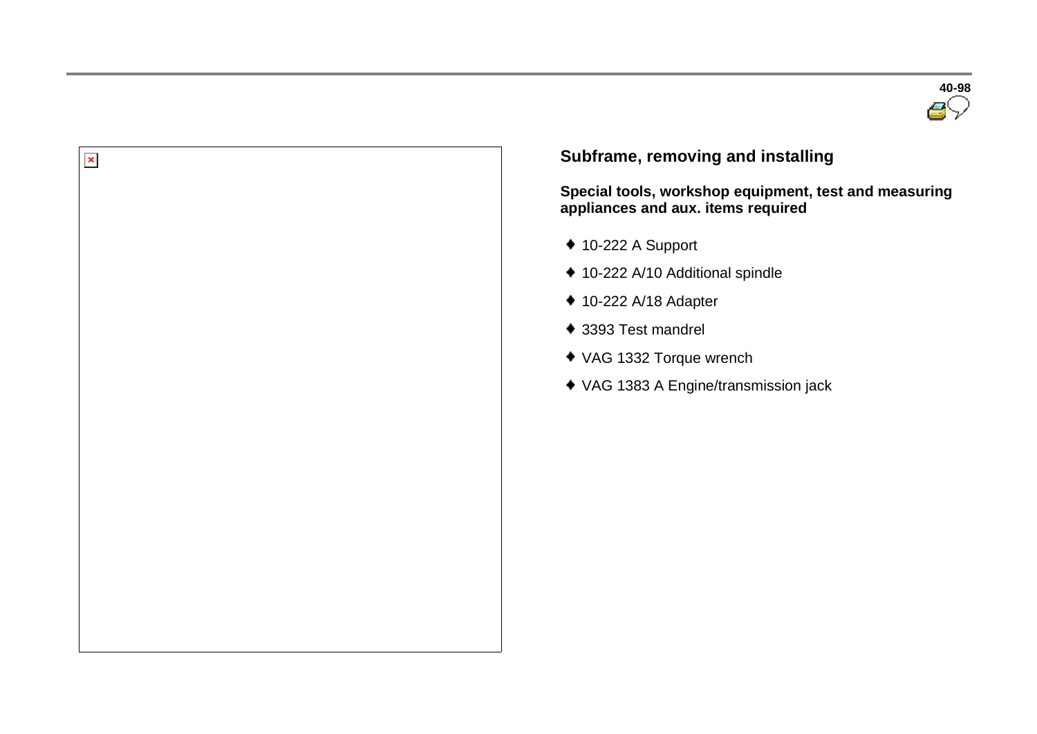## Subframe, removing and installing

**Special tools, workshop equipment, test and measuring appliances and aux. items required**

- 10-222 A Support
- 10-222 A/10 Additional spindle
- 10-222 A/18 Adapter
- 3393 Test mandrel
- VAG 1332 Torque wrench
- VAG 1383 A Engine/transmission jack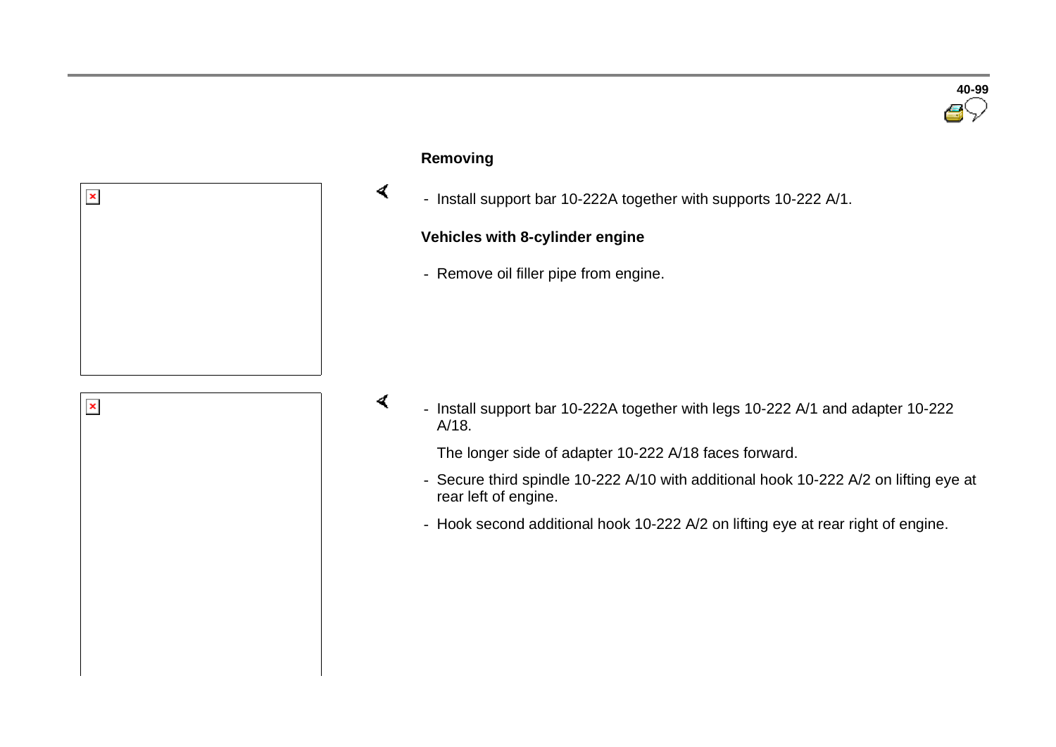**Removing**

- Install support bar 10-222A together with supports 10-222 A/1.

**Vehicles with 8-cylinder engine**

- Remove oil filler pipe from engine.

- Install support bar 10-222A together with legs 10-222 A/1 and adapter 10-222 A/18.

  The longer side of adapter 10-222 A/18 faces forward.

- Secure third spindle 10-222 A/10 with additional hook 10-222 A/2 on lifting eye at rear left of engine.
- Hook second additional hook 10-222 A/2 on lifting eye at rear right of engine.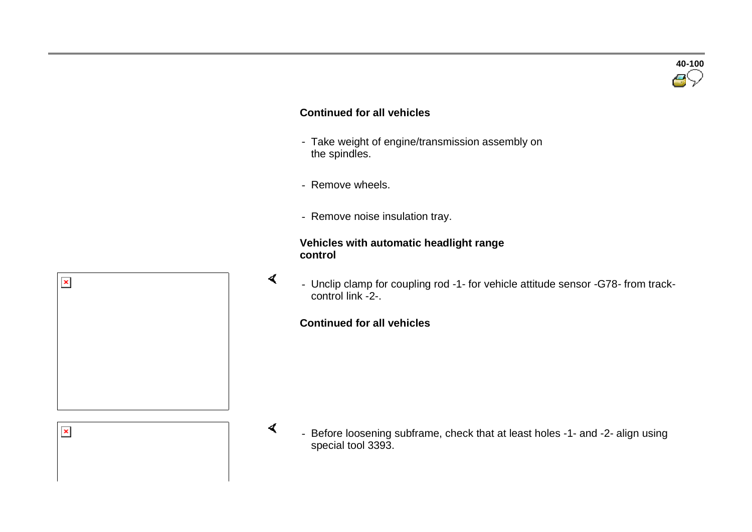**Continued for all vehicles**

- Take weight of engine/transmission assembly on the spindles.

- Remove wheels.

- Remove noise insulation tray.

**Vehicles with automatic headlight range control**

- Unclip clamp for coupling rod -1- for vehicle attitude sensor -G78- from track-control link -2-.

**Continued for all vehicles**

- Before loosening subframe, check that at least holes -1- and -2- align using special tool 3393.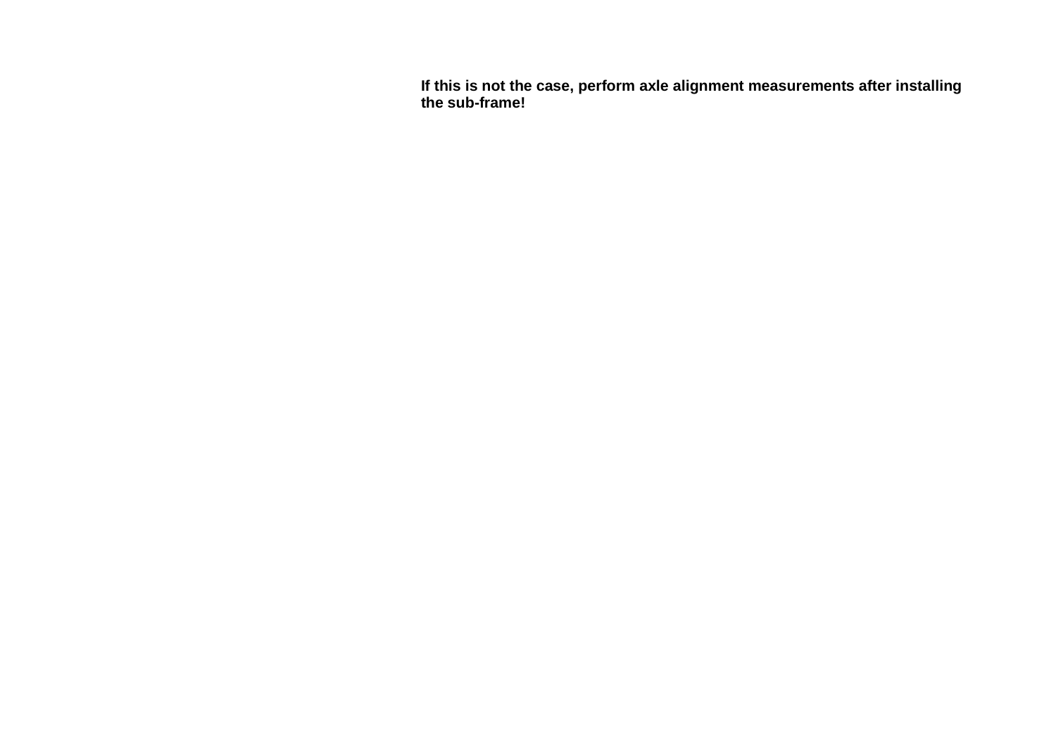**If this is not the case, perform axle alignment measurements after installing the sub-frame!**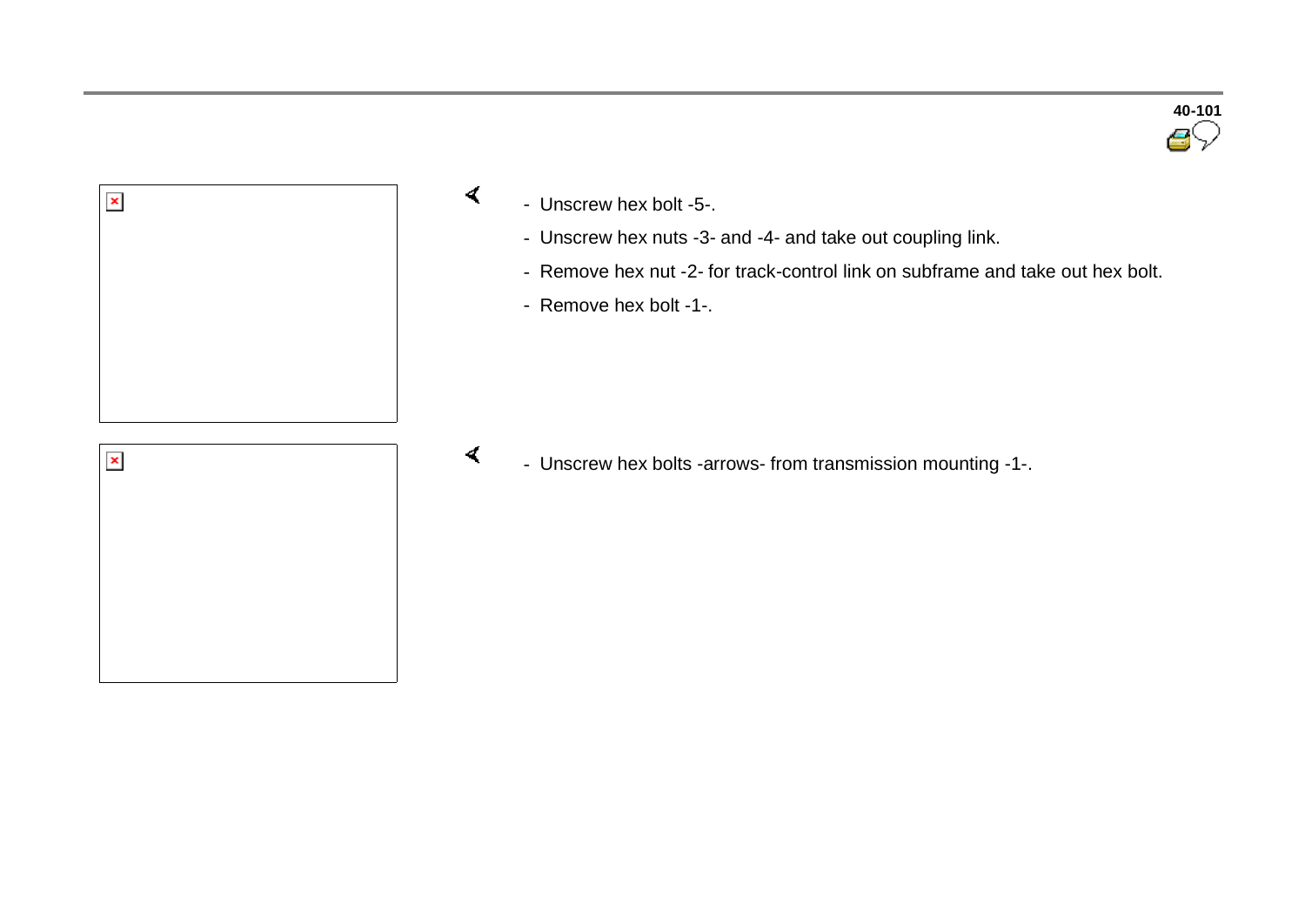- Unscrew hex bolt -5-.
- Unscrew hex nuts -3- and -4- and take out coupling link.
- Remove hex nut -2- for track-control link on subframe and take out hex bolt.
- Remove hex bolt -1-.

- Unscrew hex bolts -arrows- from transmission mounting -1-.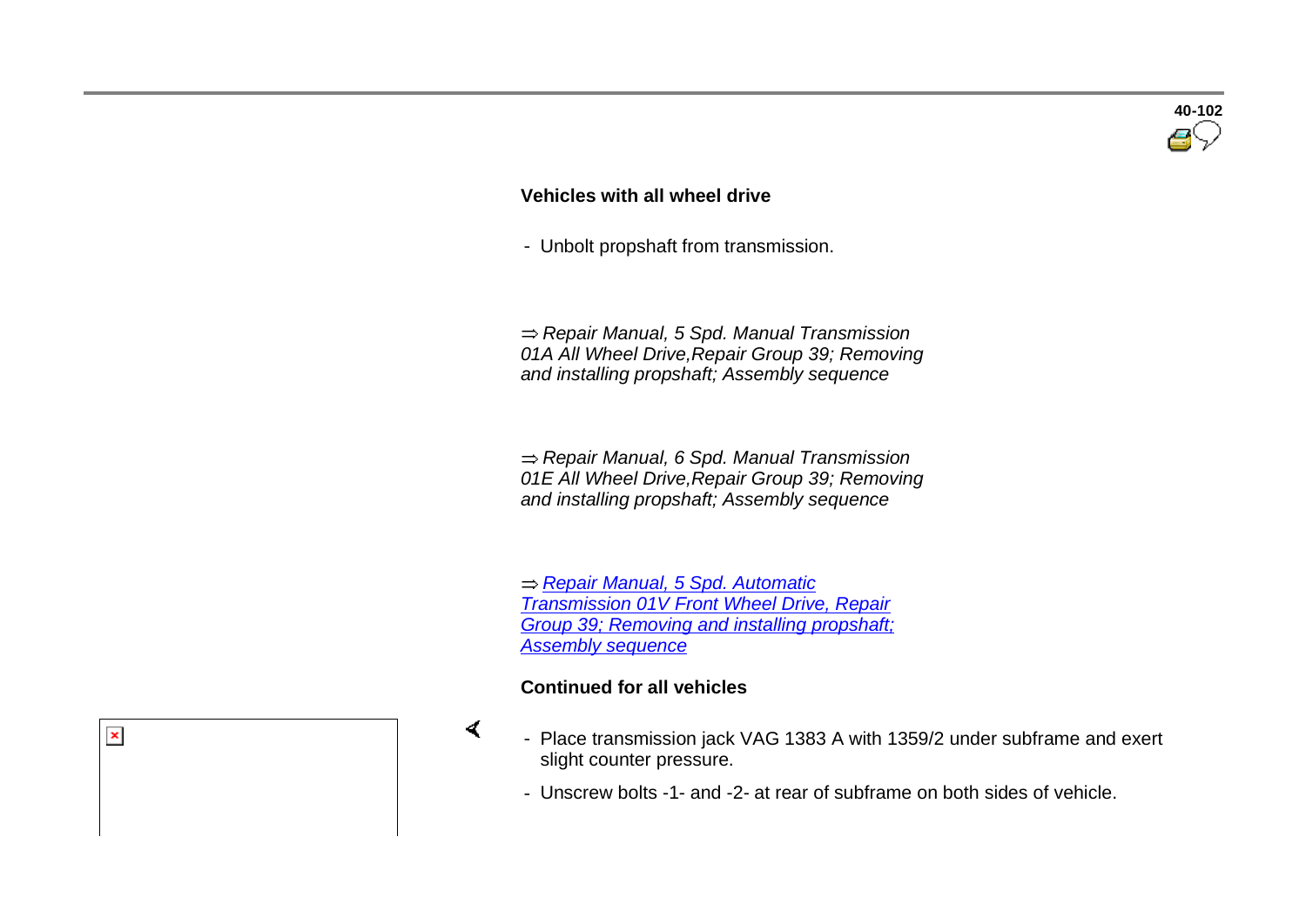**Vehicles with all wheel drive**

- Unbolt propshaft from transmission.

⇒ *Repair Manual, 5 Spd. Manual Transmission 01A All Wheel Drive,Repair Group 39; Removing and installing propshaft; Assembly sequence*

⇒ *Repair Manual, 6 Spd. Manual Transmission 01E All Wheel Drive,Repair Group 39; Removing and installing propshaft; Assembly sequence*

⇒ *Repair Manual, 5 Spd. Automatic Transmission 01V Front Wheel Drive, Repair Group 39; Removing and installing propshaft; Assembly sequence*

**Continued for all vehicles**

- Place transmission jack VAG 1383 A with 1359/2 under subframe and exert slight counter pressure.
- Unscrew bolts -1- and -2- at rear of subframe on both sides of vehicle.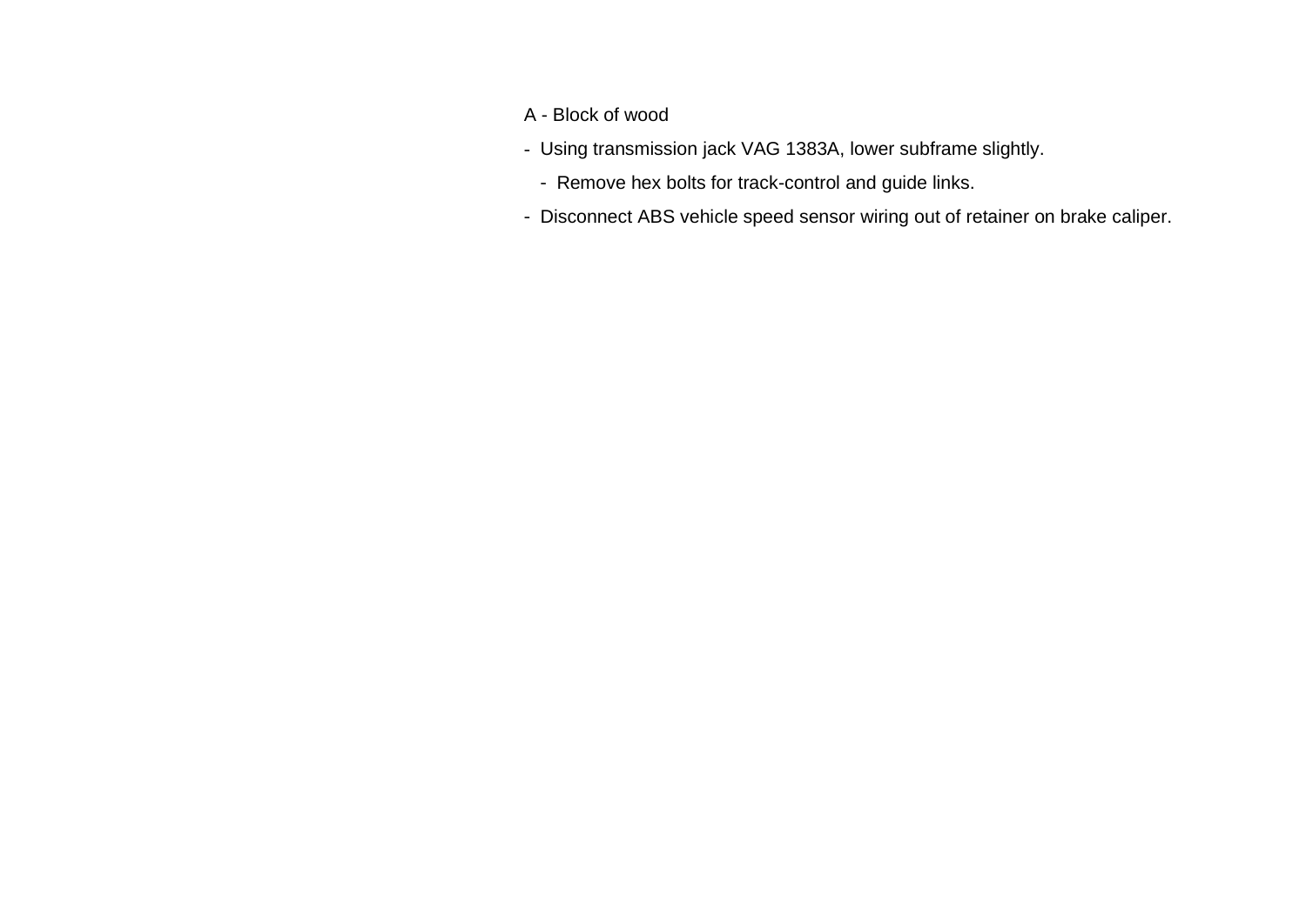A - Block of wood

- Using transmission jack VAG 1383A, lower subframe slightly.
  - Remove hex bolts for track-control and guide links.
- Disconnect ABS vehicle speed sensor wiring out of retainer on brake caliper.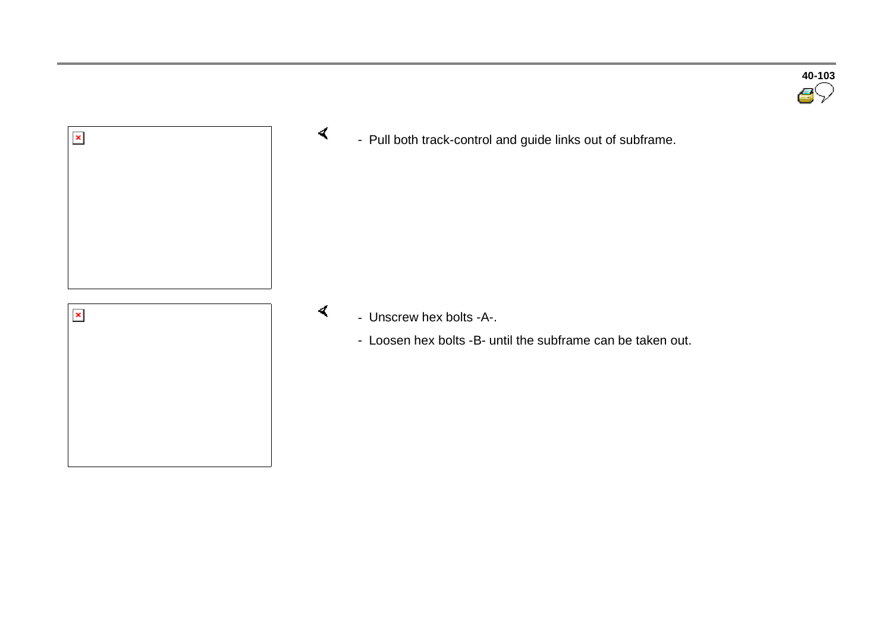- Pull both track-control and guide links out of subframe.

- Unscrew hex bolts -A-.
- Loosen hex bolts -B- until the subframe can be taken out.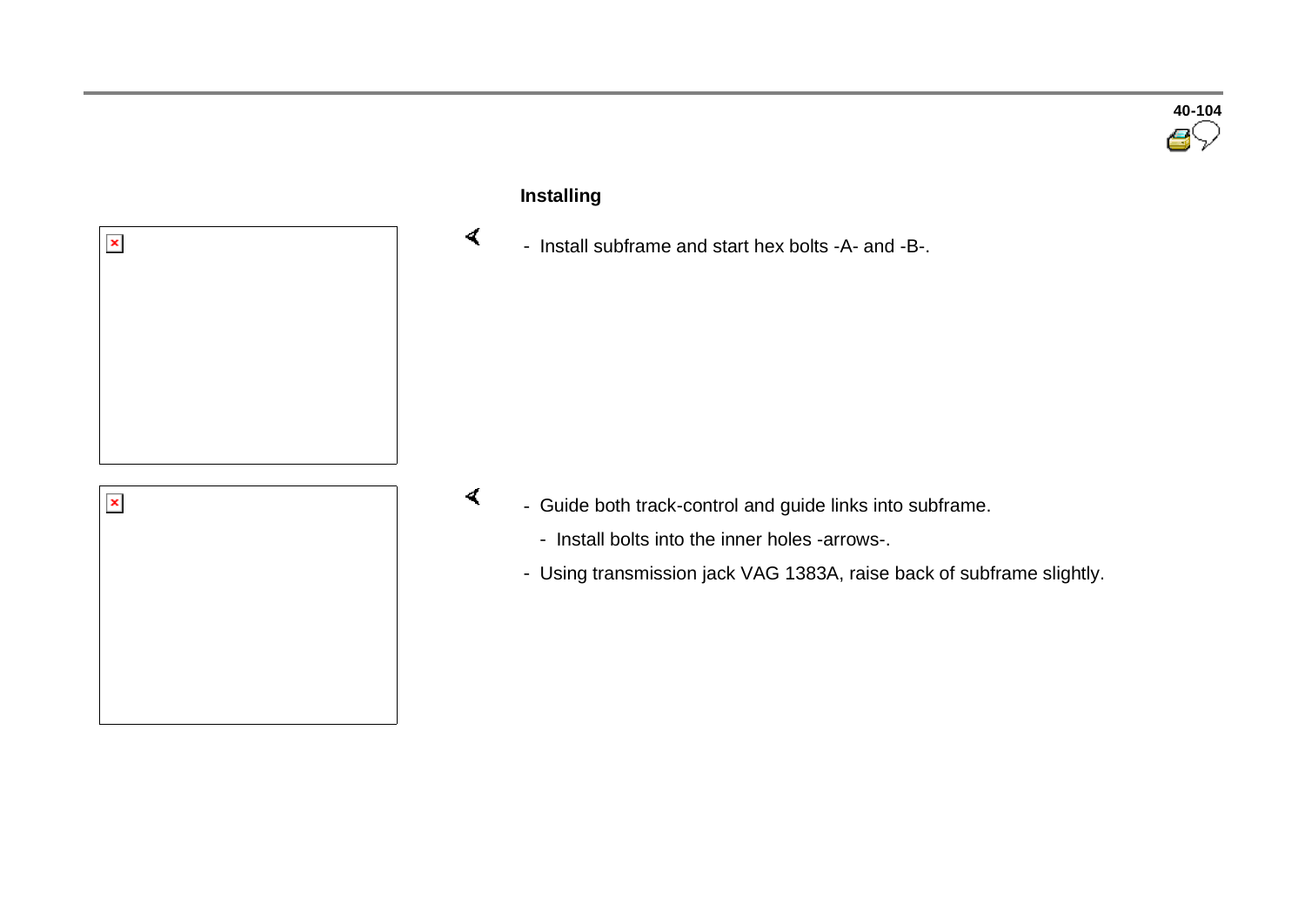## Installing

- Install subframe and start hex bolts -A- and -B-.

- Guide both track-control and guide links into subframe.
  - Install bolts into the inner holes -arrows-.
- Using transmission jack VAG 1383A, raise back of subframe slightly.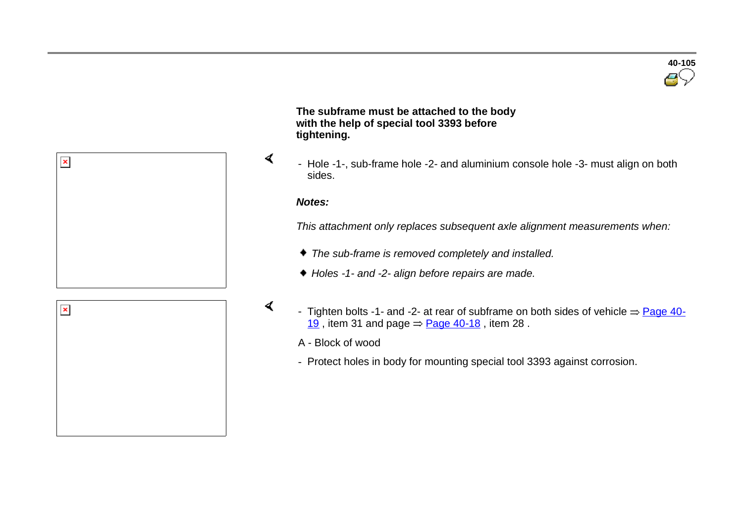**The subframe must be attached to the body with the help of special tool 3393 before tightening.**

- Hole -1-, sub-frame hole -2- and aluminium console hole -3- must align on both sides.

***Notes:***

*This attachment only replaces subsequent axle alignment measurements when:*

- *The sub-frame is removed completely and installed.*
- *Holes -1- and -2- align before repairs are made.*

- Tighten bolts -1- and -2- at rear of subframe on both sides of vehicle ⇒ Page 40-19 , item 31 and page ⇒ Page 40-18 , item 28 .

A - Block of wood

- Protect holes in body for mounting special tool 3393 against corrosion.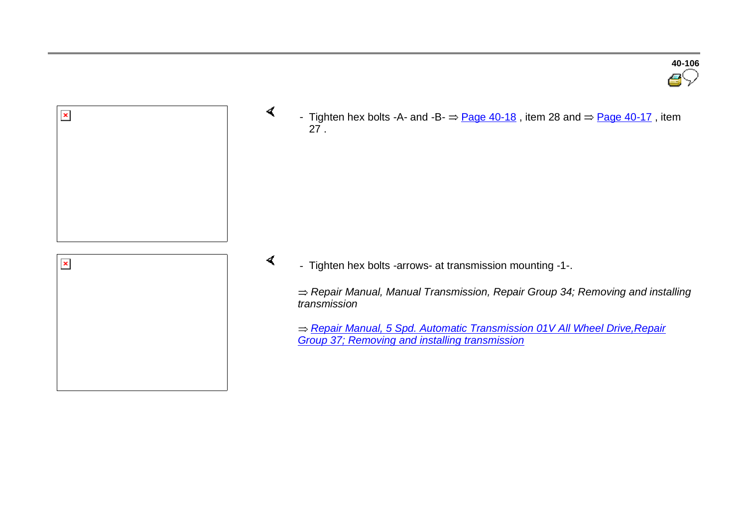- Tighten hex bolts -A- and -B- ⇒ Page 40-18 , item 28 and ⇒ Page 40-17 , item 27 .

- Tighten hex bolts -arrows- at transmission mounting -1-.

*⇒ Repair Manual, Manual Transmission, Repair Group 34; Removing and installing transmission*

*⇒ Repair Manual, 5 Spd. Automatic Transmission 01V All Wheel Drive,Repair Group 37; Removing and installing transmission*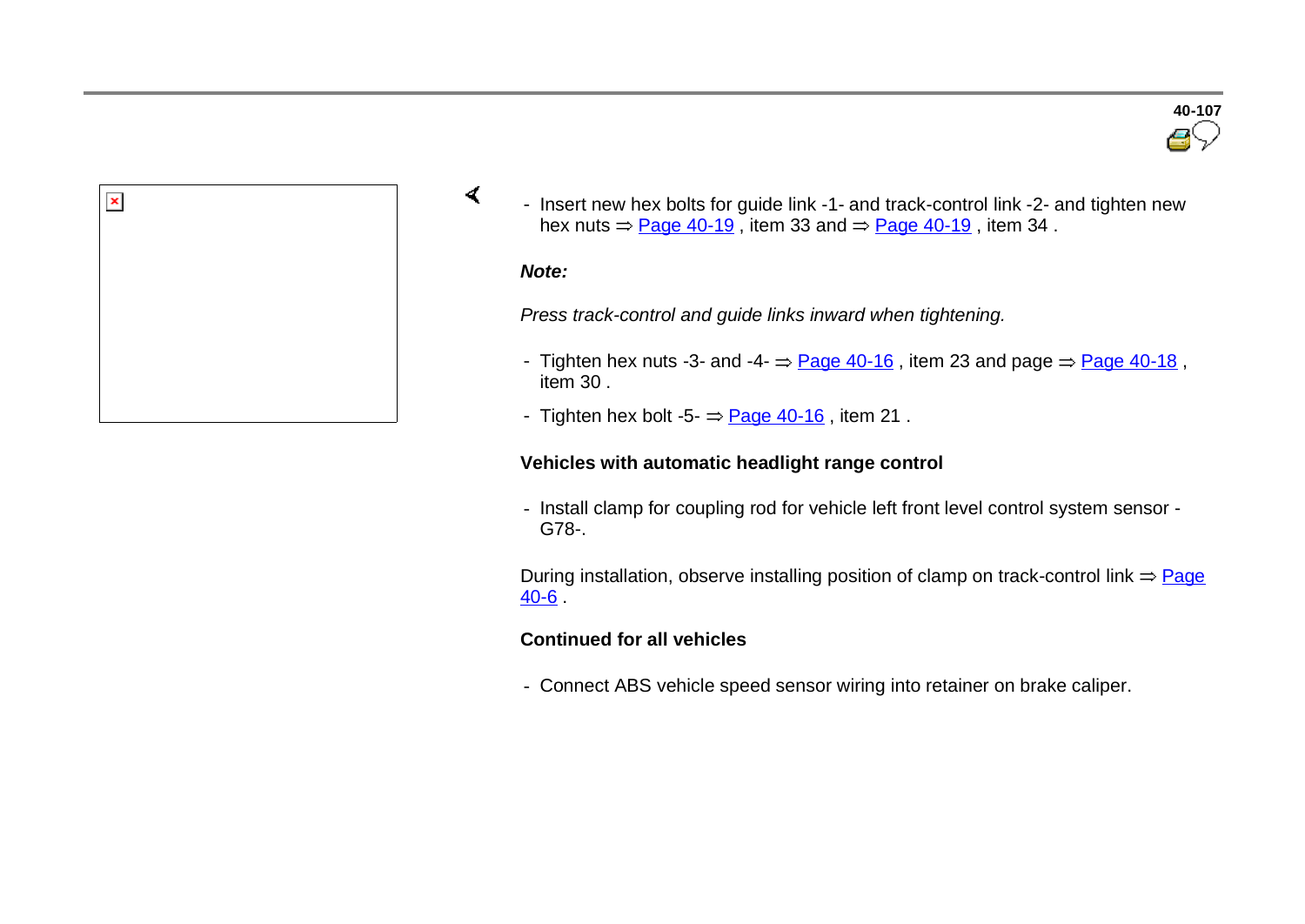- Insert new hex bolts for guide link -1- and track-control link -2- and tighten new hex nuts ⇒ Page 40-19 , item 33 and ⇒ Page 40-19 , item 34 .

***Note:***

*Press track-control and guide links inward when tightening.*

- Tighten hex nuts -3- and -4- ⇒ Page 40-16 , item 23 and page ⇒ Page 40-18 , item 30 .
- Tighten hex bolt -5- ⇒ Page 40-16 , item 21 .

**Vehicles with automatic headlight range control**

- Install clamp for coupling rod for vehicle left front level control system sensor -G78-.

During installation, observe installing position of clamp on track-control link ⇒ Page 40-6 .

**Continued for all vehicles**

- Connect ABS vehicle speed sensor wiring into retainer on brake caliper.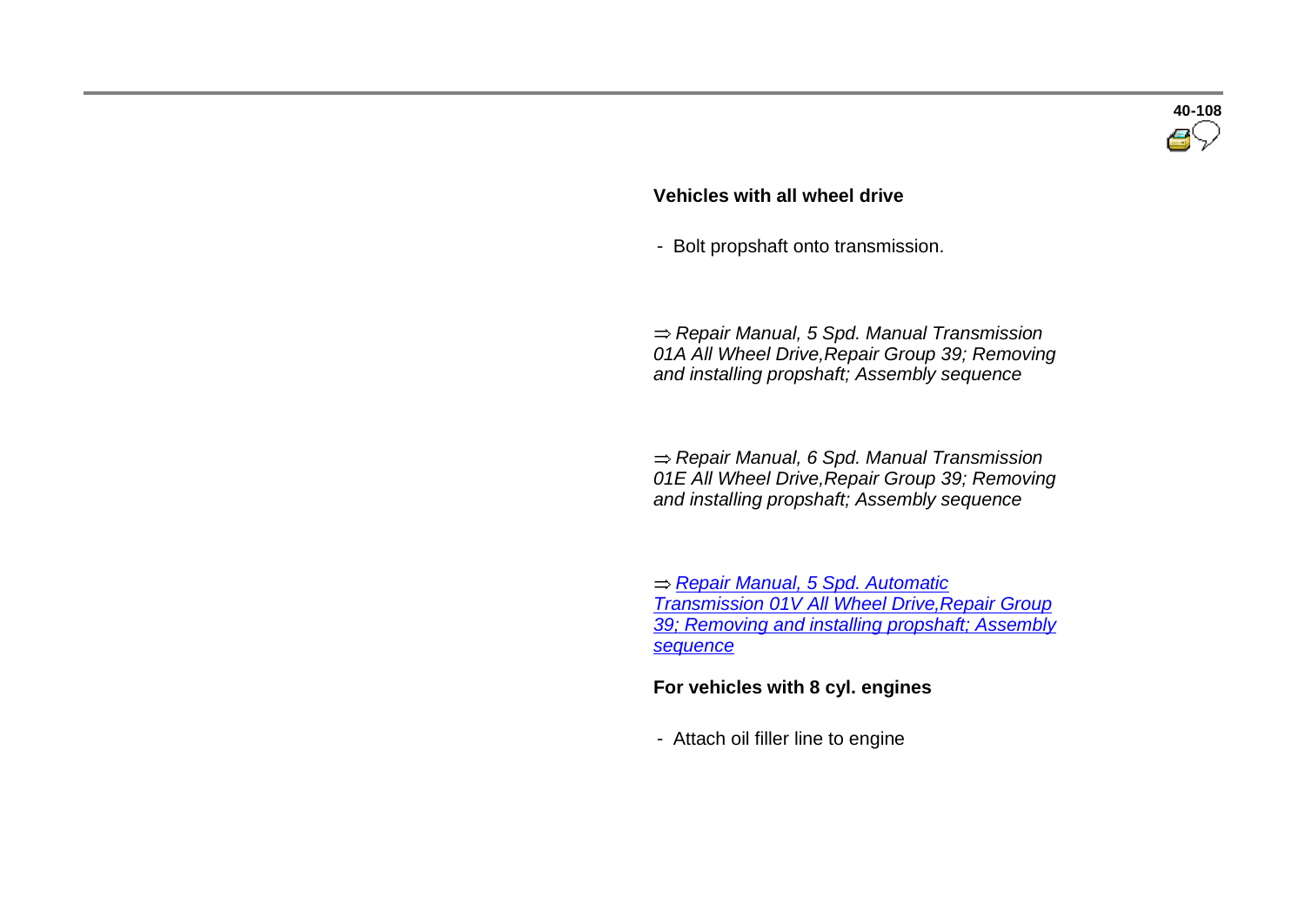**Vehicles with all wheel drive**

- Bolt propshaft onto transmission.

⇒ *Repair Manual, 5 Spd. Manual Transmission 01A All Wheel Drive,Repair Group 39; Removing and installing propshaft; Assembly sequence*

⇒ *Repair Manual, 6 Spd. Manual Transmission 01E All Wheel Drive,Repair Group 39; Removing and installing propshaft; Assembly sequence*

⇒ *Repair Manual, 5 Spd. Automatic Transmission 01V All Wheel Drive,Repair Group 39; Removing and installing propshaft; Assembly sequence*

**For vehicles with 8 cyl. engines**

- Attach oil filler line to engine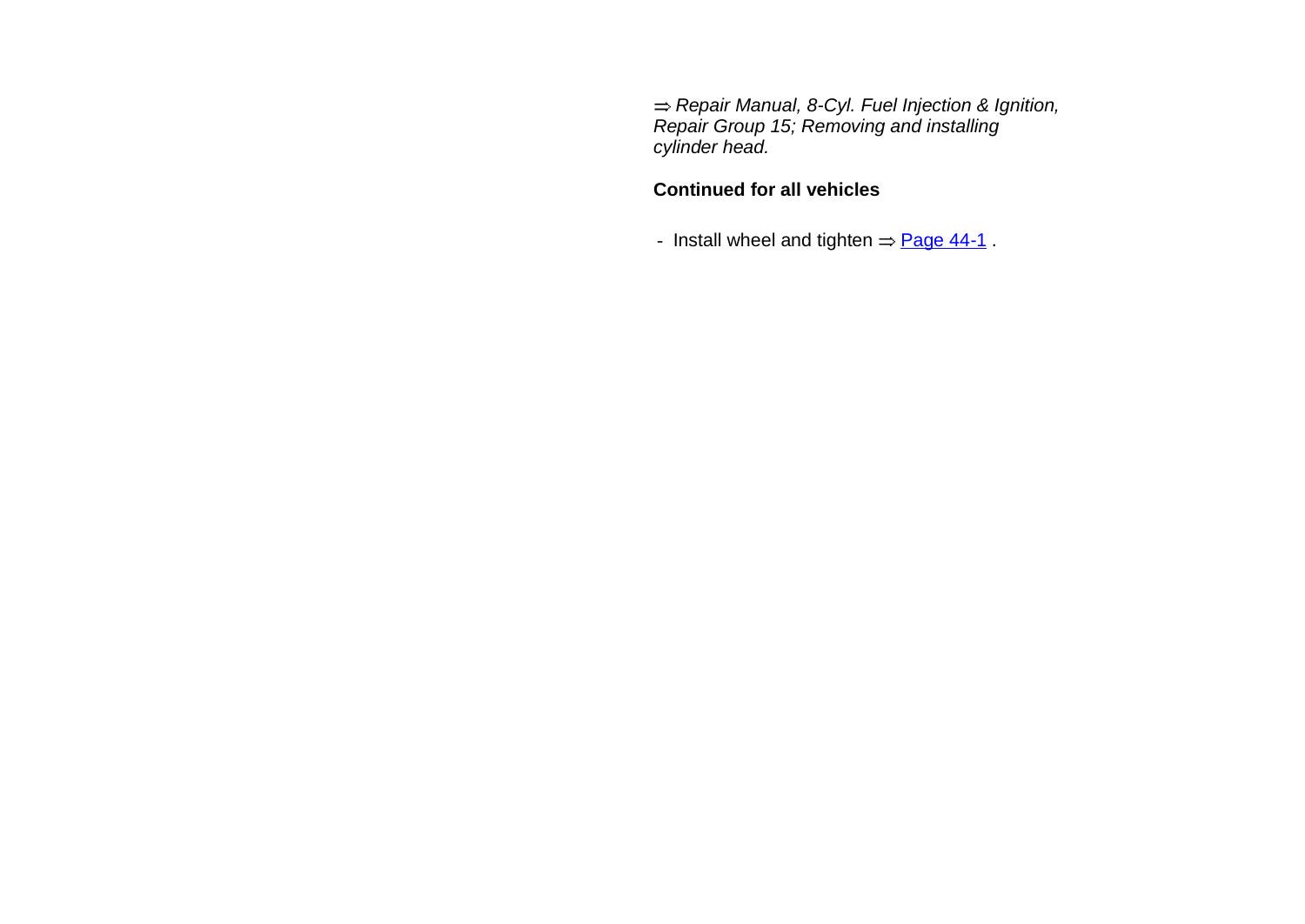⇒ *Repair Manual, 8-Cyl. Fuel Injection & Ignition, Repair Group 15; Removing and installing cylinder head.*

**Continued for all vehicles**

- Install wheel and tighten ⇒ Page 44-1 .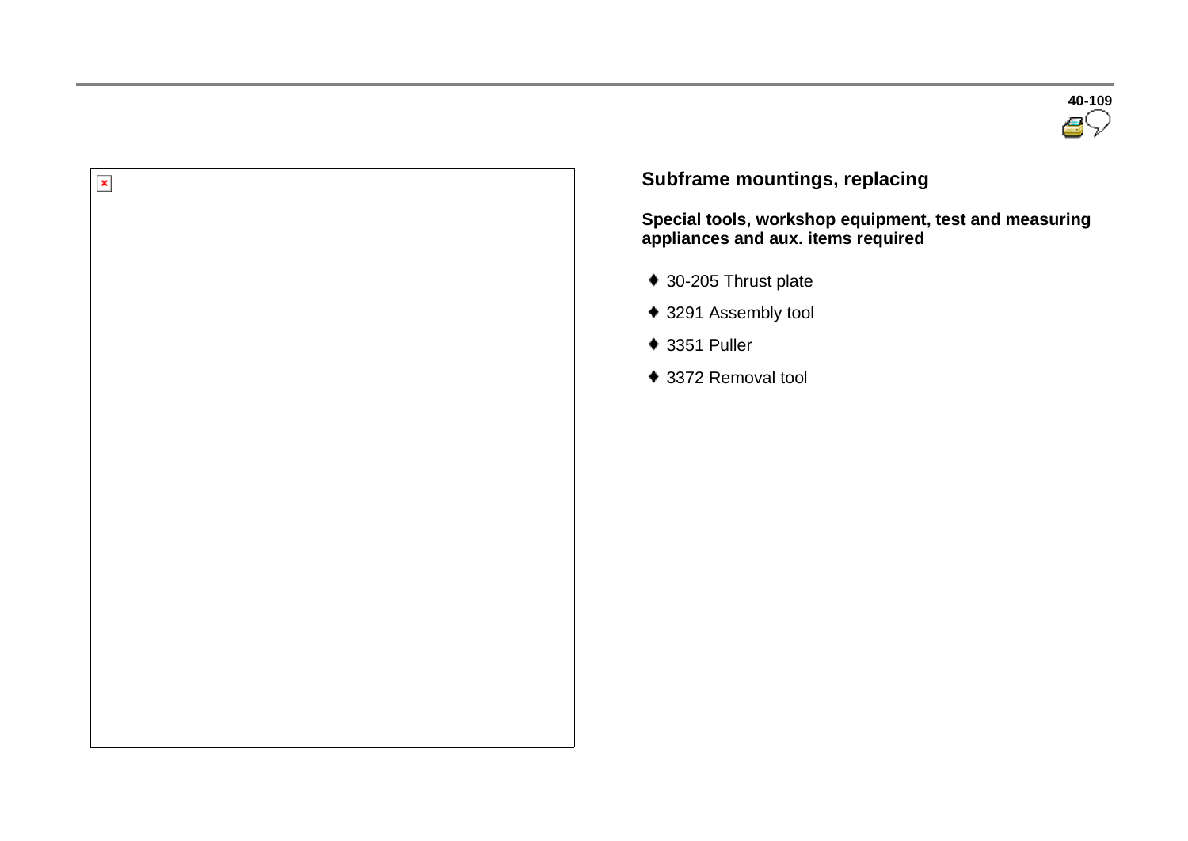## Subframe mountings, replacing

**Special tools, workshop equipment, test and measuring appliances and aux. items required**

- 30-205 Thrust plate
- 3291 Assembly tool
- 3351 Puller
- 3372 Removal tool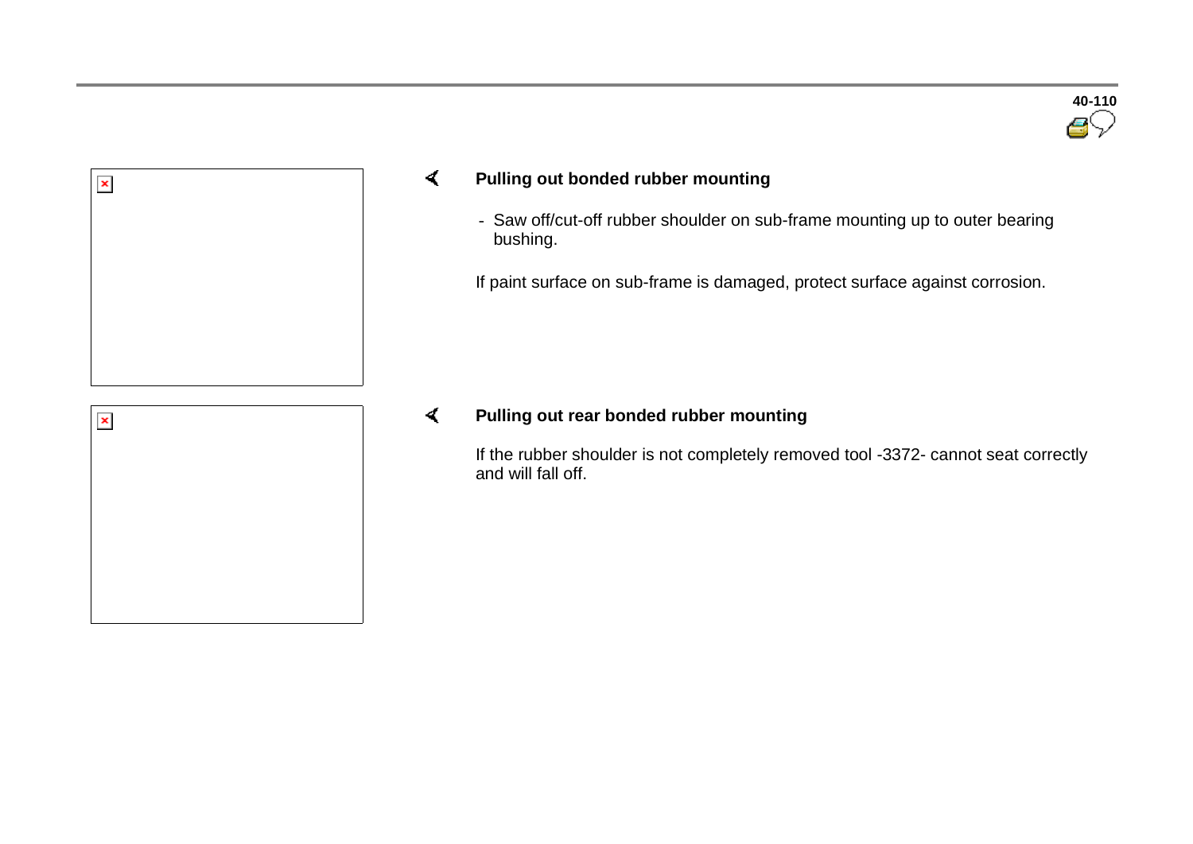**Pulling out bonded rubber mounting**

- Saw off/cut-off rubber shoulder on sub-frame mounting up to outer bearing bushing.

If paint surface on sub-frame is damaged, protect surface against corrosion.

**Pulling out rear bonded rubber mounting**

If the rubber shoulder is not completely removed tool -3372- cannot seat correctly and will fall off.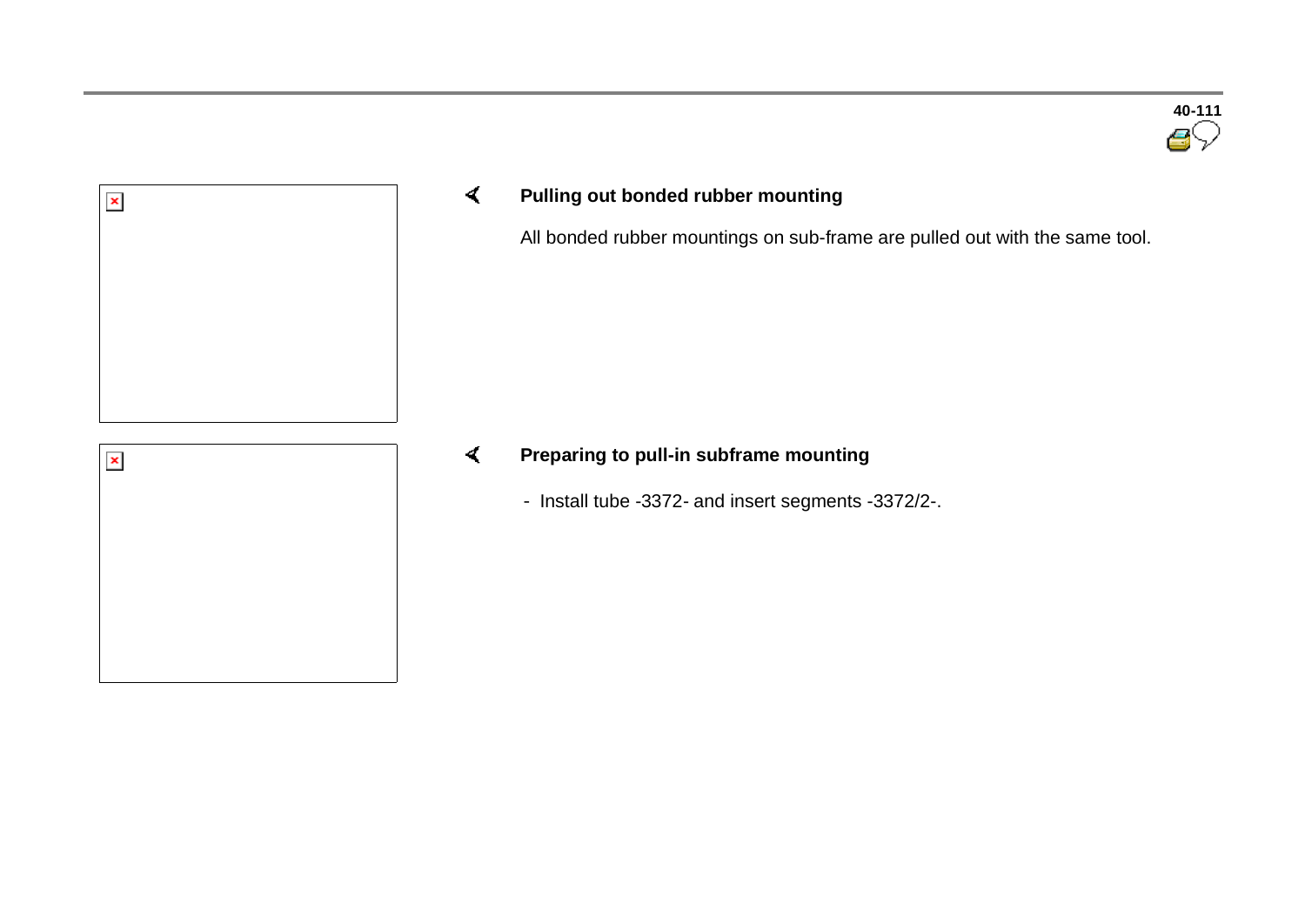### Pulling out bonded rubber mounting

All bonded rubber mountings on sub-frame are pulled out with the same tool.

### Preparing to pull-in subframe mounting

- Install tube -3372- and insert segments -3372/2-.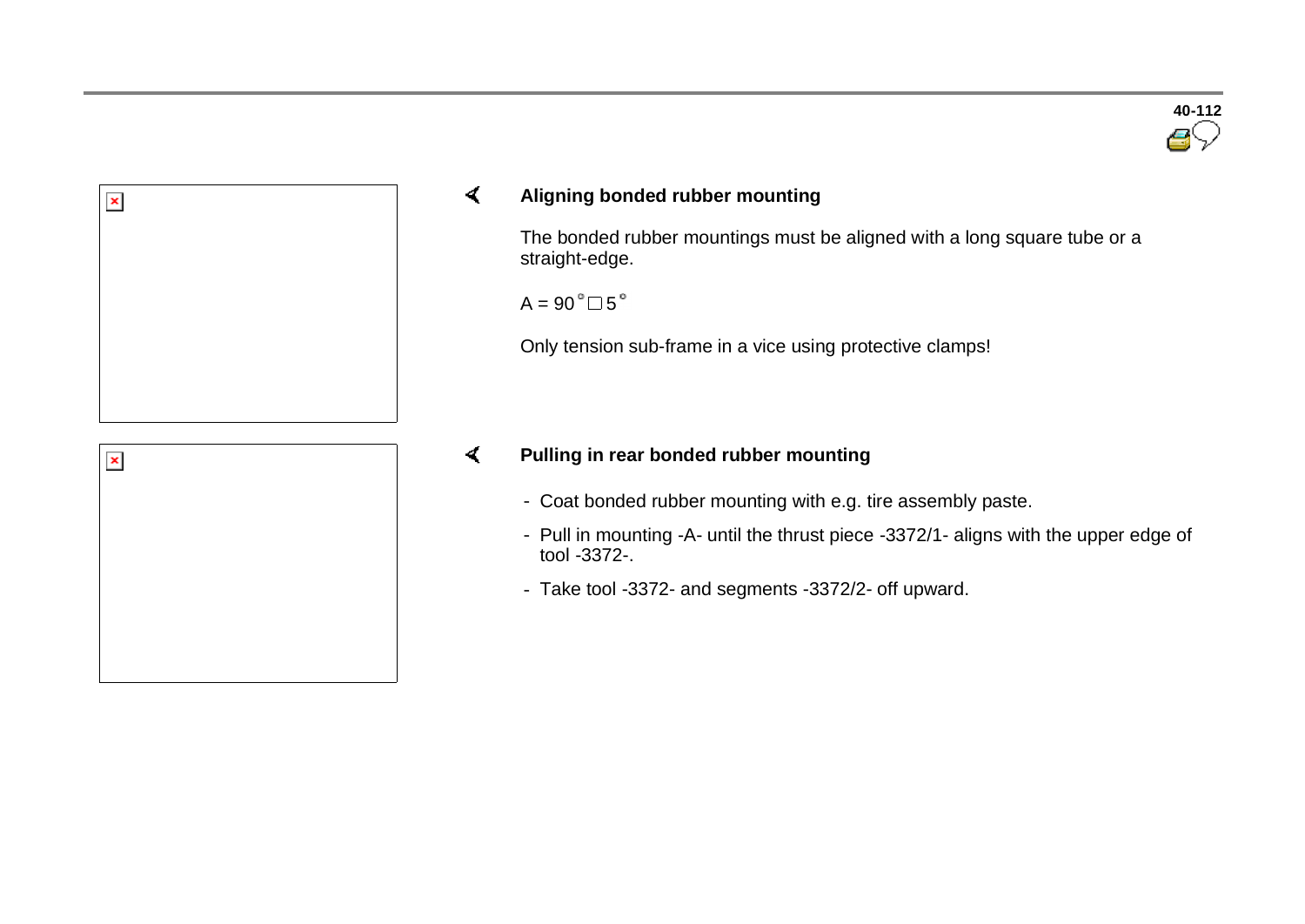## Aligning bonded rubber mounting

The bonded rubber mountings must be aligned with a long square tube or a straight-edge.

A = 90° □ 5°

Only tension sub-frame in a vice using protective clamps!

## Pulling in rear bonded rubber mounting

- Coat bonded rubber mounting with e.g. tire assembly paste.
- Pull in mounting -A- until the thrust piece -3372/1- aligns with the upper edge of tool -3372-.
- Take tool -3372- and segments -3372/2- off upward.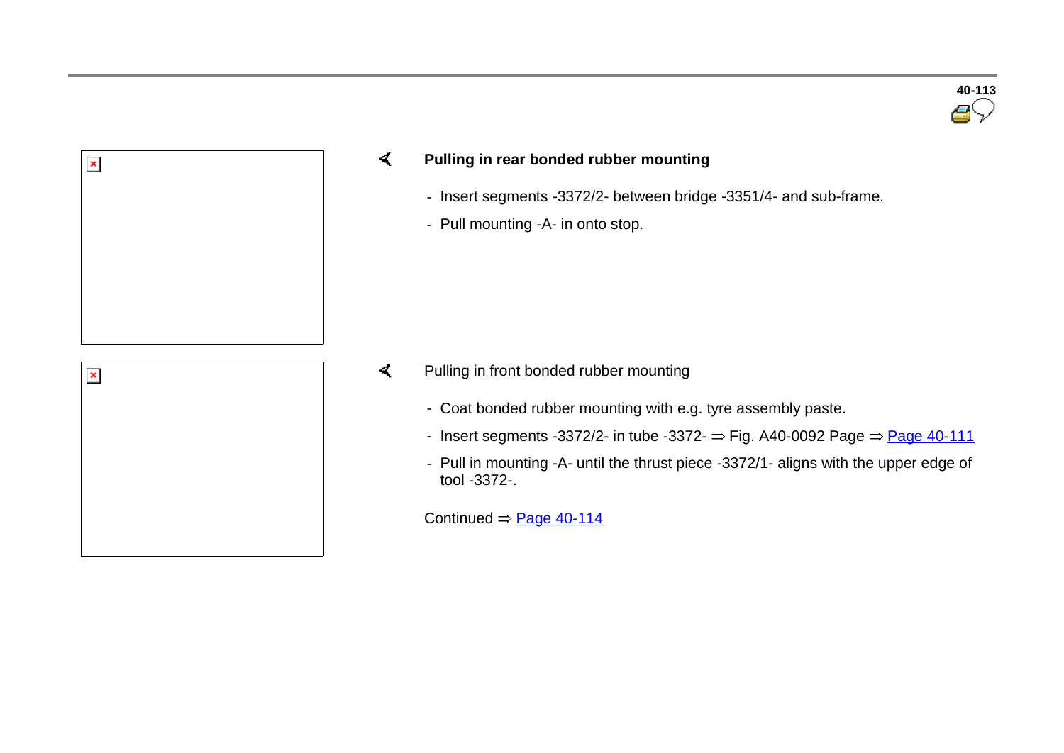**Pulling in rear bonded rubber mounting**

- Insert segments -3372/2- between bridge -3351/4- and sub-frame.
- Pull mounting -A- in onto stop.

Pulling in front bonded rubber mounting

- Coat bonded rubber mounting with e.g. tyre assembly paste.
- Insert segments -3372/2- in tube -3372- ⇒ Fig. A40-0092 Page ⇒ Page 40-111
- Pull in mounting -A- until the thrust piece -3372/1- aligns with the upper edge of tool -3372-.

Continued ⇒ Page 40-114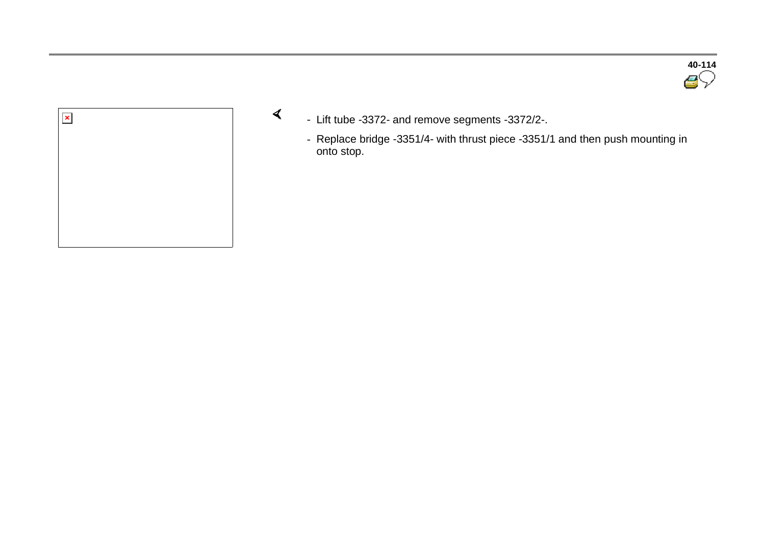- Lift tube -3372- and remove segments -3372/2-.
- Replace bridge -3351/4- with thrust piece -3351/1 and then push mounting in onto stop.